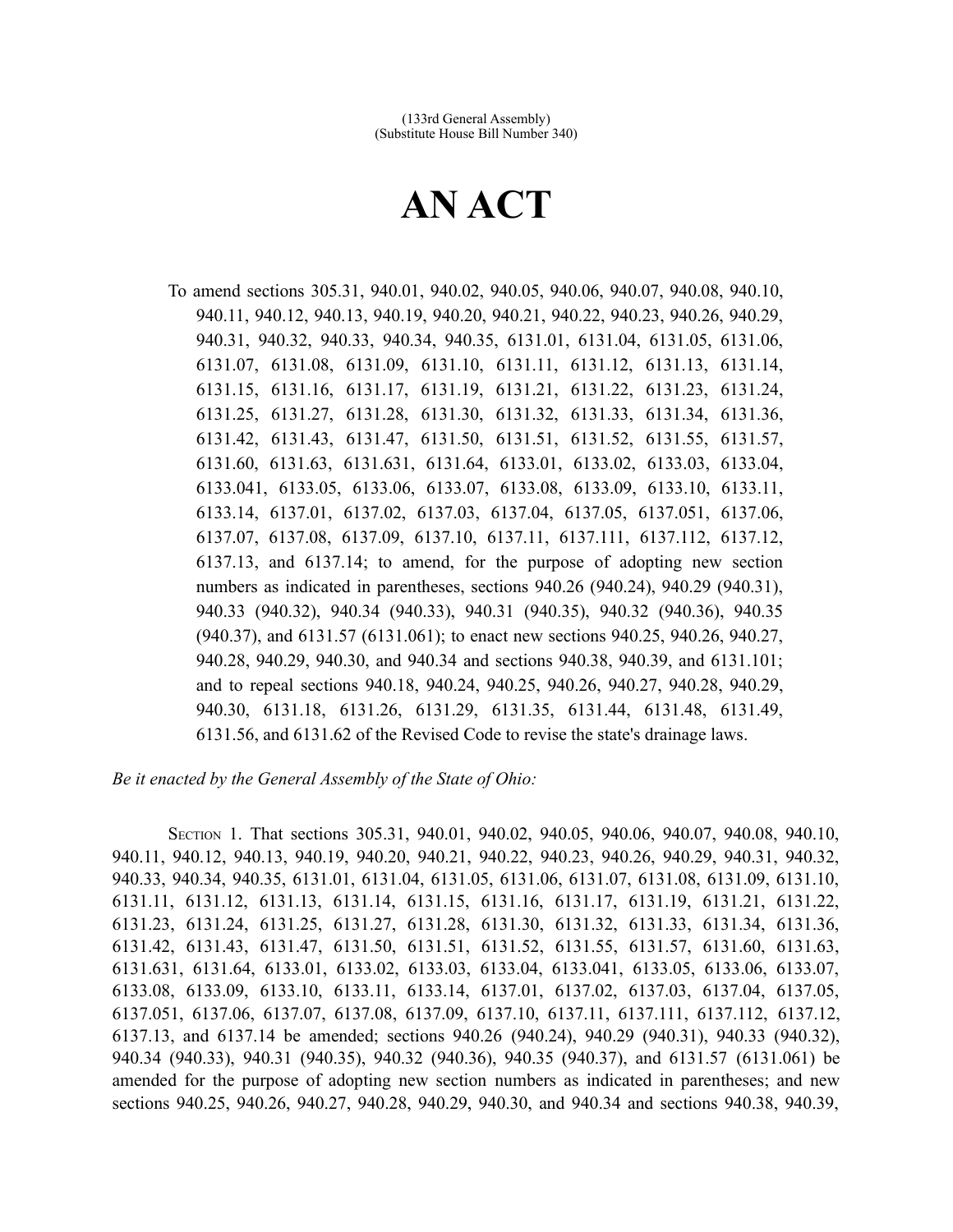(133rd General Assembly)
(Substitute House Bill Number 340)

# AN ACT

To amend sections 305.31, 940.01, 940.02, 940.05, 940.06, 940.07, 940.08, 940.10, 940.11, 940.12, 940.13, 940.19, 940.20, 940.21, 940.22, 940.23, 940.26, 940.29, 940.31, 940.32, 940.33, 940.34, 940.35, 6131.01, 6131.04, 6131.05, 6131.06, 6131.07, 6131.08, 6131.09, 6131.10, 6131.11, 6131.12, 6131.13, 6131.14, 6131.15, 6131.16, 6131.17, 6131.19, 6131.21, 6131.22, 6131.23, 6131.24, 6131.25, 6131.27, 6131.28, 6131.30, 6131.32, 6131.33, 6131.34, 6131.36, 6131.42, 6131.43, 6131.47, 6131.50, 6131.51, 6131.52, 6131.55, 6131.57, 6131.60, 6131.63, 6131.631, 6131.64, 6133.01, 6133.02, 6133.03, 6133.04, 6133.041, 6133.05, 6133.06, 6133.07, 6133.08, 6133.09, 6133.10, 6133.11, 6133.14, 6137.01, 6137.02, 6137.03, 6137.04, 6137.05, 6137.051, 6137.06, 6137.07, 6137.08, 6137.09, 6137.10, 6137.11, 6137.111, 6137.112, 6137.12, 6137.13, and 6137.14; to amend, for the purpose of adopting new section numbers as indicated in parentheses, sections 940.26 (940.24), 940.29 (940.31), 940.33 (940.32), 940.34 (940.33), 940.31 (940.35), 940.32 (940.36), 940.35 (940.37), and 6131.57 (6131.061); to enact new sections 940.25, 940.26, 940.27, 940.28, 940.29, 940.30, and 940.34 and sections 940.38, 940.39, and 6131.101; and to repeal sections 940.18, 940.24, 940.25, 940.26, 940.27, 940.28, 940.29, 940.30, 6131.18, 6131.26, 6131.29, 6131.35, 6131.44, 6131.48, 6131.49, 6131.56, and 6131.62 of the Revised Code to revise the state's drainage laws.

*Be it enacted by the General Assembly of the State of Ohio:*

SECTION 1. That sections 305.31, 940.01, 940.02, 940.05, 940.06, 940.07, 940.08, 940.10, 940.11, 940.12, 940.13, 940.19, 940.20, 940.21, 940.22, 940.23, 940.26, 940.29, 940.31, 940.32, 940.33, 940.34, 940.35, 6131.01, 6131.04, 6131.05, 6131.06, 6131.07, 6131.08, 6131.09, 6131.10, 6131.11, 6131.12, 6131.13, 6131.14, 6131.15, 6131.16, 6131.17, 6131.19, 6131.21, 6131.22, 6131.23, 6131.24, 6131.25, 6131.27, 6131.28, 6131.30, 6131.32, 6131.33, 6131.34, 6131.36, 6131.42, 6131.43, 6131.47, 6131.50, 6131.51, 6131.52, 6131.55, 6131.57, 6131.60, 6131.63, 6131.631, 6131.64, 6133.01, 6133.02, 6133.03, 6133.04, 6133.041, 6133.05, 6133.06, 6133.07, 6133.08, 6133.09, 6133.10, 6133.11, 6133.14, 6137.01, 6137.02, 6137.03, 6137.04, 6137.05, 6137.051, 6137.06, 6137.07, 6137.08, 6137.09, 6137.10, 6137.11, 6137.111, 6137.112, 6137.12, 6137.13, and 6137.14 be amended; sections 940.26 (940.24), 940.29 (940.31), 940.33 (940.32), 940.34 (940.33), 940.31 (940.35), 940.32 (940.36), 940.35 (940.37), and 6131.57 (6131.061) be amended for the purpose of adopting new section numbers as indicated in parentheses; and new sections 940.25, 940.26, 940.27, 940.28, 940.29, 940.30, and 940.34 and sections 940.38, 940.39,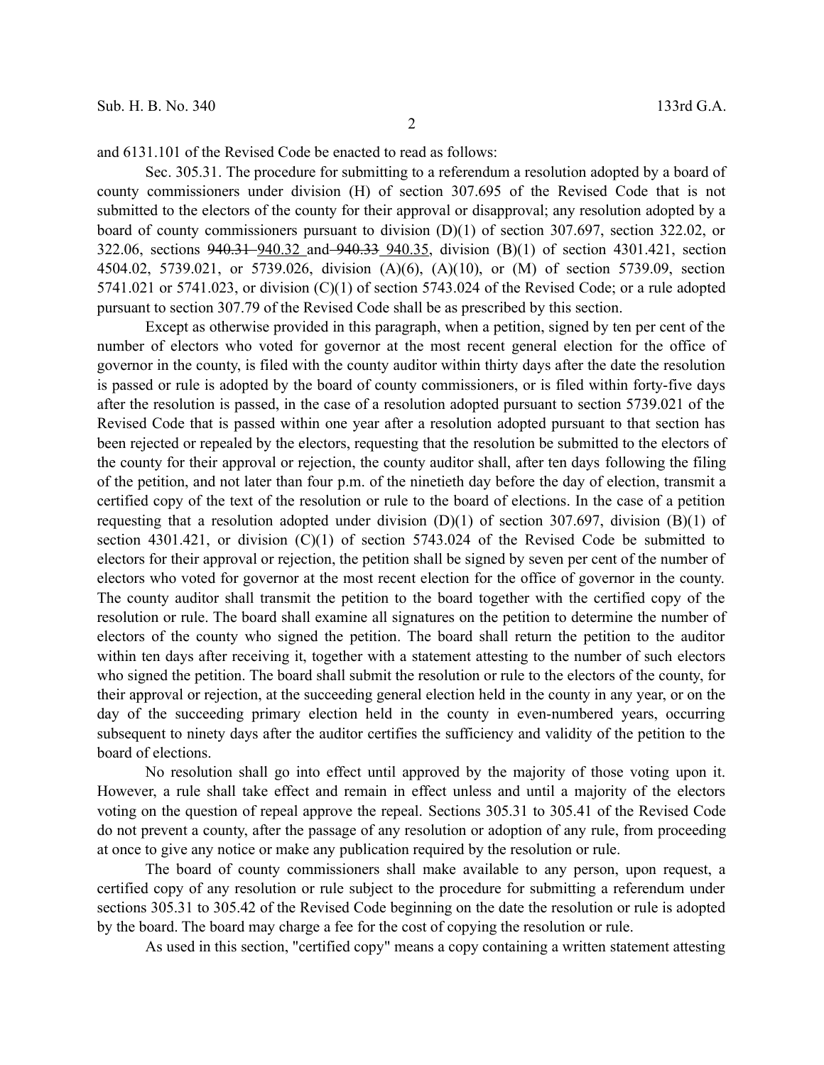and 6131.101 of the Revised Code be enacted to read as follows:

Sec. 305.31. The procedure for submitting to a referendum a resolution adopted by a board of county commissioners under division (H) of section 307.695 of the Revised Code that is not submitted to the electors of the county for their approval or disapproval; any resolution adopted by a board of county commissioners pursuant to division (D)(1) of section 307.697, section 322.02, or 322.06, sections ~~940.31~~ 940.32 and ~~940.33~~ 940.35, division (B)(1) of section 4301.421, section 4504.02, 5739.021, or 5739.026, division (A)(6), (A)(10), or (M) of section 5739.09, section 5741.021 or 5741.023, or division (C)(1) of section 5743.024 of the Revised Code; or a rule adopted pursuant to section 307.79 of the Revised Code shall be as prescribed by this section.

Except as otherwise provided in this paragraph, when a petition, signed by ten per cent of the number of electors who voted for governor at the most recent general election for the office of governor in the county, is filed with the county auditor within thirty days after the date the resolution is passed or rule is adopted by the board of county commissioners, or is filed within forty-five days after the resolution is passed, in the case of a resolution adopted pursuant to section 5739.021 of the Revised Code that is passed within one year after a resolution adopted pursuant to that section has been rejected or repealed by the electors, requesting that the resolution be submitted to the electors of the county for their approval or rejection, the county auditor shall, after ten days following the filing of the petition, and not later than four p.m. of the ninetieth day before the day of election, transmit a certified copy of the text of the resolution or rule to the board of elections. In the case of a petition requesting that a resolution adopted under division (D)(1) of section 307.697, division (B)(1) of section 4301.421, or division (C)(1) of section 5743.024 of the Revised Code be submitted to electors for their approval or rejection, the petition shall be signed by seven per cent of the number of electors who voted for governor at the most recent election for the office of governor in the county. The county auditor shall transmit the petition to the board together with the certified copy of the resolution or rule. The board shall examine all signatures on the petition to determine the number of electors of the county who signed the petition. The board shall return the petition to the auditor within ten days after receiving it, together with a statement attesting to the number of such electors who signed the petition. The board shall submit the resolution or rule to the electors of the county, for their approval or rejection, at the succeeding general election held in the county in any year, or on the day of the succeeding primary election held in the county in even-numbered years, occurring subsequent to ninety days after the auditor certifies the sufficiency and validity of the petition to the board of elections.

No resolution shall go into effect until approved by the majority of those voting upon it. However, a rule shall take effect and remain in effect unless and until a majority of the electors voting on the question of repeal approve the repeal. Sections 305.31 to 305.41 of the Revised Code do not prevent a county, after the passage of any resolution or adoption of any rule, from proceeding at once to give any notice or make any publication required by the resolution or rule.

The board of county commissioners shall make available to any person, upon request, a certified copy of any resolution or rule subject to the procedure for submitting a referendum under sections 305.31 to 305.42 of the Revised Code beginning on the date the resolution or rule is adopted by the board. The board may charge a fee for the cost of copying the resolution or rule.

As used in this section, "certified copy" means a copy containing a written statement attesting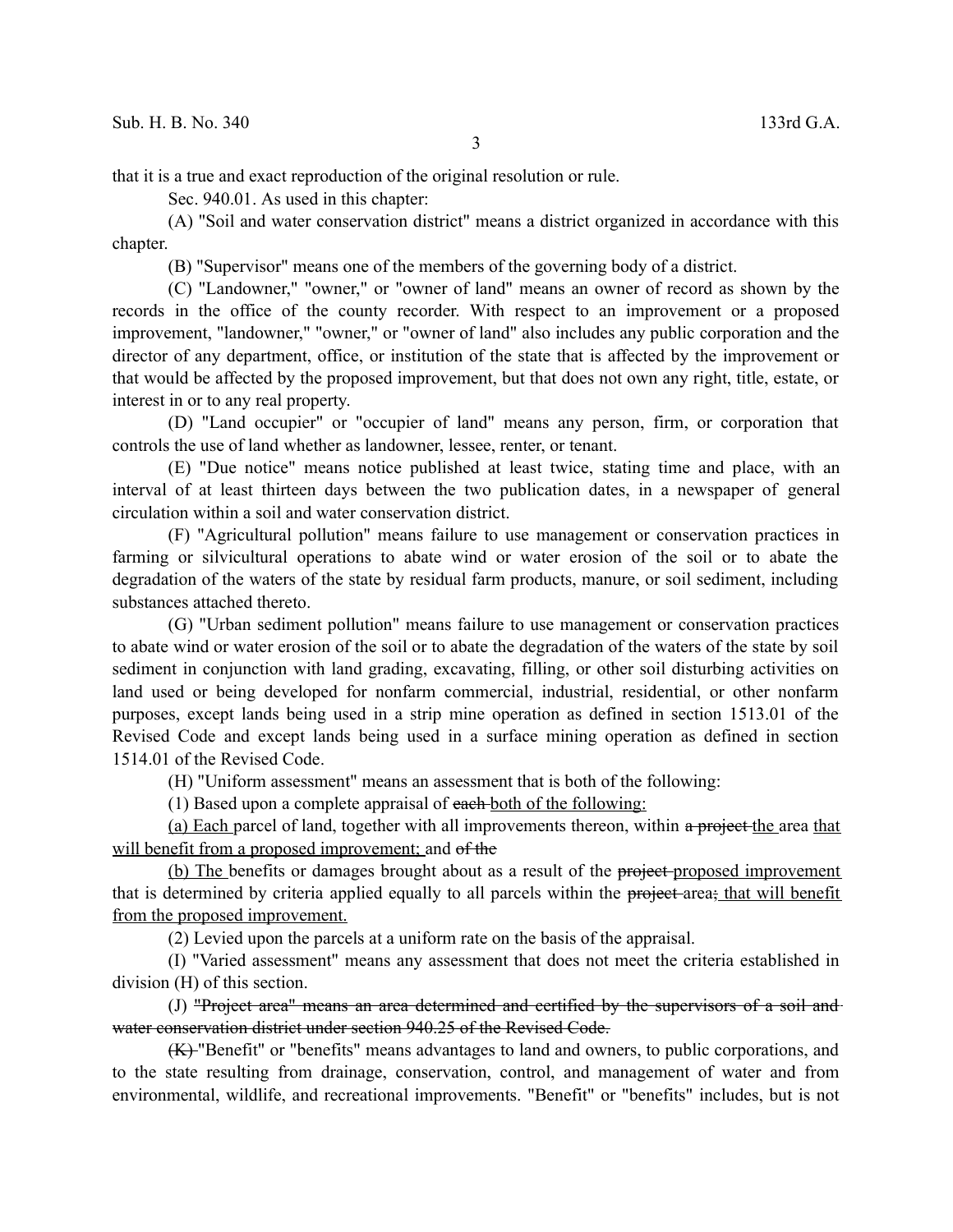that it is a true and exact reproduction of the original resolution or rule.

Sec. 940.01. As used in this chapter:

(A) "Soil and water conservation district" means a district organized in accordance with this chapter.

(B) "Supervisor" means one of the members of the governing body of a district.

(C) "Landowner," "owner," or "owner of land" means an owner of record as shown by the records in the office of the county recorder. With respect to an improvement or a proposed improvement, "landowner," "owner," or "owner of land" also includes any public corporation and the director of any department, office, or institution of the state that is affected by the improvement or that would be affected by the proposed improvement, but that does not own any right, title, estate, or interest in or to any real property.

(D) "Land occupier" or "occupier of land" means any person, firm, or corporation that controls the use of land whether as landowner, lessee, renter, or tenant.

(E) "Due notice" means notice published at least twice, stating time and place, with an interval of at least thirteen days between the two publication dates, in a newspaper of general circulation within a soil and water conservation district.

(F) "Agricultural pollution" means failure to use management or conservation practices in farming or silvicultural operations to abate wind or water erosion of the soil or to abate the degradation of the waters of the state by residual farm products, manure, or soil sediment, including substances attached thereto.

(G) "Urban sediment pollution" means failure to use management or conservation practices to abate wind or water erosion of the soil or to abate the degradation of the waters of the state by soil sediment in conjunction with land grading, excavating, filling, or other soil disturbing activities on land used or being developed for nonfarm commercial, industrial, residential, or other nonfarm purposes, except lands being used in a strip mine operation as defined in section 1513.01 of the Revised Code and except lands being used in a surface mining operation as defined in section 1514.01 of the Revised Code.

(H) "Uniform assessment" means an assessment that is both of the following:

(1) Based upon a complete appraisal of ~~each~~ both of the following:

(a) Each parcel of land, together with all improvements thereon, within ~~a project~~ the area that will benefit from a proposed improvement; and ~~of the~~

(b) The benefits or damages brought about as a result of the ~~project~~ proposed improvement that is determined by criteria applied equally to all parcels within the ~~project~~ area~~;~~ that will benefit from the proposed improvement.

(2) Levied upon the parcels at a uniform rate on the basis of the appraisal.

(I) "Varied assessment" means any assessment that does not meet the criteria established in division (H) of this section.

(J) ~~"Project area" means an area determined and certified by the supervisors of a soil and water conservation district under section 940.25 of the Revised Code.~~

~~(K)~~ "Benefit" or "benefits" means advantages to land and owners, to public corporations, and to the state resulting from drainage, conservation, control, and management of water and from environmental, wildlife, and recreational improvements. "Benefit" or "benefits" includes, but is not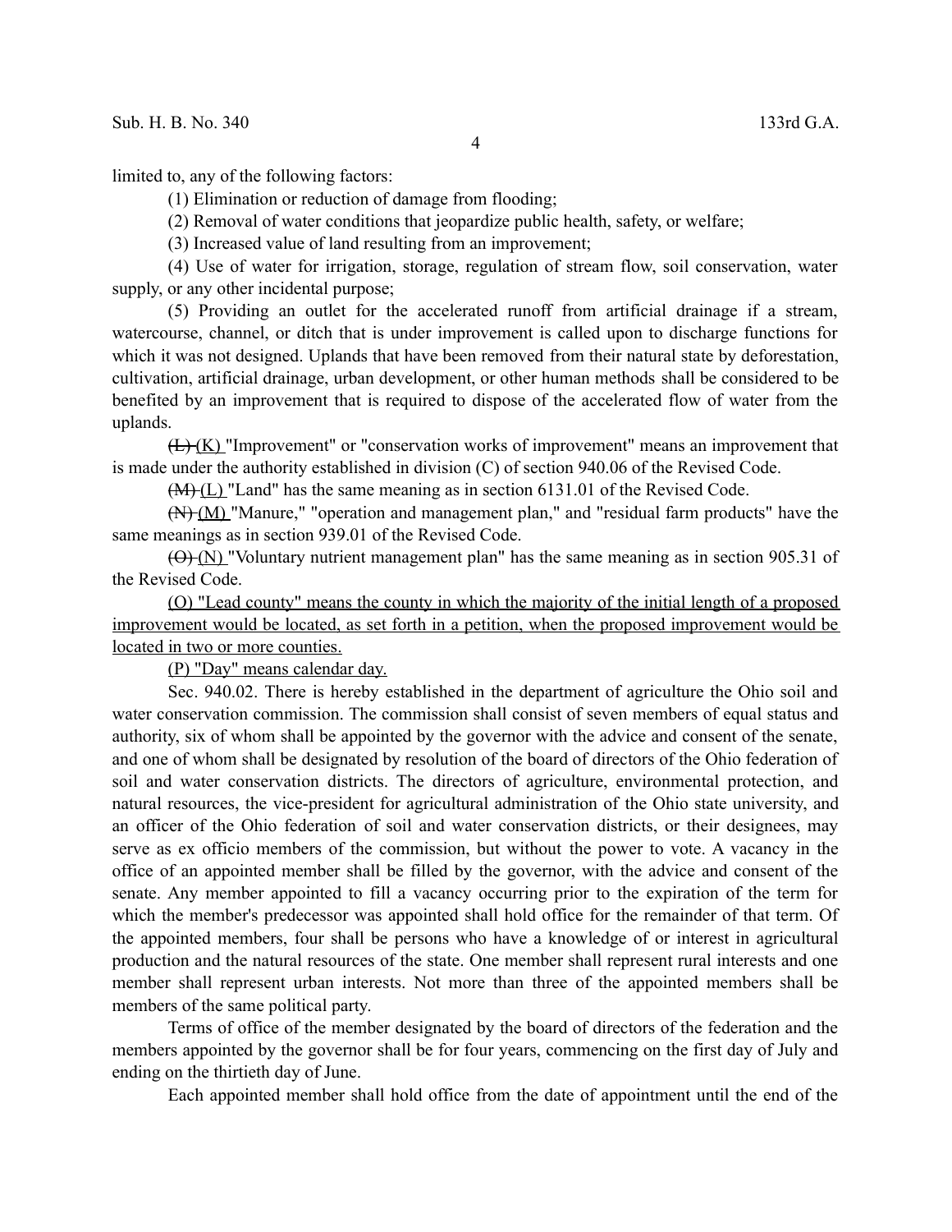limited to, any of the following factors:

(1) Elimination or reduction of damage from flooding;

(2) Removal of water conditions that jeopardize public health, safety, or welfare;

(3) Increased value of land resulting from an improvement;

(4) Use of water for irrigation, storage, regulation of stream flow, soil conservation, water supply, or any other incidental purpose;

(5) Providing an outlet for the accelerated runoff from artificial drainage if a stream, watercourse, channel, or ditch that is under improvement is called upon to discharge functions for which it was not designed. Uplands that have been removed from their natural state by deforestation, cultivation, artificial drainage, urban development, or other human methods shall be considered to be benefited by an improvement that is required to dispose of the accelerated flow of water from the uplands.

~~(L)~~ (K) "Improvement" or "conservation works of improvement" means an improvement that is made under the authority established in division (C) of section 940.06 of the Revised Code.

~~(M)~~ (L) "Land" has the same meaning as in section 6131.01 of the Revised Code.

~~(N)~~ (M) "Manure," "operation and management plan," and "residual farm products" have the same meanings as in section 939.01 of the Revised Code.

~~(O)~~ (N) "Voluntary nutrient management plan" has the same meaning as in section 905.31 of the Revised Code.

<u>(O) "Lead county" means the county in which the majority of the initial length of a proposed improvement would be located, as set forth in a petition, when the proposed improvement would be located in two or more counties.</u>

<u>(P) "Day" means calendar day.</u>

Sec. 940.02. There is hereby established in the department of agriculture the Ohio soil and water conservation commission. The commission shall consist of seven members of equal status and authority, six of whom shall be appointed by the governor with the advice and consent of the senate, and one of whom shall be designated by resolution of the board of directors of the Ohio federation of soil and water conservation districts. The directors of agriculture, environmental protection, and natural resources, the vice-president for agricultural administration of the Ohio state university, and an officer of the Ohio federation of soil and water conservation districts, or their designees, may serve as ex officio members of the commission, but without the power to vote. A vacancy in the office of an appointed member shall be filled by the governor, with the advice and consent of the senate. Any member appointed to fill a vacancy occurring prior to the expiration of the term for which the member's predecessor was appointed shall hold office for the remainder of that term. Of the appointed members, four shall be persons who have a knowledge of or interest in agricultural production and the natural resources of the state. One member shall represent rural interests and one member shall represent urban interests. Not more than three of the appointed members shall be members of the same political party.

Terms of office of the member designated by the board of directors of the federation and the members appointed by the governor shall be for four years, commencing on the first day of July and ending on the thirtieth day of June.

Each appointed member shall hold office from the date of appointment until the end of the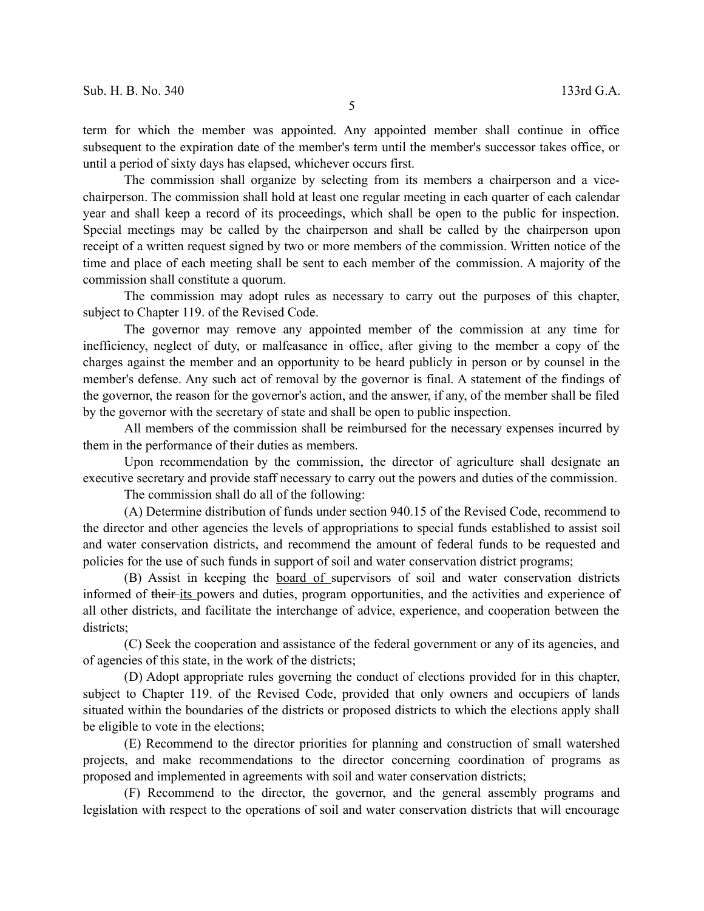term for which the member was appointed. Any appointed member shall continue in office subsequent to the expiration date of the member's term until the member's successor takes office, or until a period of sixty days has elapsed, whichever occurs first.

The commission shall organize by selecting from its members a chairperson and a vice-chairperson. The commission shall hold at least one regular meeting in each quarter of each calendar year and shall keep a record of its proceedings, which shall be open to the public for inspection. Special meetings may be called by the chairperson and shall be called by the chairperson upon receipt of a written request signed by two or more members of the commission. Written notice of the time and place of each meeting shall be sent to each member of the commission. A majority of the commission shall constitute a quorum.

The commission may adopt rules as necessary to carry out the purposes of this chapter, subject to Chapter 119. of the Revised Code.

The governor may remove any appointed member of the commission at any time for inefficiency, neglect of duty, or malfeasance in office, after giving to the member a copy of the charges against the member and an opportunity to be heard publicly in person or by counsel in the member's defense. Any such act of removal by the governor is final. A statement of the findings of the governor, the reason for the governor's action, and the answer, if any, of the member shall be filed by the governor with the secretary of state and shall be open to public inspection.

All members of the commission shall be reimbursed for the necessary expenses incurred by them in the performance of their duties as members.

Upon recommendation by the commission, the director of agriculture shall designate an executive secretary and provide staff necessary to carry out the powers and duties of the commission.

The commission shall do all of the following:

(A) Determine distribution of funds under section 940.15 of the Revised Code, recommend to the director and other agencies the levels of appropriations to special funds established to assist soil and water conservation districts, and recommend the amount of federal funds to be requested and policies for the use of such funds in support of soil and water conservation district programs;

(B) Assist in keeping the <u>board of</u> supervisors of soil and water conservation districts informed of ~~their~~ <u>its</u> powers and duties, program opportunities, and the activities and experience of all other districts, and facilitate the interchange of advice, experience, and cooperation between the districts;

(C) Seek the cooperation and assistance of the federal government or any of its agencies, and of agencies of this state, in the work of the districts;

(D) Adopt appropriate rules governing the conduct of elections provided for in this chapter, subject to Chapter 119. of the Revised Code, provided that only owners and occupiers of lands situated within the boundaries of the districts or proposed districts to which the elections apply shall be eligible to vote in the elections;

(E) Recommend to the director priorities for planning and construction of small watershed projects, and make recommendations to the director concerning coordination of programs as proposed and implemented in agreements with soil and water conservation districts;

(F) Recommend to the director, the governor, and the general assembly programs and legislation with respect to the operations of soil and water conservation districts that will encourage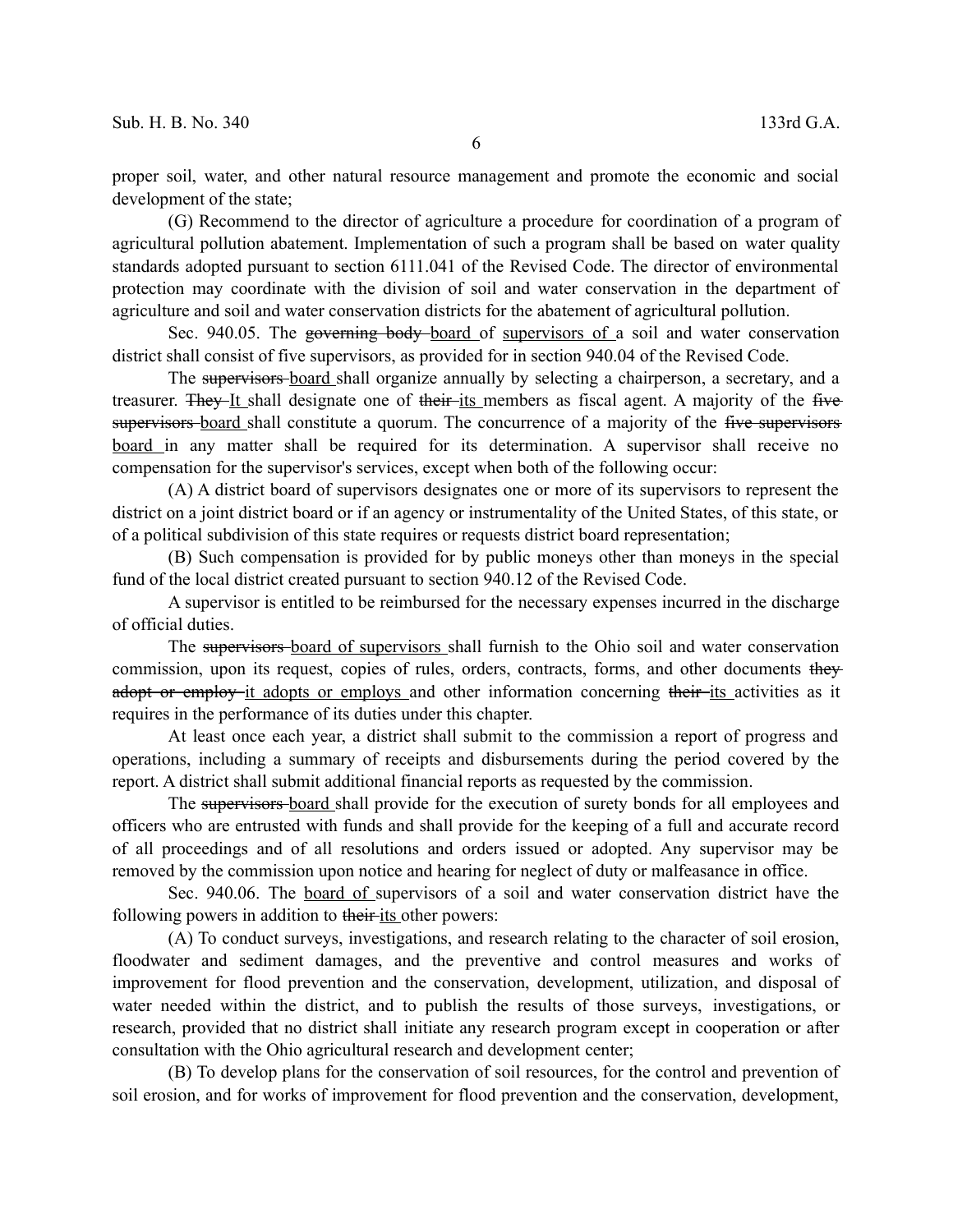proper soil, water, and other natural resource management and promote the economic and social development of the state;

(G) Recommend to the director of agriculture a procedure for coordination of a program of agricultural pollution abatement. Implementation of such a program shall be based on water quality standards adopted pursuant to section 6111.041 of the Revised Code. The director of environmental protection may coordinate with the division of soil and water conservation in the department of agriculture and soil and water conservation districts for the abatement of agricultural pollution.

Sec. 940.05. The ~~governing body~~ <u>board</u> of <u>supervisors of</u> a soil and water conservation district shall consist of five supervisors, as provided for in section 940.04 of the Revised Code.

The ~~supervisors~~ <u>board</u> shall organize annually by selecting a chairperson, a secretary, and a treasurer. ~~They~~ <u>It</u> shall designate one of ~~their~~ <u>its</u> members as fiscal agent. A majority of the ~~five supervisors~~ <u>board</u> shall constitute a quorum. The concurrence of a majority of the ~~five supervisors~~ <u>board</u> in any matter shall be required for its determination. A supervisor shall receive no compensation for the supervisor's services, except when both of the following occur:

(A) A district board of supervisors designates one or more of its supervisors to represent the district on a joint district board or if an agency or instrumentality of the United States, of this state, or of a political subdivision of this state requires or requests district board representation;

(B) Such compensation is provided for by public moneys other than moneys in the special fund of the local district created pursuant to section 940.12 of the Revised Code.

A supervisor is entitled to be reimbursed for the necessary expenses incurred in the discharge of official duties.

The ~~supervisors~~ <u>board of supervisors</u> shall furnish to the Ohio soil and water conservation commission, upon its request, copies of rules, orders, contracts, forms, and other documents ~~they adopt or employ~~ <u>it adopts or employs</u> and other information concerning ~~their~~ <u>its</u> activities as it requires in the performance of its duties under this chapter.

At least once each year, a district shall submit to the commission a report of progress and operations, including a summary of receipts and disbursements during the period covered by the report. A district shall submit additional financial reports as requested by the commission.

The ~~supervisors~~ <u>board</u> shall provide for the execution of surety bonds for all employees and officers who are entrusted with funds and shall provide for the keeping of a full and accurate record of all proceedings and of all resolutions and orders issued or adopted. Any supervisor may be removed by the commission upon notice and hearing for neglect of duty or malfeasance in office.

Sec. 940.06. The <u>board of</u> supervisors of a soil and water conservation district have the following powers in addition to ~~their~~ <u>its</u> other powers:

(A) To conduct surveys, investigations, and research relating to the character of soil erosion, floodwater and sediment damages, and the preventive and control measures and works of improvement for flood prevention and the conservation, development, utilization, and disposal of water needed within the district, and to publish the results of those surveys, investigations, or research, provided that no district shall initiate any research program except in cooperation or after consultation with the Ohio agricultural research and development center;

(B) To develop plans for the conservation of soil resources, for the control and prevention of soil erosion, and for works of improvement for flood prevention and the conservation, development,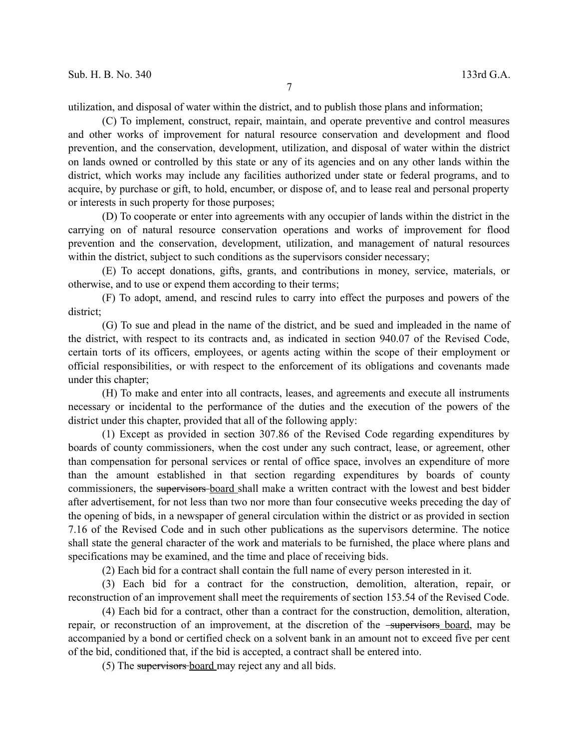utilization, and disposal of water within the district, and to publish those plans and information;

(C) To implement, construct, repair, maintain, and operate preventive and control measures and other works of improvement for natural resource conservation and development and flood prevention, and the conservation, development, utilization, and disposal of water within the district on lands owned or controlled by this state or any of its agencies and on any other lands within the district, which works may include any facilities authorized under state or federal programs, and to acquire, by purchase or gift, to hold, encumber, or dispose of, and to lease real and personal property or interests in such property for those purposes;

(D) To cooperate or enter into agreements with any occupier of lands within the district in the carrying on of natural resource conservation operations and works of improvement for flood prevention and the conservation, development, utilization, and management of natural resources within the district, subject to such conditions as the supervisors consider necessary;

(E) To accept donations, gifts, grants, and contributions in money, service, materials, or otherwise, and to use or expend them according to their terms;

(F) To adopt, amend, and rescind rules to carry into effect the purposes and powers of the district;

(G) To sue and plead in the name of the district, and be sued and impleaded in the name of the district, with respect to its contracts and, as indicated in section 940.07 of the Revised Code, certain torts of its officers, employees, or agents acting within the scope of their employment or official responsibilities, or with respect to the enforcement of its obligations and covenants made under this chapter;

(H) To make and enter into all contracts, leases, and agreements and execute all instruments necessary or incidental to the performance of the duties and the execution of the powers of the district under this chapter, provided that all of the following apply:

(1) Except as provided in section 307.86 of the Revised Code regarding expenditures by boards of county commissioners, when the cost under any such contract, lease, or agreement, other than compensation for personal services or rental of office space, involves an expenditure of more than the amount established in that section regarding expenditures by boards of county commissioners, the ~~supervisors~~ board shall make a written contract with the lowest and best bidder after advertisement, for not less than two nor more than four consecutive weeks preceding the day of the opening of bids, in a newspaper of general circulation within the district or as provided in section 7.16 of the Revised Code and in such other publications as the supervisors determine. The notice shall state the general character of the work and materials to be furnished, the place where plans and specifications may be examined, and the time and place of receiving bids.

(2) Each bid for a contract shall contain the full name of every person interested in it.

(3) Each bid for a contract for the construction, demolition, alteration, repair, or reconstruction of an improvement shall meet the requirements of section 153.54 of the Revised Code.

(4) Each bid for a contract, other than a contract for the construction, demolition, alteration, repair, or reconstruction of an improvement, at the discretion of the ~~supervisors~~ board, may be accompanied by a bond or certified check on a solvent bank in an amount not to exceed five per cent of the bid, conditioned that, if the bid is accepted, a contract shall be entered into.

(5) The ~~supervisors~~ board may reject any and all bids.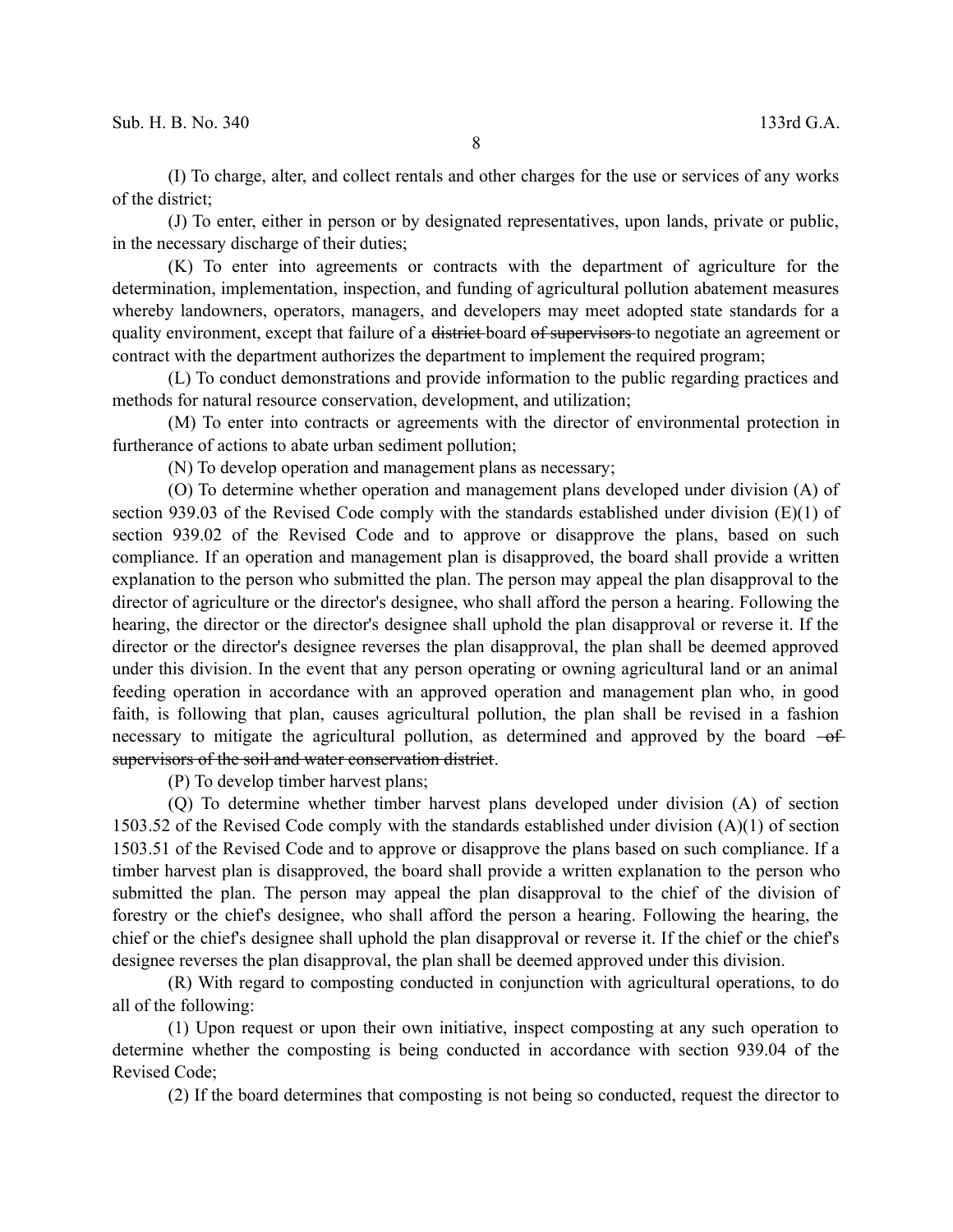(I) To charge, alter, and collect rentals and other charges for the use or services of any works of the district;

(J) To enter, either in person or by designated representatives, upon lands, private or public, in the necessary discharge of their duties;

(K) To enter into agreements or contracts with the department of agriculture for the determination, implementation, inspection, and funding of agricultural pollution abatement measures whereby landowners, operators, managers, and developers may meet adopted state standards for a quality environment, except that failure of a ~~district~~ board ~~of supervisors~~ to negotiate an agreement or contract with the department authorizes the department to implement the required program;

(L) To conduct demonstrations and provide information to the public regarding practices and methods for natural resource conservation, development, and utilization;

(M) To enter into contracts or agreements with the director of environmental protection in furtherance of actions to abate urban sediment pollution;

(N) To develop operation and management plans as necessary;

(O) To determine whether operation and management plans developed under division (A) of section 939.03 of the Revised Code comply with the standards established under division (E)(1) of section 939.02 of the Revised Code and to approve or disapprove the plans, based on such compliance. If an operation and management plan is disapproved, the board shall provide a written explanation to the person who submitted the plan. The person may appeal the plan disapproval to the director of agriculture or the director's designee, who shall afford the person a hearing. Following the hearing, the director or the director's designee shall uphold the plan disapproval or reverse it. If the director or the director's designee reverses the plan disapproval, the plan shall be deemed approved under this division. In the event that any person operating or owning agricultural land or an animal feeding operation in accordance with an approved operation and management plan who, in good faith, is following that plan, causes agricultural pollution, the plan shall be revised in a fashion necessary to mitigate the agricultural pollution, as determined and approved by the board ~~of supervisors of the soil and water conservation district~~.

(P) To develop timber harvest plans;

(Q) To determine whether timber harvest plans developed under division (A) of section 1503.52 of the Revised Code comply with the standards established under division (A)(1) of section 1503.51 of the Revised Code and to approve or disapprove the plans based on such compliance. If a timber harvest plan is disapproved, the board shall provide a written explanation to the person who submitted the plan. The person may appeal the plan disapproval to the chief of the division of forestry or the chief's designee, who shall afford the person a hearing. Following the hearing, the chief or the chief's designee shall uphold the plan disapproval or reverse it. If the chief or the chief's designee reverses the plan disapproval, the plan shall be deemed approved under this division.

(R) With regard to composting conducted in conjunction with agricultural operations, to do all of the following:

(1) Upon request or upon their own initiative, inspect composting at any such operation to determine whether the composting is being conducted in accordance with section 939.04 of the Revised Code;

(2) If the board determines that composting is not being so conducted, request the director to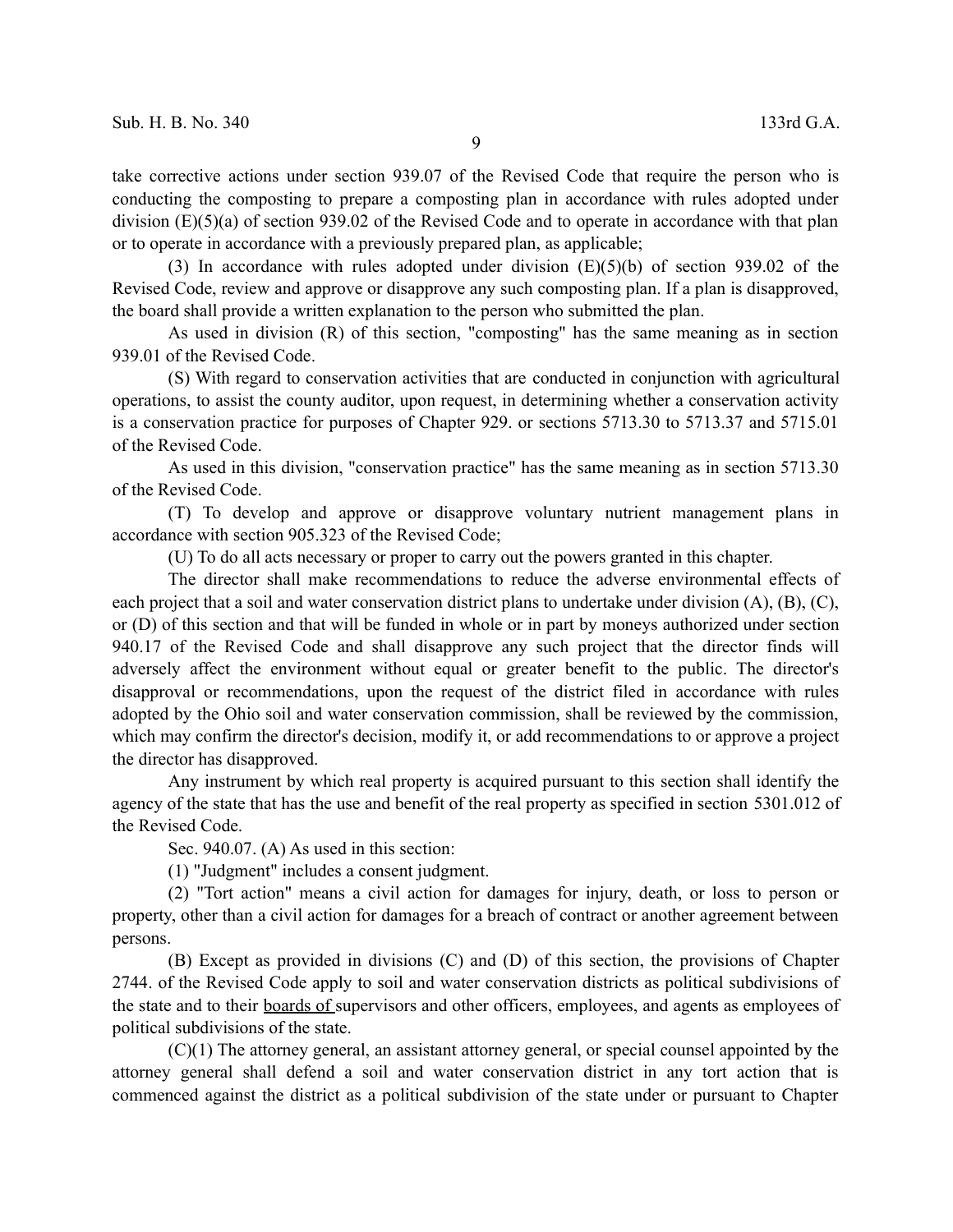take corrective actions under section 939.07 of the Revised Code that require the person who is conducting the composting to prepare a composting plan in accordance with rules adopted under division (E)(5)(a) of section 939.02 of the Revised Code and to operate in accordance with that plan or to operate in accordance with a previously prepared plan, as applicable;

(3) In accordance with rules adopted under division (E)(5)(b) of section 939.02 of the Revised Code, review and approve or disapprove any such composting plan. If a plan is disapproved, the board shall provide a written explanation to the person who submitted the plan.

As used in division (R) of this section, "composting" has the same meaning as in section 939.01 of the Revised Code.

(S) With regard to conservation activities that are conducted in conjunction with agricultural operations, to assist the county auditor, upon request, in determining whether a conservation activity is a conservation practice for purposes of Chapter 929. or sections 5713.30 to 5713.37 and 5715.01 of the Revised Code.

As used in this division, "conservation practice" has the same meaning as in section 5713.30 of the Revised Code.

(T) To develop and approve or disapprove voluntary nutrient management plans in accordance with section 905.323 of the Revised Code;

(U) To do all acts necessary or proper to carry out the powers granted in this chapter.

The director shall make recommendations to reduce the adverse environmental effects of each project that a soil and water conservation district plans to undertake under division (A), (B), (C), or (D) of this section and that will be funded in whole or in part by moneys authorized under section 940.17 of the Revised Code and shall disapprove any such project that the director finds will adversely affect the environment without equal or greater benefit to the public. The director's disapproval or recommendations, upon the request of the district filed in accordance with rules adopted by the Ohio soil and water conservation commission, shall be reviewed by the commission, which may confirm the director's decision, modify it, or add recommendations to or approve a project the director has disapproved.

Any instrument by which real property is acquired pursuant to this section shall identify the agency of the state that has the use and benefit of the real property as specified in section 5301.012 of the Revised Code.

Sec. 940.07. (A) As used in this section:

(1) "Judgment" includes a consent judgment.

(2) "Tort action" means a civil action for damages for injury, death, or loss to person or property, other than a civil action for damages for a breach of contract or another agreement between persons.

(B) Except as provided in divisions (C) and (D) of this section, the provisions of Chapter 2744. of the Revised Code apply to soil and water conservation districts as political subdivisions of the state and to their boards of supervisors and other officers, employees, and agents as employees of political subdivisions of the state.

(C)(1) The attorney general, an assistant attorney general, or special counsel appointed by the attorney general shall defend a soil and water conservation district in any tort action that is commenced against the district as a political subdivision of the state under or pursuant to Chapter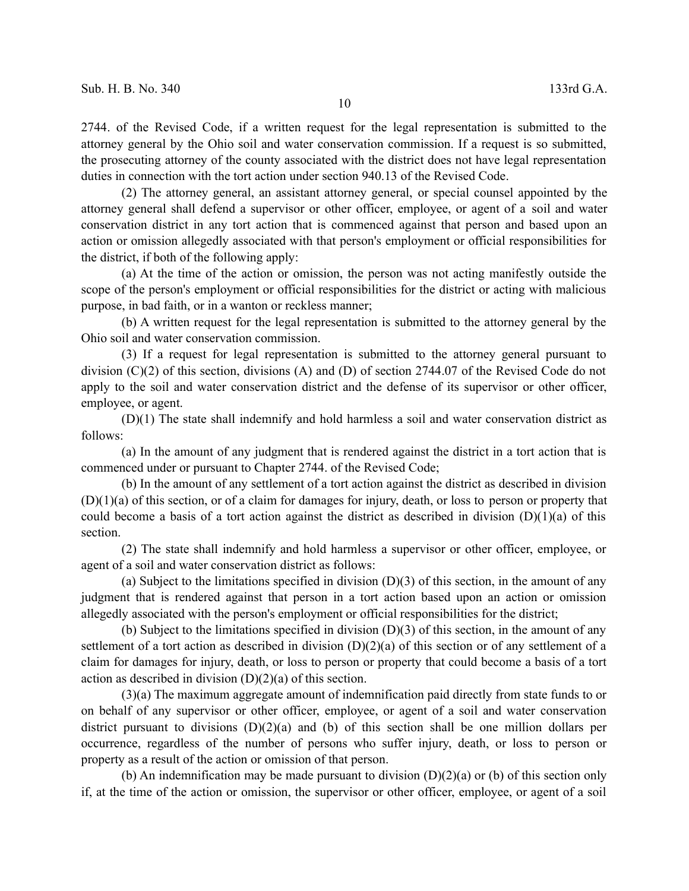2744. of the Revised Code, if a written request for the legal representation is submitted to the attorney general by the Ohio soil and water conservation commission. If a request is so submitted, the prosecuting attorney of the county associated with the district does not have legal representation duties in connection with the tort action under section 940.13 of the Revised Code.

(2) The attorney general, an assistant attorney general, or special counsel appointed by the attorney general shall defend a supervisor or other officer, employee, or agent of a soil and water conservation district in any tort action that is commenced against that person and based upon an action or omission allegedly associated with that person's employment or official responsibilities for the district, if both of the following apply:

(a) At the time of the action or omission, the person was not acting manifestly outside the scope of the person's employment or official responsibilities for the district or acting with malicious purpose, in bad faith, or in a wanton or reckless manner;

(b) A written request for the legal representation is submitted to the attorney general by the Ohio soil and water conservation commission.

(3) If a request for legal representation is submitted to the attorney general pursuant to division (C)(2) of this section, divisions (A) and (D) of section 2744.07 of the Revised Code do not apply to the soil and water conservation district and the defense of its supervisor or other officer, employee, or agent.

(D)(1) The state shall indemnify and hold harmless a soil and water conservation district as follows:

(a) In the amount of any judgment that is rendered against the district in a tort action that is commenced under or pursuant to Chapter 2744. of the Revised Code;

(b) In the amount of any settlement of a tort action against the district as described in division (D)(1)(a) of this section, or of a claim for damages for injury, death, or loss to person or property that could become a basis of a tort action against the district as described in division (D)(1)(a) of this section.

(2) The state shall indemnify and hold harmless a supervisor or other officer, employee, or agent of a soil and water conservation district as follows:

(a) Subject to the limitations specified in division (D)(3) of this section, in the amount of any judgment that is rendered against that person in a tort action based upon an action or omission allegedly associated with the person's employment or official responsibilities for the district;

(b) Subject to the limitations specified in division (D)(3) of this section, in the amount of any settlement of a tort action as described in division (D)(2)(a) of this section or of any settlement of a claim for damages for injury, death, or loss to person or property that could become a basis of a tort action as described in division (D)(2)(a) of this section.

(3)(a) The maximum aggregate amount of indemnification paid directly from state funds to or on behalf of any supervisor or other officer, employee, or agent of a soil and water conservation district pursuant to divisions (D)(2)(a) and (b) of this section shall be one million dollars per occurrence, regardless of the number of persons who suffer injury, death, or loss to person or property as a result of the action or omission of that person.

(b) An indemnification may be made pursuant to division (D)(2)(a) or (b) of this section only if, at the time of the action or omission, the supervisor or other officer, employee, or agent of a soil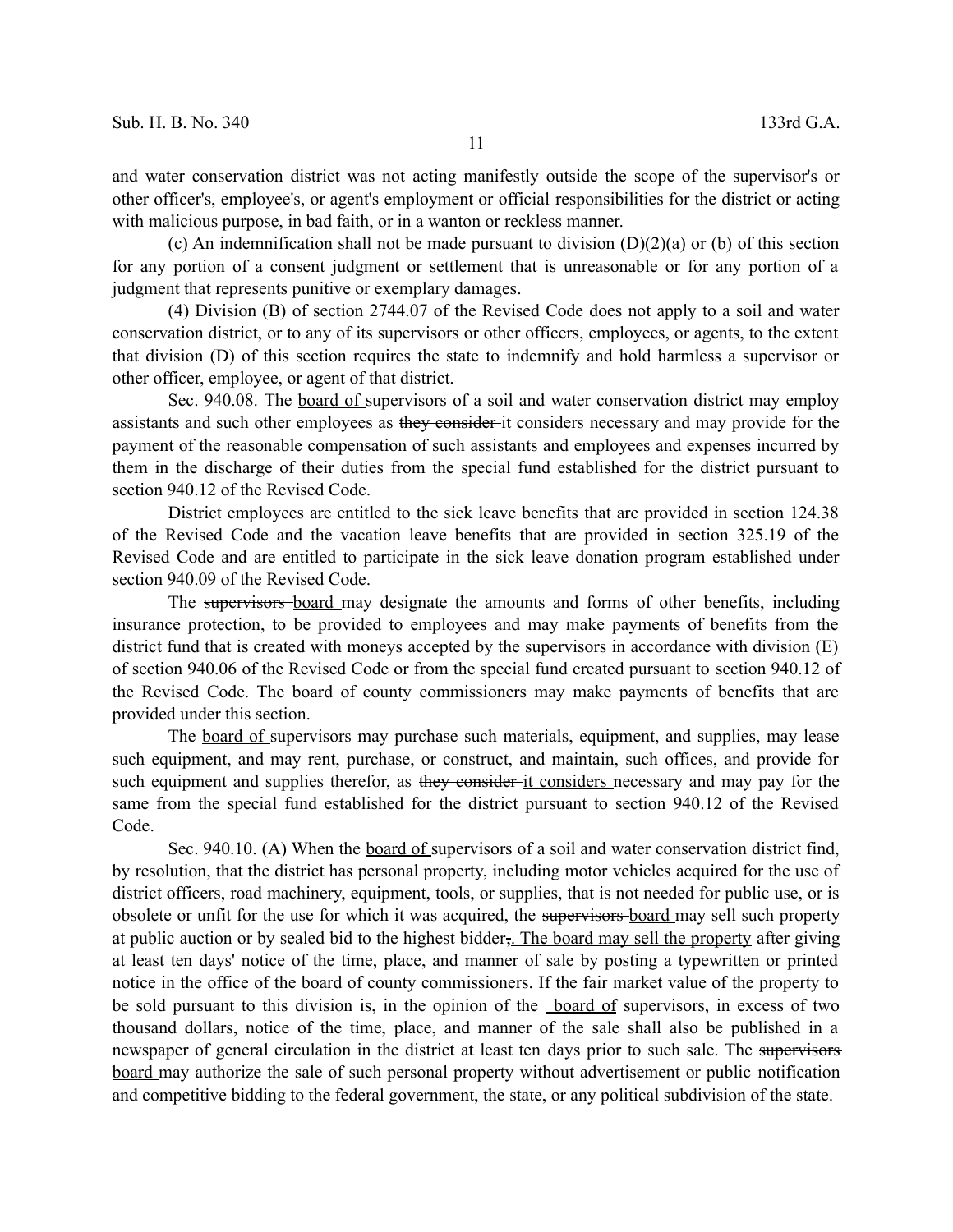and water conservation district was not acting manifestly outside the scope of the supervisor's or other officer's, employee's, or agent's employment or official responsibilities for the district or acting with malicious purpose, in bad faith, or in a wanton or reckless manner.

(c) An indemnification shall not be made pursuant to division (D)(2)(a) or (b) of this section for any portion of a consent judgment or settlement that is unreasonable or for any portion of a judgment that represents punitive or exemplary damages.

(4) Division (B) of section 2744.07 of the Revised Code does not apply to a soil and water conservation district, or to any of its supervisors or other officers, employees, or agents, to the extent that division (D) of this section requires the state to indemnify and hold harmless a supervisor or other officer, employee, or agent of that district.

Sec. 940.08. The <u>board of</u> supervisors of a soil and water conservation district may employ assistants and such other employees as ~~they consider~~ <u>it considers</u> necessary and may provide for the payment of the reasonable compensation of such assistants and employees and expenses incurred by them in the discharge of their duties from the special fund established for the district pursuant to section 940.12 of the Revised Code.

District employees are entitled to the sick leave benefits that are provided in section 124.38 of the Revised Code and the vacation leave benefits that are provided in section 325.19 of the Revised Code and are entitled to participate in the sick leave donation program established under section 940.09 of the Revised Code.

The ~~supervisors~~ <u>board</u> may designate the amounts and forms of other benefits, including insurance protection, to be provided to employees and may make payments of benefits from the district fund that is created with moneys accepted by the supervisors in accordance with division (E) of section 940.06 of the Revised Code or from the special fund created pursuant to section 940.12 of the Revised Code. The board of county commissioners may make payments of benefits that are provided under this section.

The <u>board of</u> supervisors may purchase such materials, equipment, and supplies, may lease such equipment, and may rent, purchase, or construct, and maintain, such offices, and provide for such equipment and supplies therefor, as ~~they consider~~ <u>it considers</u> necessary and may pay for the same from the special fund established for the district pursuant to section 940.12 of the Revised Code.

Sec. 940.10. (A) When the <u>board of</u> supervisors of a soil and water conservation district find, by resolution, that the district has personal property, including motor vehicles acquired for the use of district officers, road machinery, equipment, tools, or supplies, that is not needed for public use, or is obsolete or unfit for the use for which it was acquired, the ~~supervisors~~ <u>board</u> may sell such property at public auction or by sealed bid to the highest bidder~~,~~<u>. The board may sell the property</u> after giving at least ten days' notice of the time, place, and manner of sale by posting a typewritten or printed notice in the office of the board of county commissioners. If the fair market value of the property to be sold pursuant to this division is, in the opinion of the <u>board of</u> supervisors, in excess of two thousand dollars, notice of the time, place, and manner of the sale shall also be published in a newspaper of general circulation in the district at least ten days prior to such sale. The ~~supervisors~~ <u>board</u> may authorize the sale of such personal property without advertisement or public notification and competitive bidding to the federal government, the state, or any political subdivision of the state.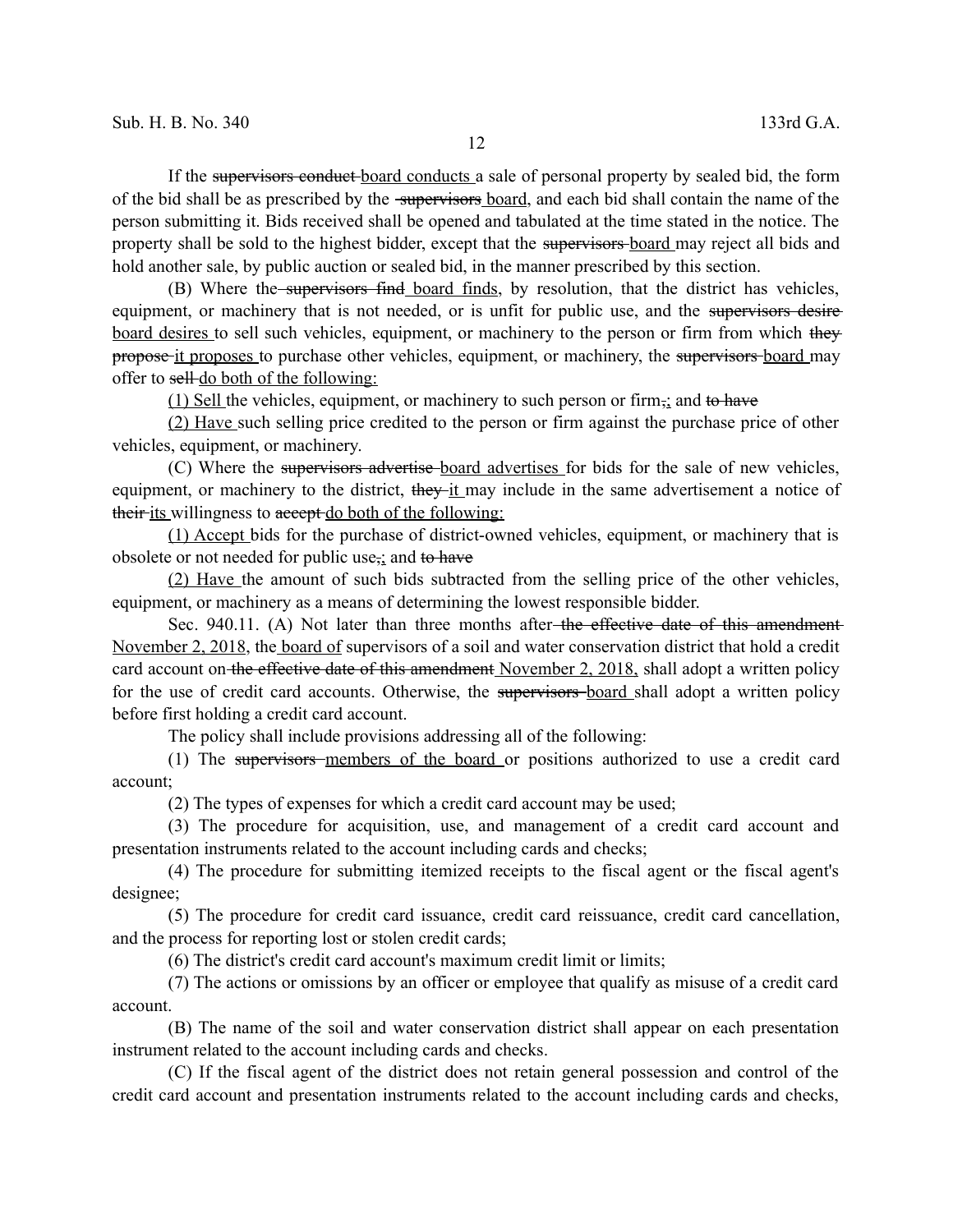If the ~~supervisors conduct~~ board conducts a sale of personal property by sealed bid, the form of the bid shall be as prescribed by the ~~supervisors~~ board, and each bid shall contain the name of the person submitting it. Bids received shall be opened and tabulated at the time stated in the notice. The property shall be sold to the highest bidder, except that the ~~supervisors~~ board may reject all bids and hold another sale, by public auction or sealed bid, in the manner prescribed by this section.

(B) Where the ~~supervisors find~~ board finds, by resolution, that the district has vehicles, equipment, or machinery that is not needed, or is unfit for public use, and the ~~supervisors desire~~ board desires to sell such vehicles, equipment, or machinery to the person or firm from which ~~they propose~~ it proposes to purchase other vehicles, equipment, or machinery, the ~~supervisors~~ board may offer to ~~sell~~ do both of the following:

(1) Sell the vehicles, equipment, or machinery to such person or firm~~,~~; and ~~to have~~

(2) Have such selling price credited to the person or firm against the purchase price of other vehicles, equipment, or machinery.

(C) Where the ~~supervisors advertise~~ board advertises for bids for the sale of new vehicles, equipment, or machinery to the district, ~~they~~ it may include in the same advertisement a notice of ~~their~~ its willingness to ~~accept~~ do both of the following:

(1) Accept bids for the purchase of district-owned vehicles, equipment, or machinery that is obsolete or not needed for public use~~,~~; and ~~to have~~

(2) Have the amount of such bids subtracted from the selling price of the other vehicles, equipment, or machinery as a means of determining the lowest responsible bidder.

Sec. 940.11. (A) Not later than three months after ~~the effective date of this amendment~~ November 2, 2018, the board of supervisors of a soil and water conservation district that hold a credit card account on ~~the effective date of this amendment~~ November 2, 2018, shall adopt a written policy for the use of credit card accounts. Otherwise, the ~~supervisors~~ board shall adopt a written policy before first holding a credit card account.

The policy shall include provisions addressing all of the following:

(1) The ~~supervisors~~ members of the board or positions authorized to use a credit card account;

(2) The types of expenses for which a credit card account may be used;

(3) The procedure for acquisition, use, and management of a credit card account and presentation instruments related to the account including cards and checks;

(4) The procedure for submitting itemized receipts to the fiscal agent or the fiscal agent's designee;

(5) The procedure for credit card issuance, credit card reissuance, credit card cancellation, and the process for reporting lost or stolen credit cards;

(6) The district's credit card account's maximum credit limit or limits;

(7) The actions or omissions by an officer or employee that qualify as misuse of a credit card account.

(B) The name of the soil and water conservation district shall appear on each presentation instrument related to the account including cards and checks.

(C) If the fiscal agent of the district does not retain general possession and control of the credit card account and presentation instruments related to the account including cards and checks,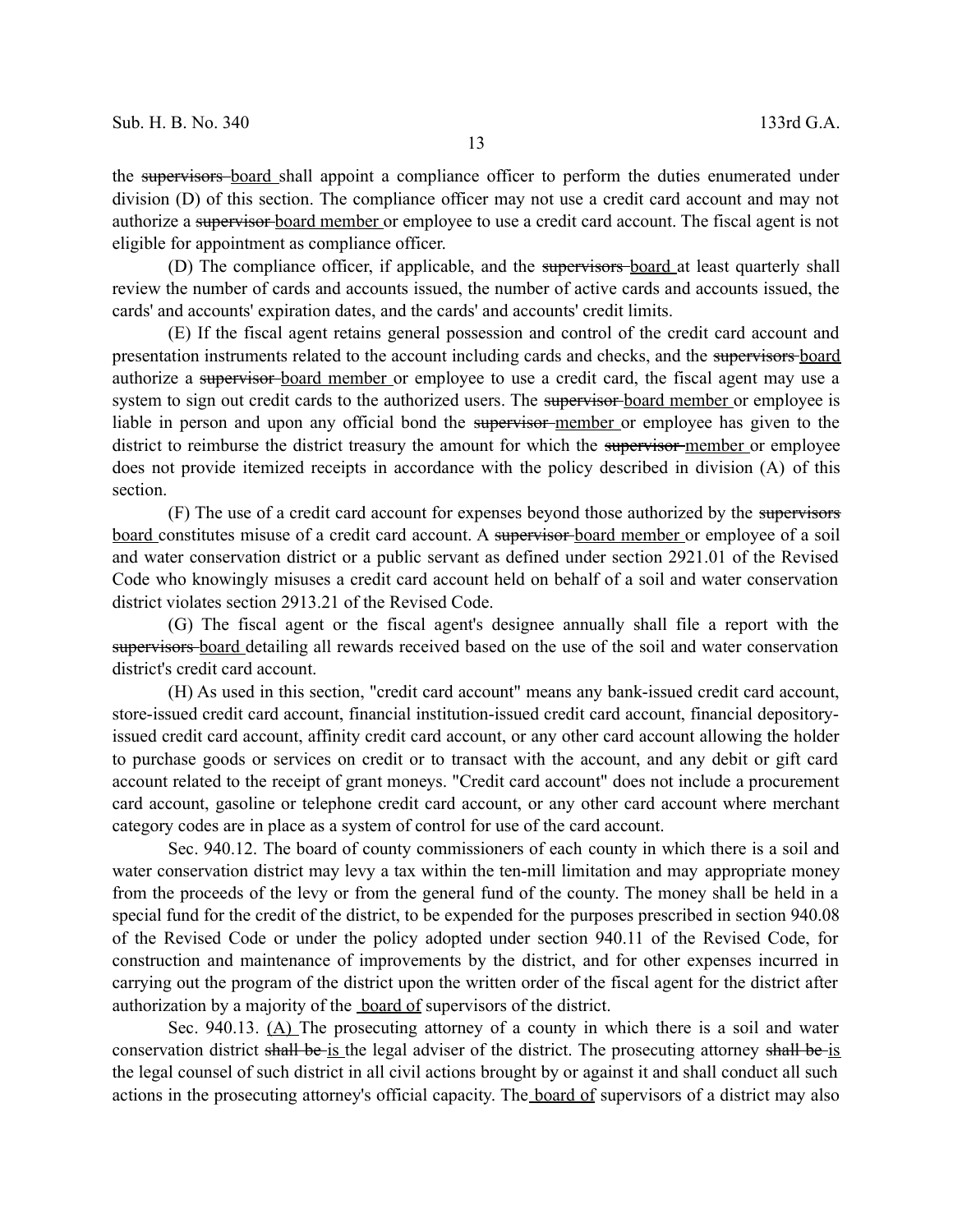the ~~supervisors~~ <u>board</u> shall appoint a compliance officer to perform the duties enumerated under division (D) of this section. The compliance officer may not use a credit card account and may not authorize a ~~supervisor~~ <u>board member</u> or employee to use a credit card account. The fiscal agent is not eligible for appointment as compliance officer.

(D) The compliance officer, if applicable, and the ~~supervisors~~ <u>board</u> at least quarterly shall review the number of cards and accounts issued, the number of active cards and accounts issued, the cards' and accounts' expiration dates, and the cards' and accounts' credit limits.

(E) If the fiscal agent retains general possession and control of the credit card account and presentation instruments related to the account including cards and checks, and the ~~supervisors~~ <u>board</u> authorize a ~~supervisor~~ <u>board member</u> or employee to use a credit card, the fiscal agent may use a system to sign out credit cards to the authorized users. The ~~supervisor~~ <u>board member</u> or employee is liable in person and upon any official bond the ~~supervisor~~ <u>member</u> or employee has given to the district to reimburse the district treasury the amount for which the ~~supervisor~~ <u>member</u> or employee does not provide itemized receipts in accordance with the policy described in division (A) of this section.

(F) The use of a credit card account for expenses beyond those authorized by the ~~supervisors~~ <u>board</u> constitutes misuse of a credit card account. A ~~supervisor~~ <u>board member</u> or employee of a soil and water conservation district or a public servant as defined under section 2921.01 of the Revised Code who knowingly misuses a credit card account held on behalf of a soil and water conservation district violates section 2913.21 of the Revised Code.

(G) The fiscal agent or the fiscal agent's designee annually shall file a report with the ~~supervisors~~ <u>board</u> detailing all rewards received based on the use of the soil and water conservation district's credit card account.

(H) As used in this section, "credit card account" means any bank-issued credit card account, store-issued credit card account, financial institution-issued credit card account, financial depository-issued credit card account, affinity credit card account, or any other card account allowing the holder to purchase goods or services on credit or to transact with the account, and any debit or gift card account related to the receipt of grant moneys. "Credit card account" does not include a procurement card account, gasoline or telephone credit card account, or any other card account where merchant category codes are in place as a system of control for use of the card account.

Sec. 940.12. The board of county commissioners of each county in which there is a soil and water conservation district may levy a tax within the ten-mill limitation and may appropriate money from the proceeds of the levy or from the general fund of the county. The money shall be held in a special fund for the credit of the district, to be expended for the purposes prescribed in section 940.08 of the Revised Code or under the policy adopted under section 940.11 of the Revised Code, for construction and maintenance of improvements by the district, and for other expenses incurred in carrying out the program of the district upon the written order of the fiscal agent for the district after authorization by a majority of the <u>board of</u> supervisors of the district.

Sec. 940.13. <u>(A)</u> The prosecuting attorney of a county in which there is a soil and water conservation district ~~shall be~~ <u>is</u> the legal adviser of the district. The prosecuting attorney ~~shall be~~ <u>is</u> the legal counsel of such district in all civil actions brought by or against it and shall conduct all such actions in the prosecuting attorney's official capacity. The <u>board of</u> supervisors of a district may also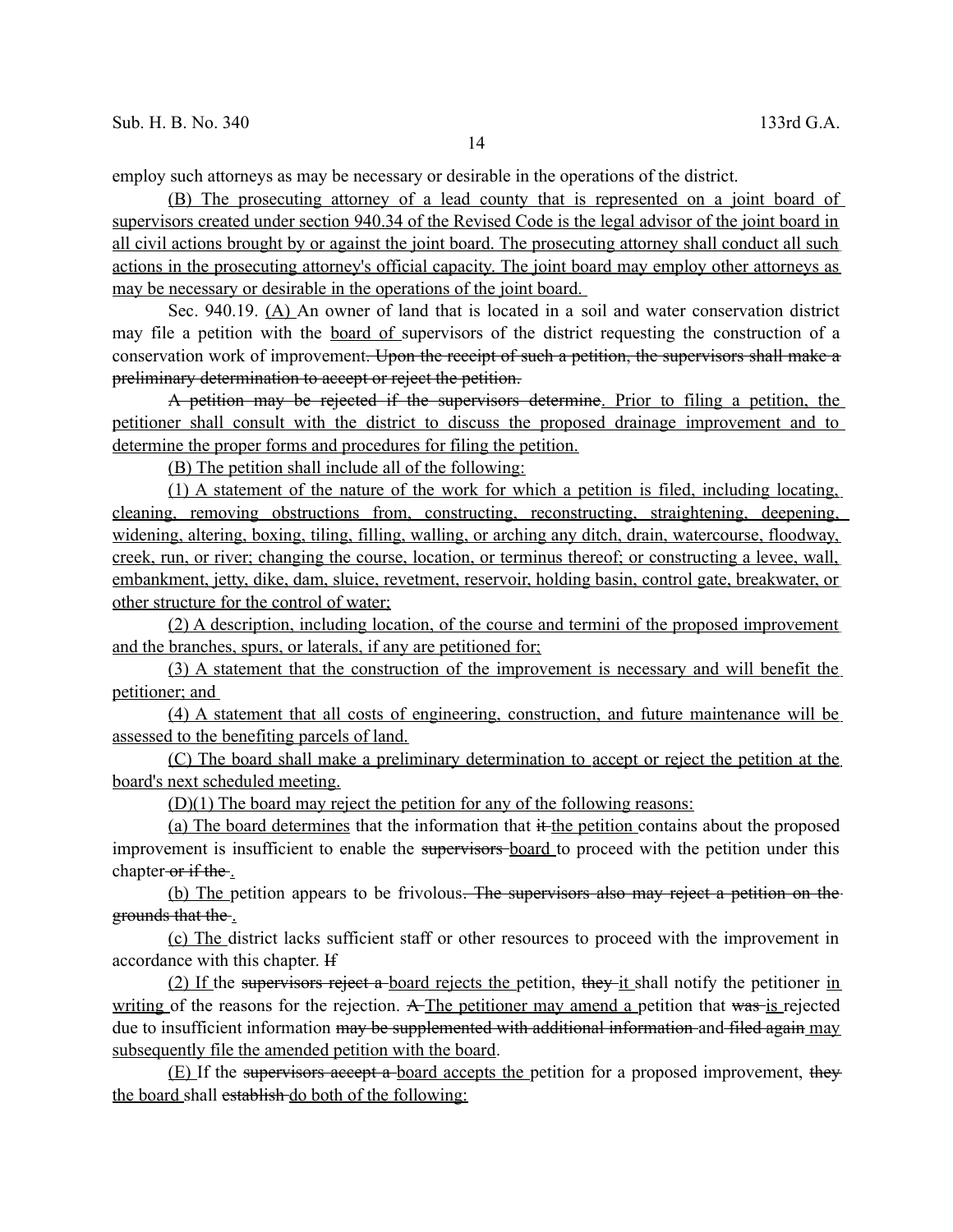employ such attorneys as may be necessary or desirable in the operations of the district.

<u>(B) The prosecuting attorney of a lead county that is represented on a joint board of supervisors created under section 940.34 of the Revised Code is the legal advisor of the joint board in all civil actions brought by or against the joint board. The prosecuting attorney shall conduct all such actions in the prosecuting attorney's official capacity. The joint board may employ other attorneys as may be necessary or desirable in the operations of the joint board.</u>

Sec. 940.19. <u>(A)</u> An owner of land that is located in a soil and water conservation district may file a petition with the <u>board of</u> supervisors of the district requesting the construction of a conservation work of improvement~~. Upon the receipt of such a petition, the supervisors shall make a preliminary determination to accept or reject the petition.~~

~~A petition may be rejected if the supervisors determine~~<u>. Prior to filing a petition, the petitioner shall consult with the district to discuss the proposed drainage improvement and to determine the proper forms and procedures for filing the petition.</u>

<u>(B) The petition shall include all of the following:</u>

<u>(1) A statement of the nature of the work for which a petition is filed, including locating, cleaning, removing obstructions from, constructing, reconstructing, straightening, deepening, widening, altering, boxing, tiling, filling, walling, or arching any ditch, drain, watercourse, floodway, creek, run, or river; changing the course, location, or terminus thereof; or constructing a levee, wall, embankment, jetty, dike, dam, sluice, revetment, reservoir, holding basin, control gate, breakwater, or other structure for the control of water;</u>

<u>(2) A description, including location, of the course and termini of the proposed improvement and the branches, spurs, or laterals, if any are petitioned for;</u>

<u>(3) A statement that the construction of the improvement is necessary and will benefit the petitioner; and</u>

<u>(4) A statement that all costs of engineering, construction, and future maintenance will be assessed to the benefiting parcels of land.</u>

<u>(C) The board shall make a preliminary determination to accept or reject the petition at the board's next scheduled meeting.</u>

<u>(D)(1) The board may reject the petition for any of the following reasons:</u>

<u>(a) The board determines</u> that the information that ~~it~~ <u>the petition</u> contains about the proposed improvement is insufficient to enable the ~~supervisors~~ <u>board</u> to proceed with the petition under this chapter ~~or if the~~<u>.</u>

<u>(b) The</u> petition appears to be frivolous~~. The supervisors also may reject a petition on the grounds that the~~<u>.</u>

<u>(c) The</u> district lacks sufficient staff or other resources to proceed with the improvement in accordance with this chapter. ~~If~~

<u>(2) If</u> the ~~supervisors reject a~~ <u>board rejects the</u> petition, ~~they~~ <u>it</u> shall notify the petitioner <u>in writing</u> of the reasons for the rejection. ~~A~~ <u>The petitioner may amend a</u> petition that ~~was~~ <u>is</u> rejected due to insufficient information ~~may be supplemented with additional information~~ and ~~filed again~~ <u>may subsequently file the amended petition with the board</u>.

<u>(E)</u> If the ~~supervisors accept a~~ <u>board accepts the</u> petition for a proposed improvement, ~~they~~ <u>the board</u> shall ~~establish~~ <u>do both of the following:</u>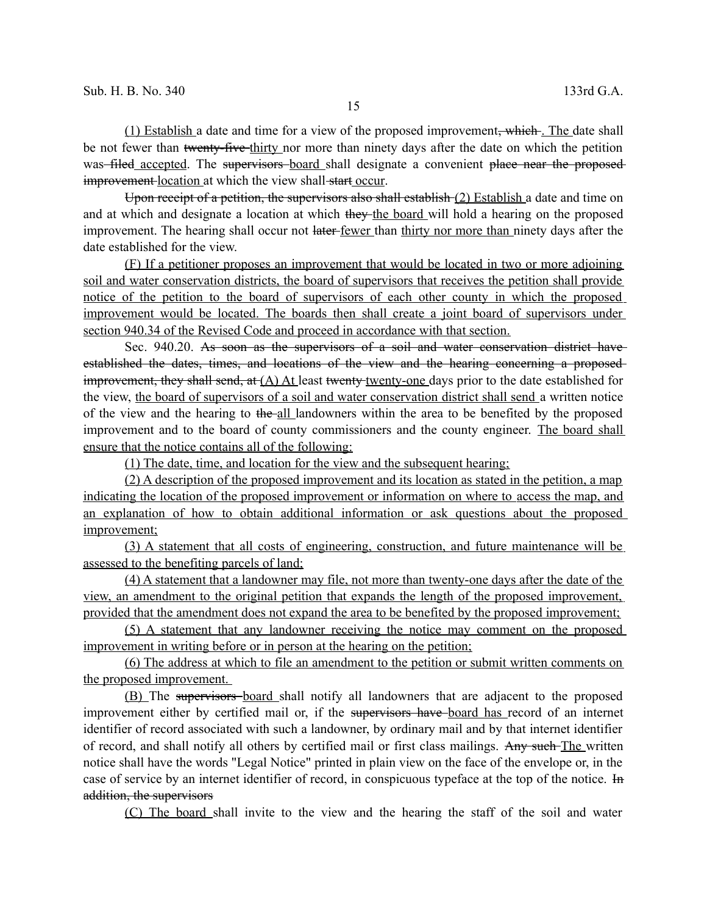(1) Establish a date and time for a view of the proposed improvement~~, which~~ . The date shall be not fewer than ~~twenty-five~~ thirty nor more than ninety days after the date on which the petition was ~~filed~~ accepted. The ~~supervisors~~ board shall designate a convenient ~~place near the proposed improvement~~ location at which the view shall ~~start~~ occur.

~~Upon receipt of a petition, the supervisors also shall establish~~ (2) Establish a date and time on and at which and designate a location at which ~~they~~ the board will hold a hearing on the proposed improvement. The hearing shall occur not ~~later~~ fewer than thirty nor more than ninety days after the date established for the view.

(F) If a petitioner proposes an improvement that would be located in two or more adjoining soil and water conservation districts, the board of supervisors that receives the petition shall provide notice of the petition to the board of supervisors of each other county in which the proposed improvement would be located. The boards then shall create a joint board of supervisors under section 940.34 of the Revised Code and proceed in accordance with that section.

Sec. 940.20. ~~As soon as the supervisors of a soil and water conservation district have established the dates, times, and locations of the view and the hearing concerning a proposed improvement, they shall send, at~~ (A) At least ~~twenty~~ twenty-one days prior to the date established for the view, the board of supervisors of a soil and water conservation district shall send a written notice of the view and the hearing to ~~the~~ all landowners within the area to be benefited by the proposed improvement and to the board of county commissioners and the county engineer. The board shall ensure that the notice contains all of the following:

(1) The date, time, and location for the view and the subsequent hearing;

(2) A description of the proposed improvement and its location as stated in the petition, a map indicating the location of the proposed improvement or information on where to access the map, and an explanation of how to obtain additional information or ask questions about the proposed improvement;

(3) A statement that all costs of engineering, construction, and future maintenance will be assessed to the benefiting parcels of land;

(4) A statement that a landowner may file, not more than twenty-one days after the date of the view, an amendment to the original petition that expands the length of the proposed improvement, provided that the amendment does not expand the area to be benefited by the proposed improvement;

(5) A statement that any landowner receiving the notice may comment on the proposed improvement in writing before or in person at the hearing on the petition;

(6) The address at which to file an amendment to the petition or submit written comments on the proposed improvement.

(B) The ~~supervisors~~ board shall notify all landowners that are adjacent to the proposed improvement either by certified mail or, if the ~~supervisors have~~ board has record of an internet identifier of record associated with such a landowner, by ordinary mail and by that internet identifier of record, and shall notify all others by certified mail or first class mailings. ~~Any such~~ The written notice shall have the words "Legal Notice" printed in plain view on the face of the envelope or, in the case of service by an internet identifier of record, in conspicuous typeface at the top of the notice. ~~In addition, the supervisors~~

(C) The board shall invite to the view and the hearing the staff of the soil and water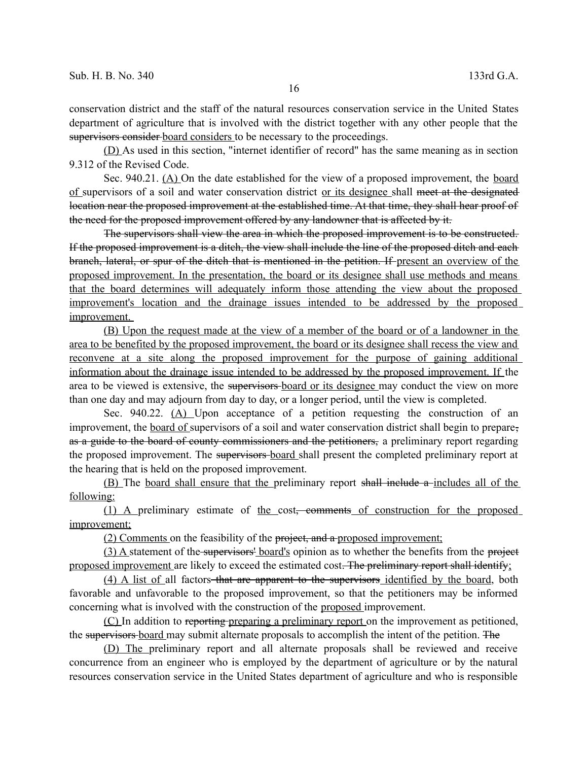conservation district and the staff of the natural resources conservation service in the United States department of agriculture that is involved with the district together with any other people that the supervisors consider board considers to be necessary to the proceedings.

(D) As used in this section, "internet identifier of record" has the same meaning as in section 9.312 of the Revised Code.

Sec. 940.21. (A) On the date established for the view of a proposed improvement, the board of supervisors of a soil and water conservation district or its designee shall meet at the designated location near the proposed improvement at the established time. At that time, they shall hear proof of the need for the proposed improvement offered by any landowner that is affected by it.

The supervisors shall view the area in which the proposed improvement is to be constructed. If the proposed improvement is a ditch, the view shall include the line of the proposed ditch and each branch, lateral, or spur of the ditch that is mentioned in the petition. If present an overview of the proposed improvement. In the presentation, the board or its designee shall use methods and means that the board determines will adequately inform those attending the view about the proposed improvement's location and the drainage issues intended to be addressed by the proposed improvement.

(B) Upon the request made at the view of a member of the board or of a landowner in the area to be benefited by the proposed improvement, the board or its designee shall recess the view and reconvene at a site along the proposed improvement for the purpose of gaining additional information about the drainage issue intended to be addressed by the proposed improvement. If the area to be viewed is extensive, the supervisors board or its designee may conduct the view on more than one day and may adjourn from day to day, or a longer period, until the view is completed.

Sec. 940.22. (A) Upon acceptance of a petition requesting the construction of an improvement, the board of supervisors of a soil and water conservation district shall begin to prepare, as a guide to the board of county commissioners and the petitioners, a preliminary report regarding the proposed improvement. The supervisors board shall present the completed preliminary report at the hearing that is held on the proposed improvement.

(B) The board shall ensure that the preliminary report shall include a includes all of the following:

(1) A preliminary estimate of the cost, comments of construction for the proposed improvement;

(2) Comments on the feasibility of the project, and a proposed improvement;

(3) A statement of the supervisors' board's opinion as to whether the benefits from the project proposed improvement are likely to exceed the estimated cost. The preliminary report shall identify;

(4) A list of all factors that are apparent to the supervisors identified by the board, both favorable and unfavorable to the proposed improvement, so that the petitioners may be informed concerning what is involved with the construction of the proposed improvement.

(C) In addition to reporting preparing a preliminary report on the improvement as petitioned, the supervisors board may submit alternate proposals to accomplish the intent of the petition. The

(D) The preliminary report and all alternate proposals shall be reviewed and receive concurrence from an engineer who is employed by the department of agriculture or by the natural resources conservation service in the United States department of agriculture and who is responsible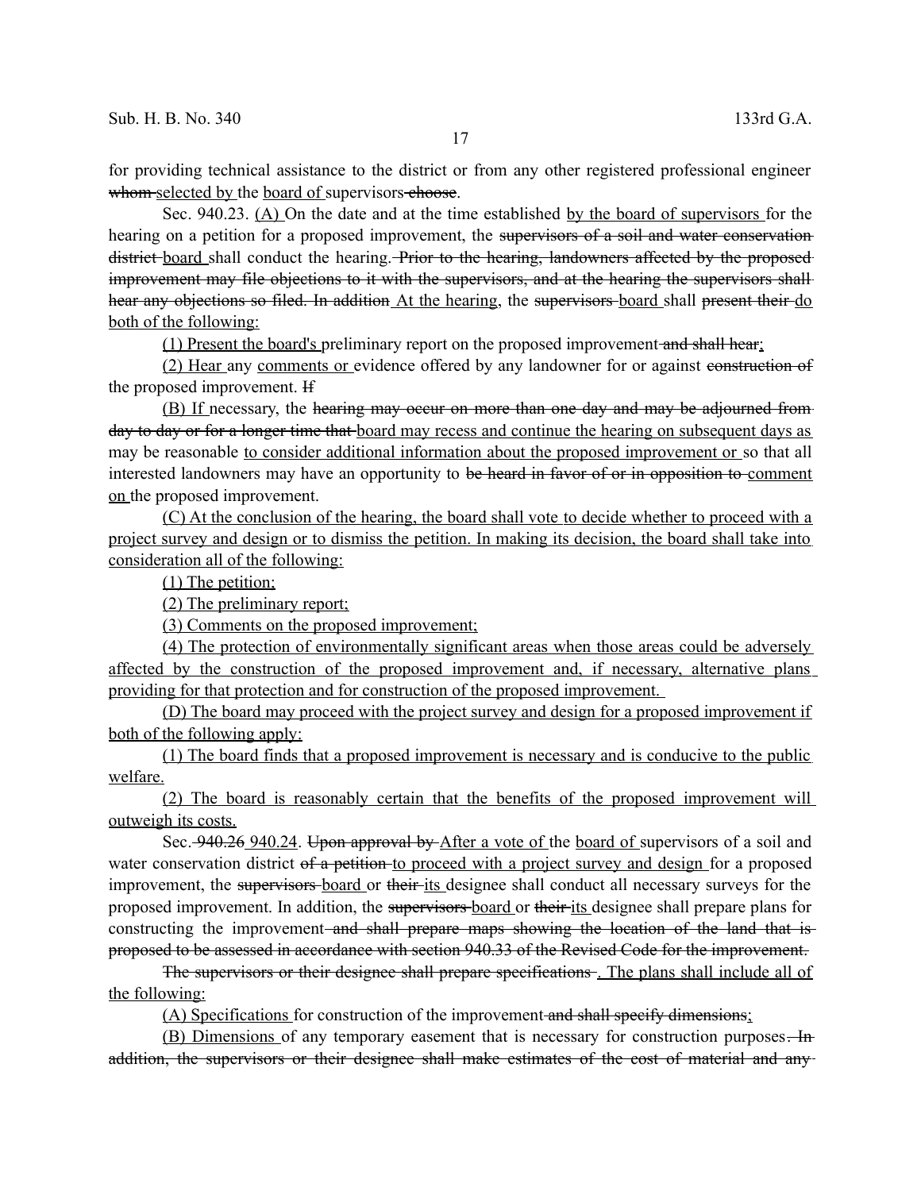for providing technical assistance to the district or from any other registered professional engineer ~~whom~~ <u>selected by</u> the <u>board of</u> supervisors ~~choose~~.

Sec. 940.23. <u>(A)</u> On the date and at the time established <u>by the board of supervisors</u> for the hearing on a petition for a proposed improvement, the ~~supervisors of a soil and water conservation district~~ <u>board</u> shall conduct the hearing. ~~Prior to the hearing, landowners affected by the proposed improvement may file objections to it with the supervisors, and at the hearing the supervisors shall hear any objections so filed. In addition~~ <u>At the hearing</u>, the ~~supervisors~~ <u>board</u> shall ~~present their~~ <u>do both of the following:</u>

<u>(1) Present the board's</u> preliminary report on the proposed improvement ~~and shall hear~~<u>;</u>

<u>(2) Hear</u> any <u>comments or</u> evidence offered by any landowner for or against ~~construction of~~ the proposed improvement. ~~If~~

<u>(B) If</u> necessary, the ~~hearing may occur on more than one day and may be adjourned from day to day or for a longer time that~~ <u>board may recess and continue the hearing on subsequent days as</u> may be reasonable <u>to consider additional information about the proposed improvement or</u> so that all interested landowners may have an opportunity to ~~be heard in favor of or in opposition to~~ <u>comment on</u> the proposed improvement.

<u>(C) At the conclusion of the hearing, the board shall vote to decide whether to proceed with a project survey and design or to dismiss the petition. In making its decision, the board shall take into consideration all of the following:</u>

<u>(1) The petition;</u>

<u>(2) The preliminary report;</u>

<u>(3) Comments on the proposed improvement;</u>

<u>(4) The protection of environmentally significant areas when those areas could be adversely affected by the construction of the proposed improvement and, if necessary, alternative plans providing for that protection and for construction of the proposed improvement.</u>

<u>(D) The board may proceed with the project survey and design for a proposed improvement if both of the following apply:</u>

<u>(1) The board finds that a proposed improvement is necessary and is conducive to the public welfare.</u>

<u>(2) The board is reasonably certain that the benefits of the proposed improvement will outweigh its costs.</u>

Sec. ~~940.26~~ <u>940.24</u>. ~~Upon approval by~~ <u>After a vote of</u> the <u>board of</u> supervisors of a soil and water conservation district ~~of a petition~~ <u>to proceed with a project survey and design</u> for a proposed improvement, the ~~supervisors~~ <u>board</u> or ~~their~~ <u>its</u> designee shall conduct all necessary surveys for the proposed improvement. In addition, the ~~supervisors~~ <u>board</u> or ~~their~~ <u>its</u> designee shall prepare plans for constructing the improvement ~~and shall prepare maps showing the location of the land that is proposed to be assessed in accordance with section 940.33 of the Revised Code for the improvement.~~

~~The supervisors or their designee shall prepare specifications~~ <u>. The plans shall include all of the following:</u>

<u>(A) Specifications</u> for construction of the improvement ~~and shall specify dimensions~~<u>;</u>

<u>(B) Dimensions</u> of any temporary easement that is necessary for construction purposes~~. In addition, the supervisors or their designee shall make estimates of the cost of material and any~~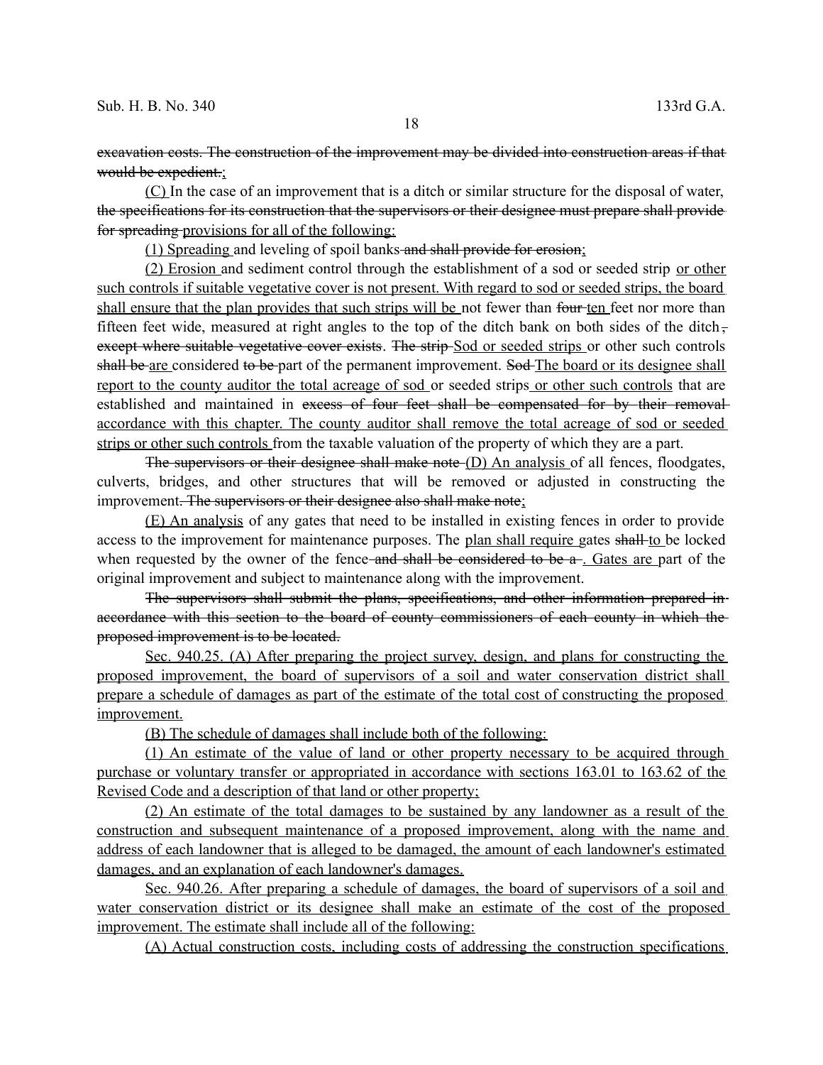excavation costs. The construction of the improvement may be divided into construction areas if that would be expedient.;

(C) In the case of an improvement that is a ditch or similar structure for the disposal of water, the specifications for its construction that the supervisors or their designee must prepare shall provide for spreading provisions for all of the following:

(1) Spreading and leveling of spoil banks and shall provide for erosion;

(2) Erosion and sediment control through the establishment of a sod or seeded strip or other such controls if suitable vegetative cover is not present. With regard to sod or seeded strips, the board shall ensure that the plan provides that such strips will be not fewer than four ten feet nor more than fifteen feet wide, measured at right angles to the top of the ditch bank on both sides of the ditch, except where suitable vegetative cover exists. The strip Sod or seeded strips or other such controls shall be are considered to be part of the permanent improvement. Sod The board or its designee shall report to the county auditor the total acreage of sod or seeded strips or other such controls that are established and maintained in excess of four feet shall be compensated for by their removal accordance with this chapter. The county auditor shall remove the total acreage of sod or seeded strips or other such controls from the taxable valuation of the property of which they are a part.

The supervisors or their designee shall make note (D) An analysis of all fences, floodgates, culverts, bridges, and other structures that will be removed or adjusted in constructing the improvement. The supervisors or their designee also shall make note;

(E) An analysis of any gates that need to be installed in existing fences in order to provide access to the improvement for maintenance purposes. The plan shall require gates shall to be locked when requested by the owner of the fence and shall be considered to be a . Gates are part of the original improvement and subject to maintenance along with the improvement.

The supervisors shall submit the plans, specifications, and other information prepared in accordance with this section to the board of county commissioners of each county in which the proposed improvement is to be located.

Sec. 940.25. (A) After preparing the project survey, design, and plans for constructing the proposed improvement, the board of supervisors of a soil and water conservation district shall prepare a schedule of damages as part of the estimate of the total cost of constructing the proposed improvement.

(B) The schedule of damages shall include both of the following:

(1) An estimate of the value of land or other property necessary to be acquired through purchase or voluntary transfer or appropriated in accordance with sections 163.01 to 163.62 of the Revised Code and a description of that land or other property;

(2) An estimate of the total damages to be sustained by any landowner as a result of the construction and subsequent maintenance of a proposed improvement, along with the name and address of each landowner that is alleged to be damaged, the amount of each landowner's estimated damages, and an explanation of each landowner's damages.

Sec. 940.26. After preparing a schedule of damages, the board of supervisors of a soil and water conservation district or its designee shall make an estimate of the cost of the proposed improvement. The estimate shall include all of the following:

(A) Actual construction costs, including costs of addressing the construction specifications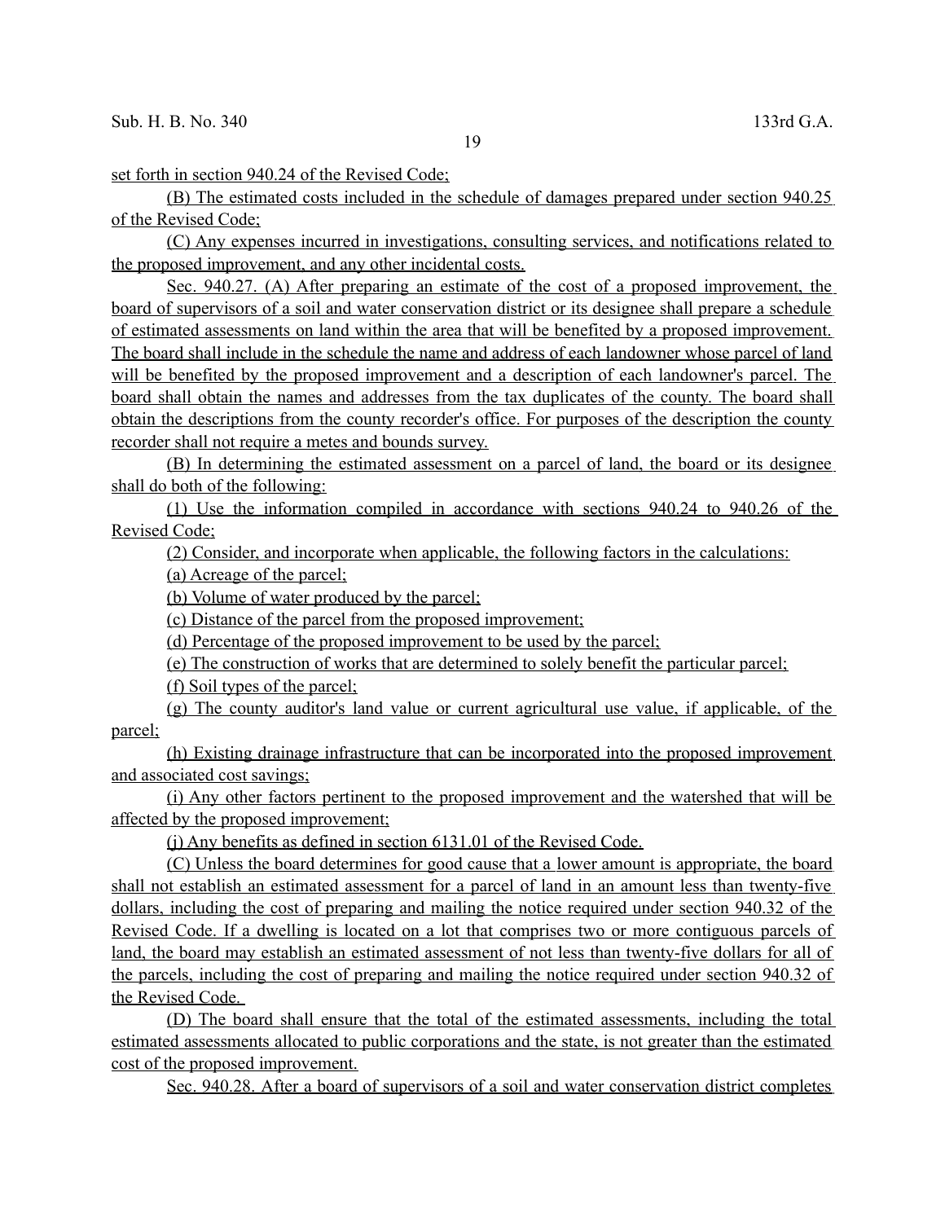set forth in section 940.24 of the Revised Code;

(B) The estimated costs included in the schedule of damages prepared under section 940.25 of the Revised Code;

(C) Any expenses incurred in investigations, consulting services, and notifications related to the proposed improvement, and any other incidental costs.

Sec. 940.27. (A) After preparing an estimate of the cost of a proposed improvement, the board of supervisors of a soil and water conservation district or its designee shall prepare a schedule of estimated assessments on land within the area that will be benefited by a proposed improvement. The board shall include in the schedule the name and address of each landowner whose parcel of land will be benefited by the proposed improvement and a description of each landowner's parcel. The board shall obtain the names and addresses from the tax duplicates of the county. The board shall obtain the descriptions from the county recorder's office. For purposes of the description the county recorder shall not require a metes and bounds survey.

(B) In determining the estimated assessment on a parcel of land, the board or its designee shall do both of the following:

(1) Use the information compiled in accordance with sections 940.24 to 940.26 of the Revised Code;

(2) Consider, and incorporate when applicable, the following factors in the calculations:

(a) Acreage of the parcel;

(b) Volume of water produced by the parcel;

(c) Distance of the parcel from the proposed improvement;

(d) Percentage of the proposed improvement to be used by the parcel;

(e) The construction of works that are determined to solely benefit the particular parcel;

(f) Soil types of the parcel;

(g) The county auditor's land value or current agricultural use value, if applicable, of the parcel;

(h) Existing drainage infrastructure that can be incorporated into the proposed improvement and associated cost savings;

(i) Any other factors pertinent to the proposed improvement and the watershed that will be affected by the proposed improvement;

(j) Any benefits as defined in section 6131.01 of the Revised Code.

(C) Unless the board determines for good cause that a lower amount is appropriate, the board shall not establish an estimated assessment for a parcel of land in an amount less than twenty-five dollars, including the cost of preparing and mailing the notice required under section 940.32 of the Revised Code. If a dwelling is located on a lot that comprises two or more contiguous parcels of land, the board may establish an estimated assessment of not less than twenty-five dollars for all of the parcels, including the cost of preparing and mailing the notice required under section 940.32 of the Revised Code.

(D) The board shall ensure that the total of the estimated assessments, including the total estimated assessments allocated to public corporations and the state, is not greater than the estimated cost of the proposed improvement.

Sec. 940.28. After a board of supervisors of a soil and water conservation district completes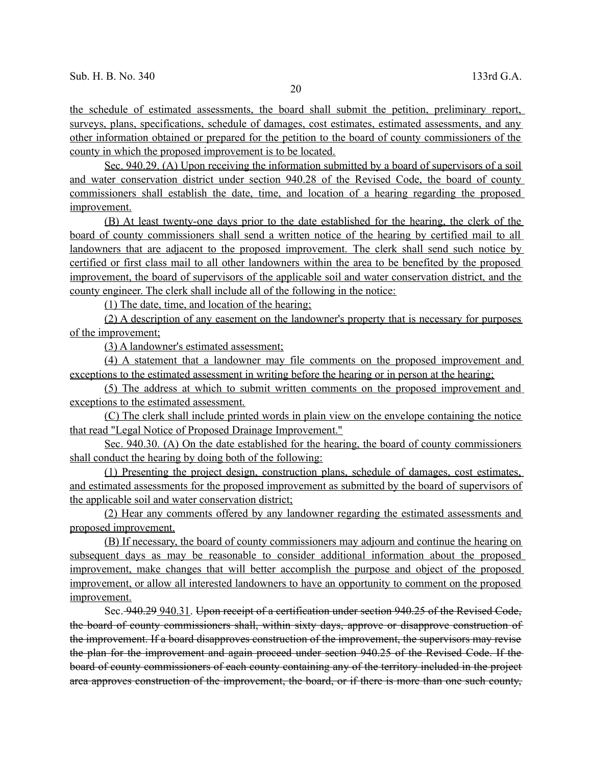the schedule of estimated assessments, the board shall submit the petition, preliminary report, surveys, plans, specifications, schedule of damages, cost estimates, estimated assessments, and any other information obtained or prepared for the petition to the board of county commissioners of the county in which the proposed improvement is to be located.

Sec. 940.29. (A) Upon receiving the information submitted by a board of supervisors of a soil and water conservation district under section 940.28 of the Revised Code, the board of county commissioners shall establish the date, time, and location of a hearing regarding the proposed improvement.

(B) At least twenty-one days prior to the date established for the hearing, the clerk of the board of county commissioners shall send a written notice of the hearing by certified mail to all landowners that are adjacent to the proposed improvement. The clerk shall send such notice by certified or first class mail to all other landowners within the area to be benefited by the proposed improvement, the board of supervisors of the applicable soil and water conservation district, and the county engineer. The clerk shall include all of the following in the notice:

(1) The date, time, and location of the hearing;

(2) A description of any easement on the landowner's property that is necessary for purposes of the improvement;

(3) A landowner's estimated assessment;

(4) A statement that a landowner may file comments on the proposed improvement and exceptions to the estimated assessment in writing before the hearing or in person at the hearing;

(5) The address at which to submit written comments on the proposed improvement and exceptions to the estimated assessment.

(C) The clerk shall include printed words in plain view on the envelope containing the notice that read "Legal Notice of Proposed Drainage Improvement."

Sec. 940.30. (A) On the date established for the hearing, the board of county commissioners shall conduct the hearing by doing both of the following:

(1) Presenting the project design, construction plans, schedule of damages, cost estimates, and estimated assessments for the proposed improvement as submitted by the board of supervisors of the applicable soil and water conservation district;

(2) Hear any comments offered by any landowner regarding the estimated assessments and proposed improvement.

(B) If necessary, the board of county commissioners may adjourn and continue the hearing on subsequent days as may be reasonable to consider additional information about the proposed improvement, make changes that will better accomplish the purpose and object of the proposed improvement, or allow all interested landowners to have an opportunity to comment on the proposed improvement.

Sec. ~~940.29~~ 940.31. ~~Upon receipt of a certification under section 940.25 of the Revised Code, the board of county commissioners shall, within sixty days, approve or disapprove construction of the improvement. If a board disapproves construction of the improvement, the supervisors may revise the plan for the improvement and again proceed under section 940.25 of the Revised Code. If the board of county commissioners of each county containing any of the territory included in the project area approves construction of the improvement, the board, or if there is more than one such county,~~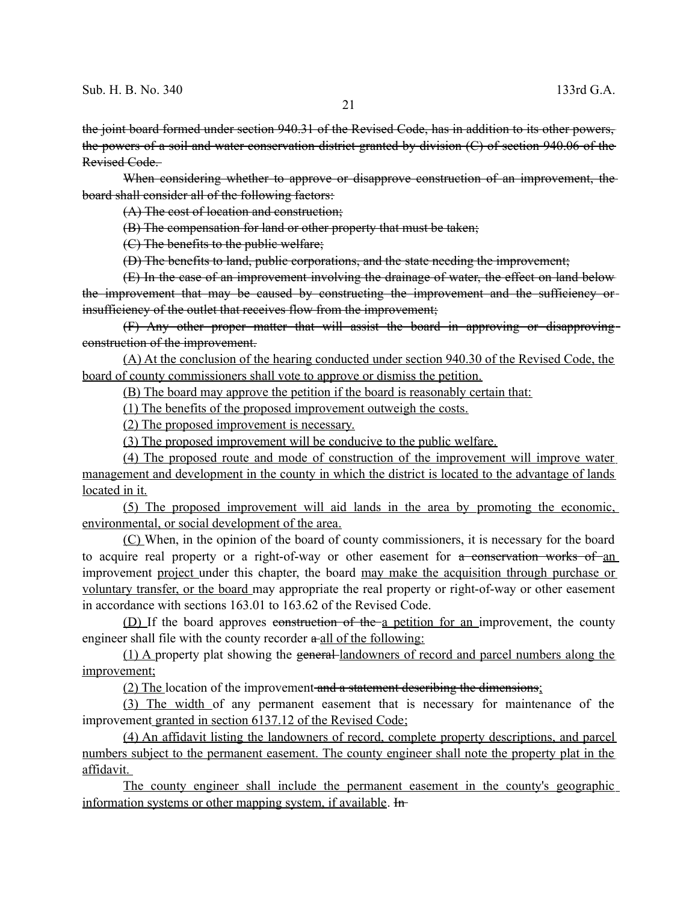~~the joint board formed under section 940.31 of the Revised Code, has in addition to its other powers, the powers of a soil and water conservation district granted by division (C) of section 940.06 of the Revised Code.~~

~~When considering whether to approve or disapprove construction of an improvement, the board shall consider all of the following factors:~~

~~(A) The cost of location and construction;~~

~~(B) The compensation for land or other property that must be taken;~~

~~(C) The benefits to the public welfare;~~

~~(D) The benefits to land, public corporations, and the state needing the improvement;~~

~~(E) In the case of an improvement involving the drainage of water, the effect on land below the improvement that may be caused by constructing the improvement and the sufficiency or insufficiency of the outlet that receives flow from the improvement;~~

~~(F) Any other proper matter that will assist the board in approving or disapproving construction of the improvement.~~

<u>(A) At the conclusion of the hearing conducted under section 940.30 of the Revised Code, the board of county commissioners shall vote to approve or dismiss the petition.</u>

<u>(B) The board may approve the petition if the board is reasonably certain that:</u>

<u>(1) The benefits of the proposed improvement outweigh the costs.</u>

<u>(2) The proposed improvement is necessary.</u>

<u>(3) The proposed improvement will be conducive to the public welfare.</u>

<u>(4) The proposed route and mode of construction of the improvement will improve water management and development in the county in which the district is located to the advantage of lands located in it.</u>

<u>(5) The proposed improvement will aid lands in the area by promoting the economic, environmental, or social development of the area.</u>

<u>(C)</u> When, in the opinion of the board of county commissioners, it is necessary for the board to acquire real property or a right-of-way or other easement for ~~a conservation works of~~ <u>an</u> improvement <u>project</u> under this chapter, the board <u>may make the acquisition through purchase or voluntary transfer, or the board</u> may appropriate the real property or right-of-way or other easement in accordance with sections 163.01 to 163.62 of the Revised Code.

<u>(D)</u> If the board approves ~~construction of the~~ <u>a petition for an</u> improvement, the county engineer shall file with the county recorder ~~a~~ <u>all of the following:</u>

<u>(1) A</u> property plat showing the ~~general~~ <u>landowners of record and parcel numbers along the improvement;</u>

<u>(2) The</u> location of the improvement ~~and a statement describing the dimensions~~<u>;</u>

<u>(3) The width</u> of any permanent easement that is necessary for maintenance of the improvement <u>granted in section 6137.12 of the Revised Code;</u>

<u>(4) An affidavit listing the landowners of record, complete property descriptions, and parcel numbers subject to the permanent easement. The county engineer shall note the property plat in the affidavit.</u>

<u>The county engineer shall include the permanent easement in the county's geographic information systems or other mapping system, if available</u>. ~~In~~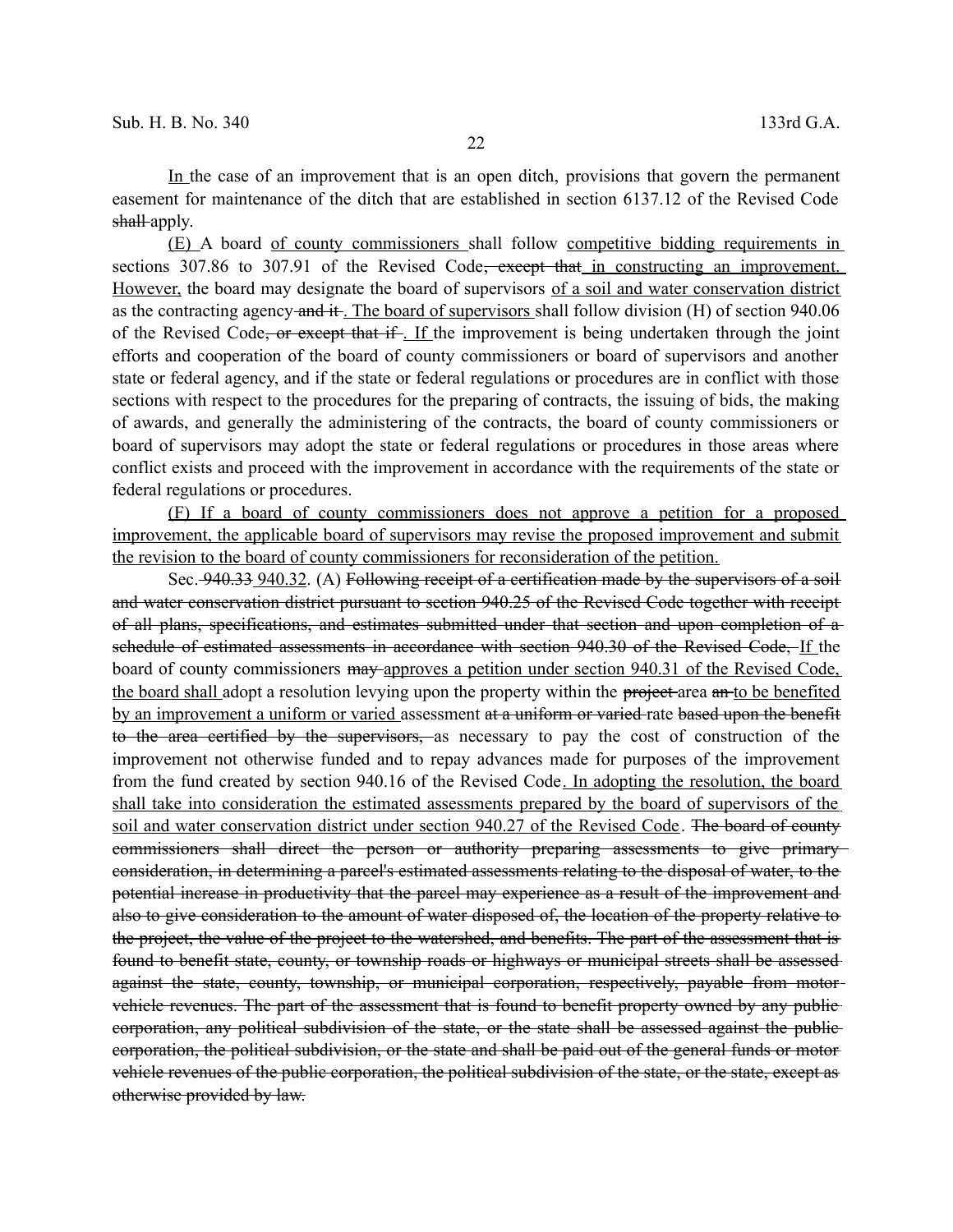In the case of an improvement that is an open ditch, provisions that govern the permanent easement for maintenance of the ditch that are established in section 6137.12 of the Revised Code shall apply.

(E) A board of county commissioners shall follow competitive bidding requirements in sections 307.86 to 307.91 of the Revised Code, except that in constructing an improvement. However, the board may designate the board of supervisors of a soil and water conservation district as the contracting agency and it . The board of supervisors shall follow division (H) of section 940.06 of the Revised Code, or except that if . If the improvement is being undertaken through the joint efforts and cooperation of the board of county commissioners or board of supervisors and another state or federal agency, and if the state or federal regulations or procedures are in conflict with those sections with respect to the procedures for the preparing of contracts, the issuing of bids, the making of awards, and generally the administering of the contracts, the board of county commissioners or board of supervisors may adopt the state or federal regulations or procedures in those areas where conflict exists and proceed with the improvement in accordance with the requirements of the state or federal regulations or procedures.

(F) If a board of county commissioners does not approve a petition for a proposed improvement, the applicable board of supervisors may revise the proposed improvement and submit the revision to the board of county commissioners for reconsideration of the petition.

Sec. 940.33 940.32. (A) Following receipt of a certification made by the supervisors of a soil and water conservation district pursuant to section 940.25 of the Revised Code together with receipt of all plans, specifications, and estimates submitted under that section and upon completion of a schedule of estimated assessments in accordance with section 940.30 of the Revised Code, If the board of county commissioners may approves a petition under section 940.31 of the Revised Code, the board shall adopt a resolution levying upon the property within the project area an to be benefited by an improvement a uniform or varied assessment at a uniform or varied rate based upon the benefit to the area certified by the supervisors, as necessary to pay the cost of construction of the improvement not otherwise funded and to repay advances made for purposes of the improvement from the fund created by section 940.16 of the Revised Code. In adopting the resolution, the board shall take into consideration the estimated assessments prepared by the board of supervisors of the soil and water conservation district under section 940.27 of the Revised Code. The board of county commissioners shall direct the person or authority preparing assessments to give primary consideration, in determining a parcel's estimated assessments relating to the disposal of water, to the potential increase in productivity that the parcel may experience as a result of the improvement and also to give consideration to the amount of water disposed of, the location of the property relative to the project, the value of the project to the watershed, and benefits. The part of the assessment that is found to benefit state, county, or township roads or highways or municipal streets shall be assessed against the state, county, township, or municipal corporation, respectively, payable from motor vehicle revenues. The part of the assessment that is found to benefit property owned by any public corporation, any political subdivision of the state, or the state shall be assessed against the public corporation, the political subdivision, or the state and shall be paid out of the general funds or motor vehicle revenues of the public corporation, the political subdivision of the state, or the state, except as otherwise provided by law.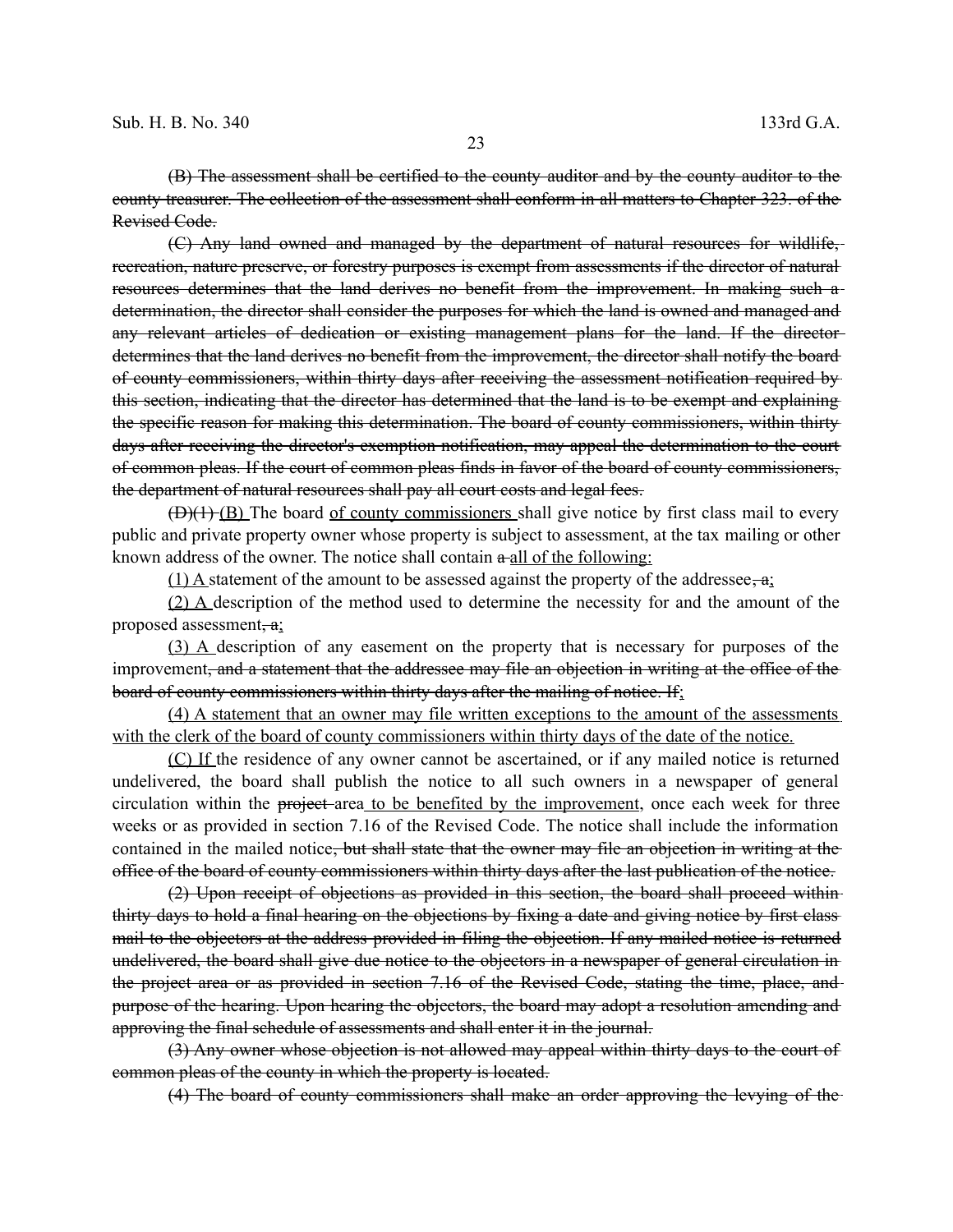~~(B) The assessment shall be certified to the county auditor and by the county auditor to the county treasurer. The collection of the assessment shall conform in all matters to Chapter 323. of the Revised Code.~~

~~(C) Any land owned and managed by the department of natural resources for wildlife, recreation, nature preserve, or forestry purposes is exempt from assessments if the director of natural resources determines that the land derives no benefit from the improvement. In making such a determination, the director shall consider the purposes for which the land is owned and managed and any relevant articles of dedication or existing management plans for the land. If the director determines that the land derives no benefit from the improvement, the director shall notify the board of county commissioners, within thirty days after receiving the assessment notification required by this section, indicating that the director has determined that the land is to be exempt and explaining the specific reason for making this determination. The board of county commissioners, within thirty days after receiving the director's exemption notification, may appeal the determination to the court of common pleas. If the court of common pleas finds in favor of the board of county commissioners, the department of natural resources shall pay all court costs and legal fees.~~

~~(D)(1)~~ <u>(B)</u> The board <u>of county commissioners</u> shall give notice by first class mail to every public and private property owner whose property is subject to assessment, at the tax mailing or other known address of the owner. The notice shall contain ~~a~~ <u>all of the following:</u>

<u>(1) A</u> statement of the amount to be assessed against the property of the addressee~~, a~~<u>;</u>

<u>(2) A</u> description of the method used to determine the necessity for and the amount of the proposed assessment~~, a~~<u>;</u>

<u>(3) A</u> description of any easement on the property that is necessary for purposes of the improvement~~, and a statement that the addressee may file an objection in writing at the office of the board of county commissioners within thirty days after the mailing of notice. If~~<u>;</u>

<u>(4) A statement that an owner may file written exceptions to the amount of the assessments with the clerk of the board of county commissioners within thirty days of the date of the notice.</u>

<u>(C) If</u> the residence of any owner cannot be ascertained, or if any mailed notice is returned undelivered, the board shall publish the notice to all such owners in a newspaper of general circulation within the ~~project~~ area <u>to be benefited by the improvement</u>, once each week for three weeks or as provided in section 7.16 of the Revised Code. The notice shall include the information contained in the mailed notice~~, but shall state that the owner may file an objection in writing at the office of the board of county commissioners within thirty days after the last publication of the notice.~~

~~(2) Upon receipt of objections as provided in this section, the board shall proceed within thirty days to hold a final hearing on the objections by fixing a date and giving notice by first class mail to the objectors at the address provided in filing the objection. If any mailed notice is returned undelivered, the board shall give due notice to the objectors in a newspaper of general circulation in the project area or as provided in section 7.16 of the Revised Code, stating the time, place, and purpose of the hearing. Upon hearing the objectors, the board may adopt a resolution amending and approving the final schedule of assessments and shall enter it in the journal.~~

~~(3) Any owner whose objection is not allowed may appeal within thirty days to the court of common pleas of the county in which the property is located.~~

~~(4) The board of county commissioners shall make an order approving the levying of the~~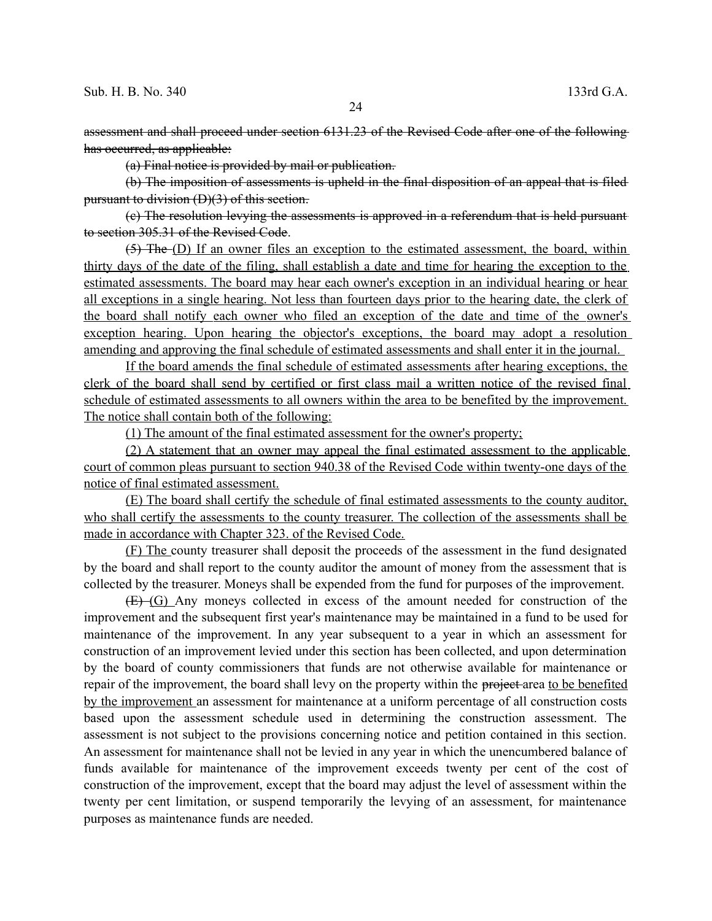~~assessment and shall proceed under section 6131.23 of the Revised Code after one of the following has occurred, as applicable:~~

~~(a) Final notice is provided by mail or publication.~~

~~(b) The imposition of assessments is upheld in the final disposition of an appeal that is filed pursuant to division (D)(3) of this section.~~

~~(c) The resolution levying the assessments is approved in a referendum that is held pursuant to section 305.31 of the Revised Code~~.

~~(5) The~~ <u>(D) If an owner files an exception to the estimated assessment, the board, within thirty days of the date of the filing, shall establish a date and time for hearing the exception to the estimated assessments. The board may hear each owner's exception in an individual hearing or hear all exceptions in a single hearing. Not less than fourteen days prior to the hearing date, the clerk of the board shall notify each owner who filed an exception of the date and time of the owner's exception hearing. Upon hearing the objector's exceptions, the board may adopt a resolution amending and approving the final schedule of estimated assessments and shall enter it in the journal.</u>

<u>If the board amends the final schedule of estimated assessments after hearing exceptions, the clerk of the board shall send by certified or first class mail a written notice of the revised final schedule of estimated assessments to all owners within the area to be benefited by the improvement. The notice shall contain both of the following:</u>

<u>(1) The amount of the final estimated assessment for the owner's property;</u>

<u>(2) A statement that an owner may appeal the final estimated assessment to the applicable court of common pleas pursuant to section 940.38 of the Revised Code within twenty-one days of the notice of final estimated assessment.</u>

<u>(E) The board shall certify the schedule of final estimated assessments to the county auditor, who shall certify the assessments to the county treasurer. The collection of the assessments shall be made in accordance with Chapter 323. of the Revised Code.</u>

<u>(F) The</u> county treasurer shall deposit the proceeds of the assessment in the fund designated by the board and shall report to the county auditor the amount of money from the assessment that is collected by the treasurer. Moneys shall be expended from the fund for purposes of the improvement.

~~(E)~~ <u>(G)</u> Any moneys collected in excess of the amount needed for construction of the improvement and the subsequent first year's maintenance may be maintained in a fund to be used for maintenance of the improvement. In any year subsequent to a year in which an assessment for construction of an improvement levied under this section has been collected, and upon determination by the board of county commissioners that funds are not otherwise available for maintenance or repair of the improvement, the board shall levy on the property within the ~~project~~ area <u>to be benefited by the improvement</u> an assessment for maintenance at a uniform percentage of all construction costs based upon the assessment schedule used in determining the construction assessment. The assessment is not subject to the provisions concerning notice and petition contained in this section. An assessment for maintenance shall not be levied in any year in which the unencumbered balance of funds available for maintenance of the improvement exceeds twenty per cent of the cost of construction of the improvement, except that the board may adjust the level of assessment within the twenty per cent limitation, or suspend temporarily the levying of an assessment, for maintenance purposes as maintenance funds are needed.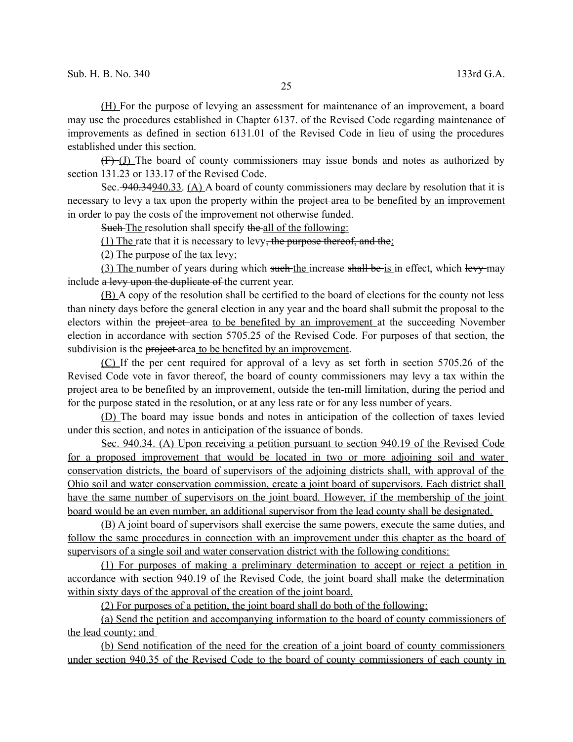(H) For the purpose of levying an assessment for maintenance of an improvement, a board may use the procedures established in Chapter 6137. of the Revised Code regarding maintenance of improvements as defined in section 6131.01 of the Revised Code in lieu of using the procedures established under this section.

~~(F)~~ (J) The board of county commissioners may issue bonds and notes as authorized by section 131.23 or 133.17 of the Revised Code.

Sec. ~~940.34~~940.33. (A) A board of county commissioners may declare by resolution that it is necessary to levy a tax upon the property within the ~~project~~ area to be benefited by an improvement in order to pay the costs of the improvement not otherwise funded.

~~Such~~ The resolution shall specify ~~the~~ all of the following:

(1) The rate that it is necessary to levy~~, the purpose thereof, and the~~;

(2) The purpose of the tax levy;

(3) The number of years during which ~~such~~ the increase ~~shall be~~ is in effect, which ~~levy~~ may include ~~a levy upon the duplicate of~~ the current year.

(B) A copy of the resolution shall be certified to the board of elections for the county not less than ninety days before the general election in any year and the board shall submit the proposal to the electors within the ~~project~~ area to be benefited by an improvement at the succeeding November election in accordance with section 5705.25 of the Revised Code. For purposes of that section, the subdivision is the ~~project~~ area to be benefited by an improvement.

(C) If the per cent required for approval of a levy as set forth in section 5705.26 of the Revised Code vote in favor thereof, the board of county commissioners may levy a tax within the ~~project~~ area to be benefited by an improvement, outside the ten-mill limitation, during the period and for the purpose stated in the resolution, or at any less rate or for any less number of years.

(D) The board may issue bonds and notes in anticipation of the collection of taxes levied under this section, and notes in anticipation of the issuance of bonds.

Sec. 940.34. (A) Upon receiving a petition pursuant to section 940.19 of the Revised Code for a proposed improvement that would be located in two or more adjoining soil and water conservation districts, the board of supervisors of the adjoining districts shall, with approval of the Ohio soil and water conservation commission, create a joint board of supervisors. Each district shall have the same number of supervisors on the joint board. However, if the membership of the joint board would be an even number, an additional supervisor from the lead county shall be designated.

(B) A joint board of supervisors shall exercise the same powers, execute the same duties, and follow the same procedures in connection with an improvement under this chapter as the board of supervisors of a single soil and water conservation district with the following conditions:

(1) For purposes of making a preliminary determination to accept or reject a petition in accordance with section 940.19 of the Revised Code, the joint board shall make the determination within sixty days of the approval of the creation of the joint board.

(2) For purposes of a petition, the joint board shall do both of the following:

(a) Send the petition and accompanying information to the board of county commissioners of the lead county; and

(b) Send notification of the need for the creation of a joint board of county commissioners under section 940.35 of the Revised Code to the board of county commissioners of each county in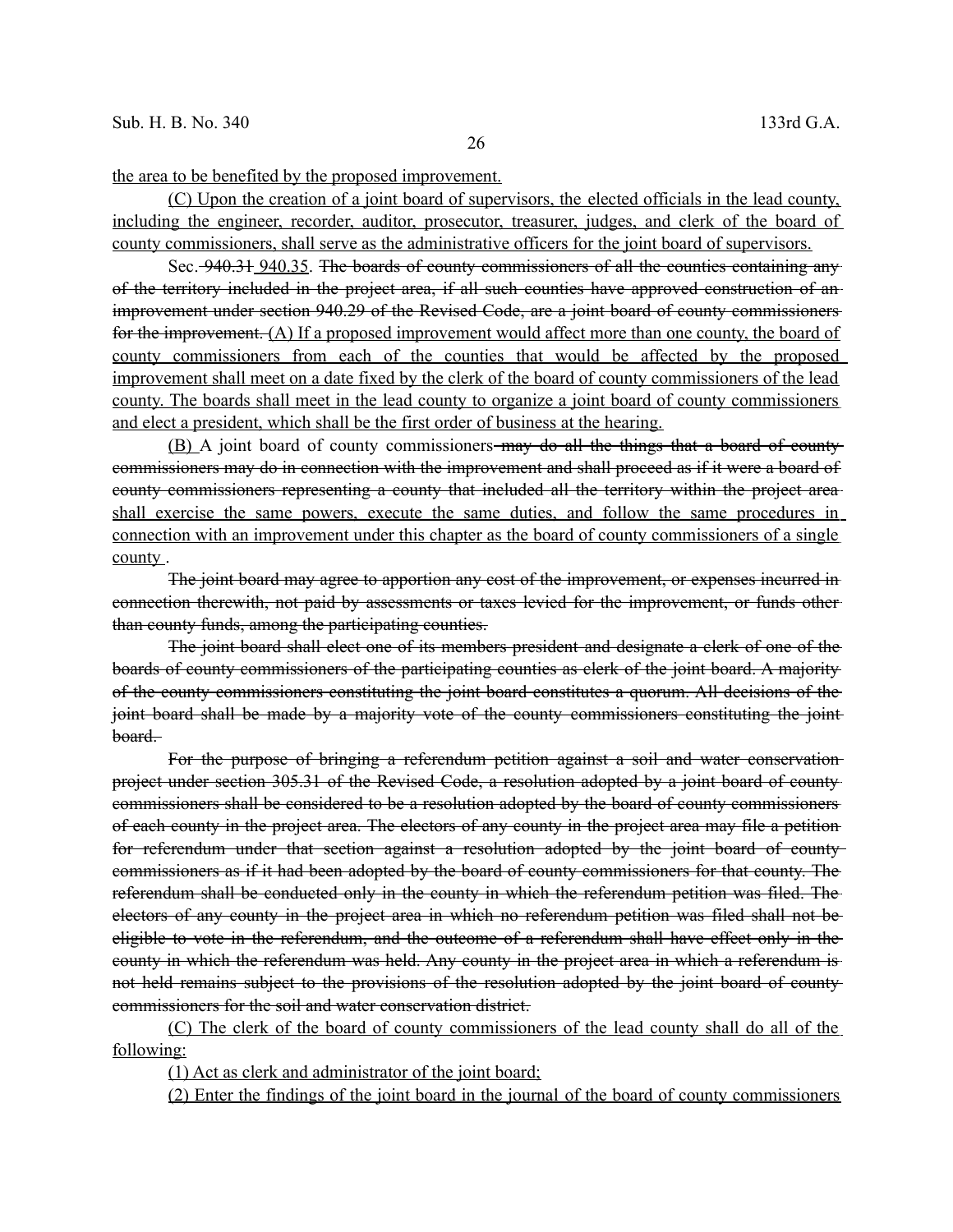the area to be benefited by the proposed improvement.

(C) Upon the creation of a joint board of supervisors, the elected officials in the lead county, including the engineer, recorder, auditor, prosecutor, treasurer, judges, and clerk of the board of county commissioners, shall serve as the administrative officers for the joint board of supervisors.

Sec. ~~940.31~~ 940.35. ~~The boards of county commissioners of all the counties containing any of the territory included in the project area, if all such counties have approved construction of an improvement under section 940.29 of the Revised Code, are a joint board of county commissioners for the improvement.~~ (A) If a proposed improvement would affect more than one county, the board of county commissioners from each of the counties that would be affected by the proposed improvement shall meet on a date fixed by the clerk of the board of county commissioners of the lead county. The boards shall meet in the lead county to organize a joint board of county commissioners and elect a president, which shall be the first order of business at the hearing.

(B) A joint board of county commissioners ~~may do all the things that a board of county commissioners may do in connection with the improvement and shall proceed as if it were a board of county commissioners representing a county that included all the territory within the project area~~ shall exercise the same powers, execute the same duties, and follow the same procedures in connection with an improvement under this chapter as the board of county commissioners of a single county .

~~The joint board may agree to apportion any cost of the improvement, or expenses incurred in connection therewith, not paid by assessments or taxes levied for the improvement, or funds other than county funds, among the participating counties.~~

~~The joint board shall elect one of its members president and designate a clerk of one of the boards of county commissioners of the participating counties as clerk of the joint board. A majority of the county commissioners constituting the joint board constitutes a quorum. All decisions of the joint board shall be made by a majority vote of the county commissioners constituting the joint board.~~

~~For the purpose of bringing a referendum petition against a soil and water conservation project under section 305.31 of the Revised Code, a resolution adopted by a joint board of county commissioners shall be considered to be a resolution adopted by the board of county commissioners of each county in the project area. The electors of any county in the project area may file a petition for referendum under that section against a resolution adopted by the joint board of county commissioners as if it had been adopted by the board of county commissioners for that county. The referendum shall be conducted only in the county in which the referendum petition was filed. The electors of any county in the project area in which no referendum petition was filed shall not be eligible to vote in the referendum, and the outcome of a referendum shall have effect only in the county in which the referendum was held. Any county in the project area in which a referendum is not held remains subject to the provisions of the resolution adopted by the joint board of county commissioners for the soil and water conservation district.~~

(C) The clerk of the board of county commissioners of the lead county shall do all of the following:

(1) Act as clerk and administrator of the joint board;

(2) Enter the findings of the joint board in the journal of the board of county commissioners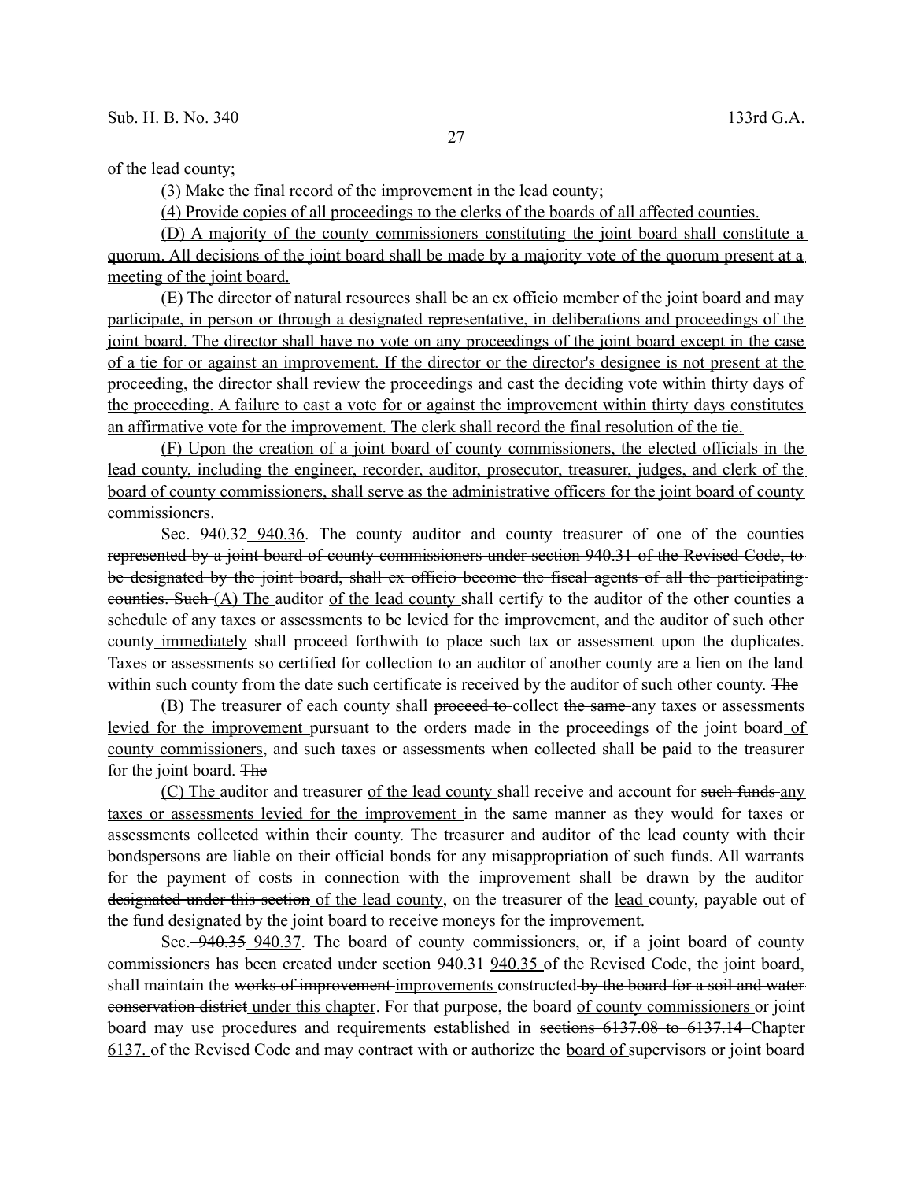of the lead county;

(3) Make the final record of the improvement in the lead county;

(4) Provide copies of all proceedings to the clerks of the boards of all affected counties.

(D) A majority of the county commissioners constituting the joint board shall constitute a quorum. All decisions of the joint board shall be made by a majority vote of the quorum present at a meeting of the joint board.

(E) The director of natural resources shall be an ex officio member of the joint board and may participate, in person or through a designated representative, in deliberations and proceedings of the joint board. The director shall have no vote on any proceedings of the joint board except in the case of a tie for or against an improvement. If the director or the director's designee is not present at the proceeding, the director shall review the proceedings and cast the deciding vote within thirty days of the proceeding. A failure to cast a vote for or against the improvement within thirty days constitutes an affirmative vote for the improvement. The clerk shall record the final resolution of the tie.

(F) Upon the creation of a joint board of county commissioners, the elected officials in the lead county, including the engineer, recorder, auditor, prosecutor, treasurer, judges, and clerk of the board of county commissioners, shall serve as the administrative officers for the joint board of county commissioners.

Sec. ~~940.32~~ 940.36. ~~The county auditor and county treasurer of one of the counties represented by a joint board of county commissioners under section 940.31 of the Revised Code, to be designated by the joint board, shall ex officio become the fiscal agents of all the participating counties. Such~~ (A) The auditor of the lead county shall certify to the auditor of the other counties a schedule of any taxes or assessments to be levied for the improvement, and the auditor of such other county immediately shall ~~proceed forthwith to~~ place such tax or assessment upon the duplicates. Taxes or assessments so certified for collection to an auditor of another county are a lien on the land within such county from the date such certificate is received by the auditor of such other county. ~~The~~

(B) The treasurer of each county shall ~~proceed to~~ collect ~~the same~~ any taxes or assessments levied for the improvement pursuant to the orders made in the proceedings of the joint board of county commissioners, and such taxes or assessments when collected shall be paid to the treasurer for the joint board. ~~The~~

(C) The auditor and treasurer of the lead county shall receive and account for ~~such funds~~ any taxes or assessments levied for the improvement in the same manner as they would for taxes or assessments collected within their county. The treasurer and auditor of the lead county with their bondspersons are liable on their official bonds for any misappropriation of such funds. All warrants for the payment of costs in connection with the improvement shall be drawn by the auditor ~~designated under this section~~ of the lead county, on the treasurer of the lead county, payable out of the fund designated by the joint board to receive moneys for the improvement.

Sec. ~~940.35~~ 940.37. The board of county commissioners, or, if a joint board of county commissioners has been created under section ~~940.31~~ 940.35 of the Revised Code, the joint board, shall maintain the ~~works of improvement~~ improvements constructed ~~by the board for a soil and water conservation district~~ under this chapter. For that purpose, the board of county commissioners or joint board may use procedures and requirements established in ~~sections 6137.08 to 6137.14~~ Chapter 6137. of the Revised Code and may contract with or authorize the board of supervisors or joint board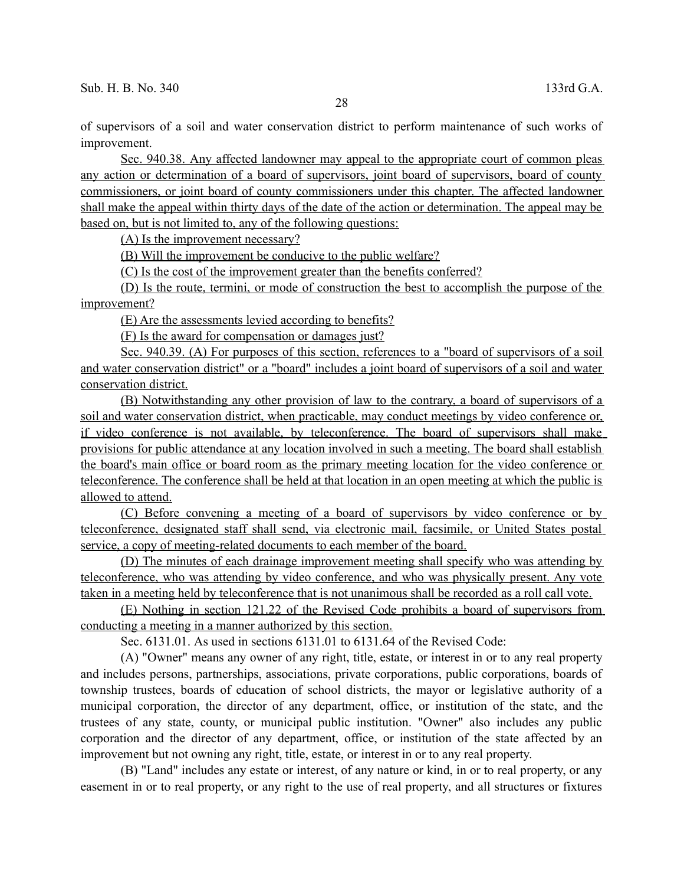of supervisors of a soil and water conservation district to perform maintenance of such works of improvement.

Sec. 940.38. Any affected landowner may appeal to the appropriate court of common pleas any action or determination of a board of supervisors, joint board of supervisors, board of county commissioners, or joint board of county commissioners under this chapter. The affected landowner shall make the appeal within thirty days of the date of the action or determination. The appeal may be based on, but is not limited to, any of the following questions:

(A) Is the improvement necessary?

(B) Will the improvement be conducive to the public welfare?

(C) Is the cost of the improvement greater than the benefits conferred?

(D) Is the route, termini, or mode of construction the best to accomplish the purpose of the improvement?

(E) Are the assessments levied according to benefits?

(F) Is the award for compensation or damages just?

Sec. 940.39. (A) For purposes of this section, references to a "board of supervisors of a soil and water conservation district" or a "board" includes a joint board of supervisors of a soil and water conservation district.

(B) Notwithstanding any other provision of law to the contrary, a board of supervisors of a soil and water conservation district, when practicable, may conduct meetings by video conference or, if video conference is not available, by teleconference. The board of supervisors shall make provisions for public attendance at any location involved in such a meeting. The board shall establish the board's main office or board room as the primary meeting location for the video conference or teleconference. The conference shall be held at that location in an open meeting at which the public is allowed to attend.

(C) Before convening a meeting of a board of supervisors by video conference or by teleconference, designated staff shall send, via electronic mail, facsimile, or United States postal service, a copy of meeting-related documents to each member of the board.

(D) The minutes of each drainage improvement meeting shall specify who was attending by teleconference, who was attending by video conference, and who was physically present. Any vote taken in a meeting held by teleconference that is not unanimous shall be recorded as a roll call vote.

(E) Nothing in section 121.22 of the Revised Code prohibits a board of supervisors from conducting a meeting in a manner authorized by this section.

Sec. 6131.01. As used in sections 6131.01 to 6131.64 of the Revised Code:

(A) "Owner" means any owner of any right, title, estate, or interest in or to any real property and includes persons, partnerships, associations, private corporations, public corporations, boards of township trustees, boards of education of school districts, the mayor or legislative authority of a municipal corporation, the director of any department, office, or institution of the state, and the trustees of any state, county, or municipal public institution. "Owner" also includes any public corporation and the director of any department, office, or institution of the state affected by an improvement but not owning any right, title, estate, or interest in or to any real property.

(B) "Land" includes any estate or interest, of any nature or kind, in or to real property, or any easement in or to real property, or any right to the use of real property, and all structures or fixtures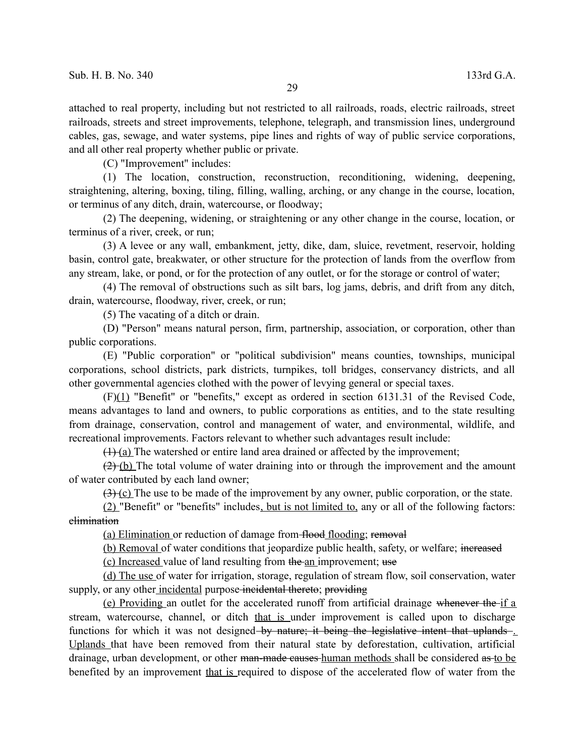attached to real property, including but not restricted to all railroads, roads, electric railroads, street railroads, streets and street improvements, telephone, telegraph, and transmission lines, underground cables, gas, sewage, and water systems, pipe lines and rights of way of public service corporations, and all other real property whether public or private.

(C) "Improvement" includes:

(1) The location, construction, reconstruction, reconditioning, widening, deepening, straightening, altering, boxing, tiling, filling, walling, arching, or any change in the course, location, or terminus of any ditch, drain, watercourse, or floodway;

(2) The deepening, widening, or straightening or any other change in the course, location, or terminus of a river, creek, or run;

(3) A levee or any wall, embankment, jetty, dike, dam, sluice, revetment, reservoir, holding basin, control gate, breakwater, or other structure for the protection of lands from the overflow from any stream, lake, or pond, or for the protection of any outlet, or for the storage or control of water;

(4) The removal of obstructions such as silt bars, log jams, debris, and drift from any ditch, drain, watercourse, floodway, river, creek, or run;

(5) The vacating of a ditch or drain.

(D) "Person" means natural person, firm, partnership, association, or corporation, other than public corporations.

(E) "Public corporation" or "political subdivision" means counties, townships, municipal corporations, school districts, park districts, turnpikes, toll bridges, conservancy districts, and all other governmental agencies clothed with the power of levying general or special taxes.

(F)<u>(1)</u> "Benefit" or "benefits," except as ordered in section 6131.31 of the Revised Code, means advantages to land and owners, to public corporations as entities, and to the state resulting from drainage, conservation, control and management of water, and environmental, wildlife, and recreational improvements. Factors relevant to whether such advantages result include:

~~(1)~~ <u>(a)</u> The watershed or entire land area drained or affected by the improvement;

~~(2)~~ <u>(b)</u> The total volume of water draining into or through the improvement and the amount of water contributed by each land owner;

~~(3)~~ <u>(c)</u> The use to be made of the improvement by any owner, public corporation, or the state.

<u>(2)</u> "Benefit" or "benefits" includes<u>, but is not limited to,</u> any or all of the following factors: ~~elimination~~

<u>(a) Elimination</u> or reduction of damage from ~~flood~~ <u>flooding</u>; ~~removal~~

<u>(b) Removal</u> of water conditions that jeopardize public health, safety, or welfare; ~~increased~~

<u>(c) Increased</u> value of land resulting from ~~the~~ <u>an</u> improvement; ~~use~~

<u>(d) The use</u> of water for irrigation, storage, regulation of stream flow, soil conservation, water supply, or any other <u>incidental</u> purpose ~~incidental thereto~~; ~~providing~~

<u>(e) Providing</u> an outlet for the accelerated runoff from artificial drainage ~~whenever the~~ <u>if a</u> stream, watercourse, channel, or ditch <u>that is</u> under improvement is called upon to discharge functions for which it was not designed ~~by nature; it being the legislative intent that uplands~~ <u>. Uplands</u> that have been removed from their natural state by deforestation, cultivation, artificial drainage, urban development, or other ~~man-made causes~~ <u>human methods</u> shall be considered ~~as~~ <u>to be</u> benefited by an improvement <u>that is</u> required to dispose of the accelerated flow of water from the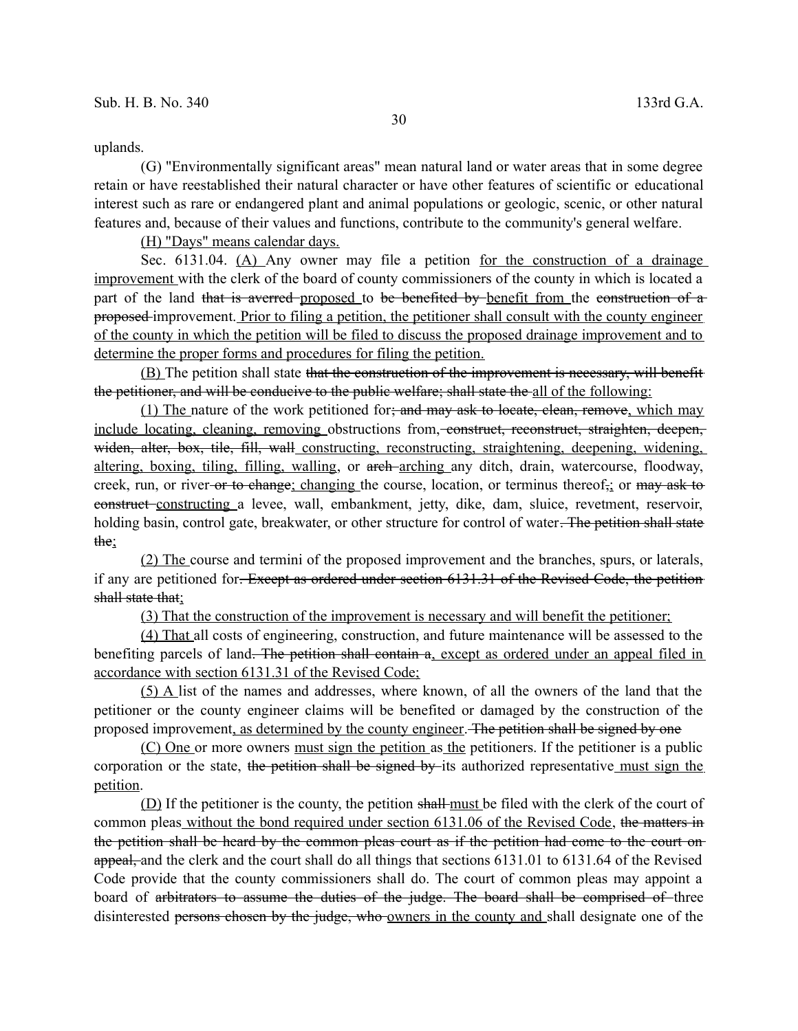uplands.

(G) "Environmentally significant areas" mean natural land or water areas that in some degree retain or have reestablished their natural character or have other features of scientific or educational interest such as rare or endangered plant and animal populations or geologic, scenic, or other natural features and, because of their values and functions, contribute to the community's general welfare.

<u>(H) "Days" means calendar days.</u>

Sec. 6131.04. <u>(A)</u> Any owner may file a petition <u>for the construction of a drainage improvement</u> with the clerk of the board of county commissioners of the county in which is located a part of the land ~~that is averred~~ <u>proposed</u> to ~~be benefited by~~ <u>benefit from</u> the ~~construction of a proposed~~ improvement. <u>Prior to filing a petition, the petitioner shall consult with the county engineer of the county in which the petition will be filed to discuss the proposed drainage improvement and to determine the proper forms and procedures for filing the petition.</u>

<u>(B)</u> The petition shall state ~~that the construction of the improvement is necessary, will benefit the petitioner, and will be conducive to the public welfare; shall state the~~ <u>all of the following:</u>

<u>(1) The</u> nature of the work petitioned for~~; and may ask to locate, clean, remove~~<u>, which may include locating, cleaning, removing</u> obstructions from~~, construct, reconstruct, straighten, deepen, widen, alter, box, tile, fill, wall~~ <u>constructing, reconstructing, straightening, deepening, widening, altering, boxing, tiling, filling, walling</u>, or ~~arch~~ <u>arching</u> any ditch, drain, watercourse, floodway, creek, run, or river ~~or to change~~<u>; changing</u> the course, location, or terminus thereof~~,~~<u>;</u> or ~~may ask to construct~~ <u>constructing</u> a levee, wall, embankment, jetty, dike, dam, sluice, revetment, reservoir, holding basin, control gate, breakwater, or other structure for control of water~~. The petition shall state the~~<u>;</u>

<u>(2) The</u> course and termini of the proposed improvement and the branches, spurs, or laterals, if any are petitioned for~~. Except as ordered under section 6131.31 of the Revised Code, the petition shall state that~~<u>;</u>

<u>(3) That the construction of the improvement is necessary and will benefit the petitioner;</u>

<u>(4) That</u> all costs of engineering, construction, and future maintenance will be assessed to the benefiting parcels of land~~. The petition shall contain a~~<u>, except as ordered under an appeal filed in accordance with section 6131.31 of the Revised Code;</u>

<u>(5) A</u> list of the names and addresses, where known, of all the owners of the land that the petitioner or the county engineer claims will be benefited or damaged by the construction of the proposed improvement<u>, as determined by the county engineer</u>. ~~The petition shall be signed by one~~

<u>(C) One</u> or more owners <u>must sign the petition</u> as <u>the</u> petitioners. If the petitioner is a public corporation or the state, ~~the petition shall be signed by~~ its authorized representative <u>must sign the petition</u>.

<u>(D)</u> If the petitioner is the county, the petition ~~shall~~ <u>must</u> be filed with the clerk of the court of common pleas <u>without the bond required under section 6131.06 of the Revised Code</u>, ~~the matters in the petition shall be heard by the common pleas court as if the petition had come to the court on appeal,~~ and the clerk and the court shall do all things that sections 6131.01 to 6131.64 of the Revised Code provide that the county commissioners shall do. The court of common pleas may appoint a board of ~~arbitrators to assume the duties of the judge. The board shall be comprised of~~ three disinterested ~~persons chosen by the judge, who~~ <u>owners in the county and</u> shall designate one of the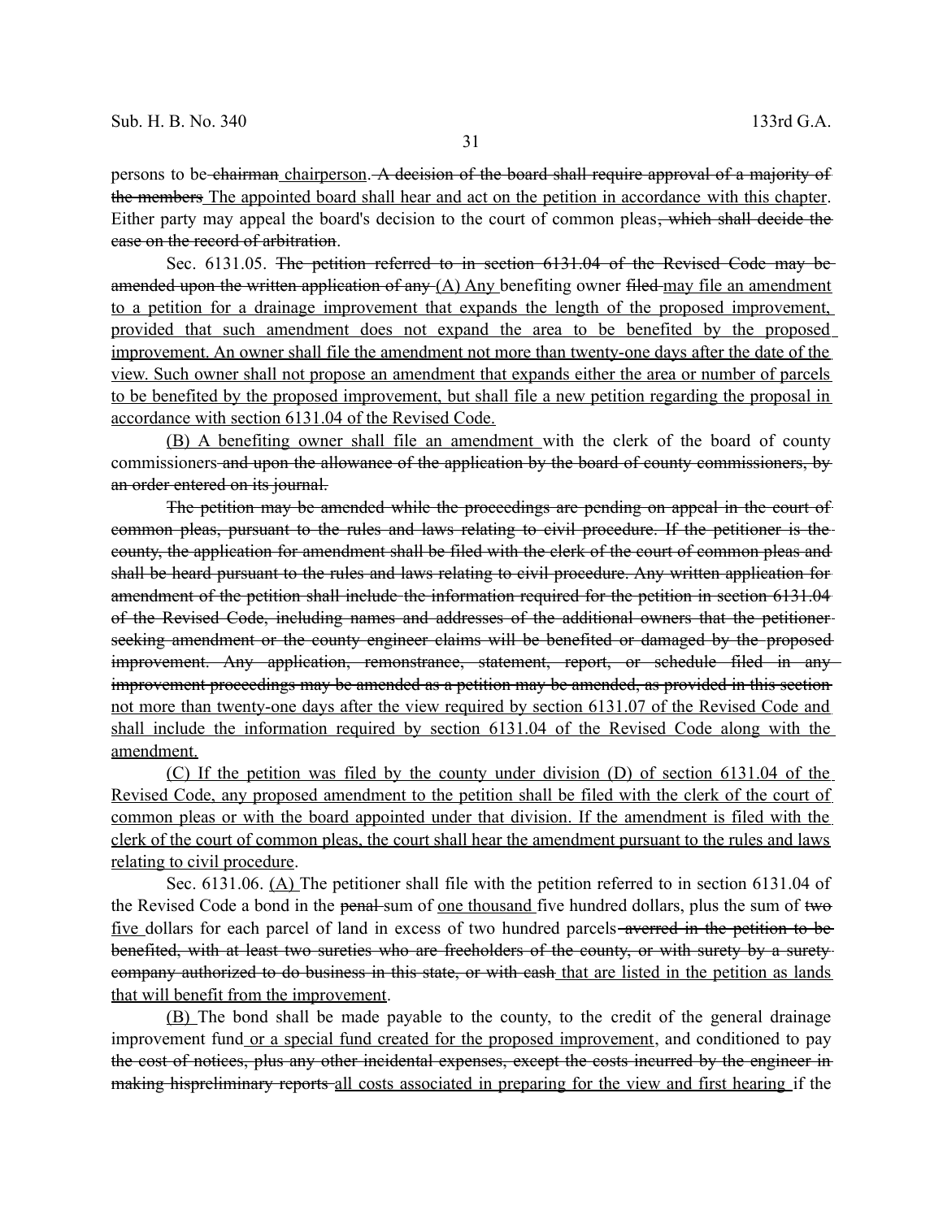persons to be chairman chairperson. A decision of the board shall require approval of a majority of the members The appointed board shall hear and act on the petition in accordance with this chapter. Either party may appeal the board's decision to the court of common pleas, which shall decide the case on the record of arbitration.

Sec. 6131.05. The petition referred to in section 6131.04 of the Revised Code may be amended upon the written application of any (A) Any benefiting owner filed may file an amendment to a petition for a drainage improvement that expands the length of the proposed improvement, provided that such amendment does not expand the area to be benefited by the proposed improvement. An owner shall file the amendment not more than twenty-one days after the date of the view. Such owner shall not propose an amendment that expands either the area or number of parcels to be benefited by the proposed improvement, but shall file a new petition regarding the proposal in accordance with section 6131.04 of the Revised Code.

(B) A benefiting owner shall file an amendment with the clerk of the board of county commissioners and upon the allowance of the application by the board of county commissioners, by an order entered on its journal.

The petition may be amended while the proceedings are pending on appeal in the court of common pleas, pursuant to the rules and laws relating to civil procedure. If the petitioner is the county, the application for amendment shall be filed with the clerk of the court of common pleas and shall be heard pursuant to the rules and laws relating to civil procedure. Any written application for amendment of the petition shall include the information required for the petition in section 6131.04 of the Revised Code, including names and addresses of the additional owners that the petitioner seeking amendment or the county engineer claims will be benefited or damaged by the proposed improvement. Any application, remonstrance, statement, report, or schedule filed in any improvement proceedings may be amended as a petition may be amended, as provided in this section not more than twenty-one days after the view required by section 6131.07 of the Revised Code and shall include the information required by section 6131.04 of the Revised Code along with the amendment.

(C) If the petition was filed by the county under division (D) of section 6131.04 of the Revised Code, any proposed amendment to the petition shall be filed with the clerk of the court of common pleas or with the board appointed under that division. If the amendment is filed with the clerk of the court of common pleas, the court shall hear the amendment pursuant to the rules and laws relating to civil procedure.

Sec. 6131.06. (A) The petitioner shall file with the petition referred to in section 6131.04 of the Revised Code a bond in the penal sum of one thousand five hundred dollars, plus the sum of two five dollars for each parcel of land in excess of two hundred parcels averred in the petition to be benefited, with at least two sureties who are freeholders of the county, or with surety by a surety company authorized to do business in this state, or with cash that are listed in the petition as lands that will benefit from the improvement.

(B) The bond shall be made payable to the county, to the credit of the general drainage improvement fund or a special fund created for the proposed improvement, and conditioned to pay the cost of notices, plus any other incidental expenses, except the costs incurred by the engineer in making hispreliminary reports all costs associated in preparing for the view and first hearing if the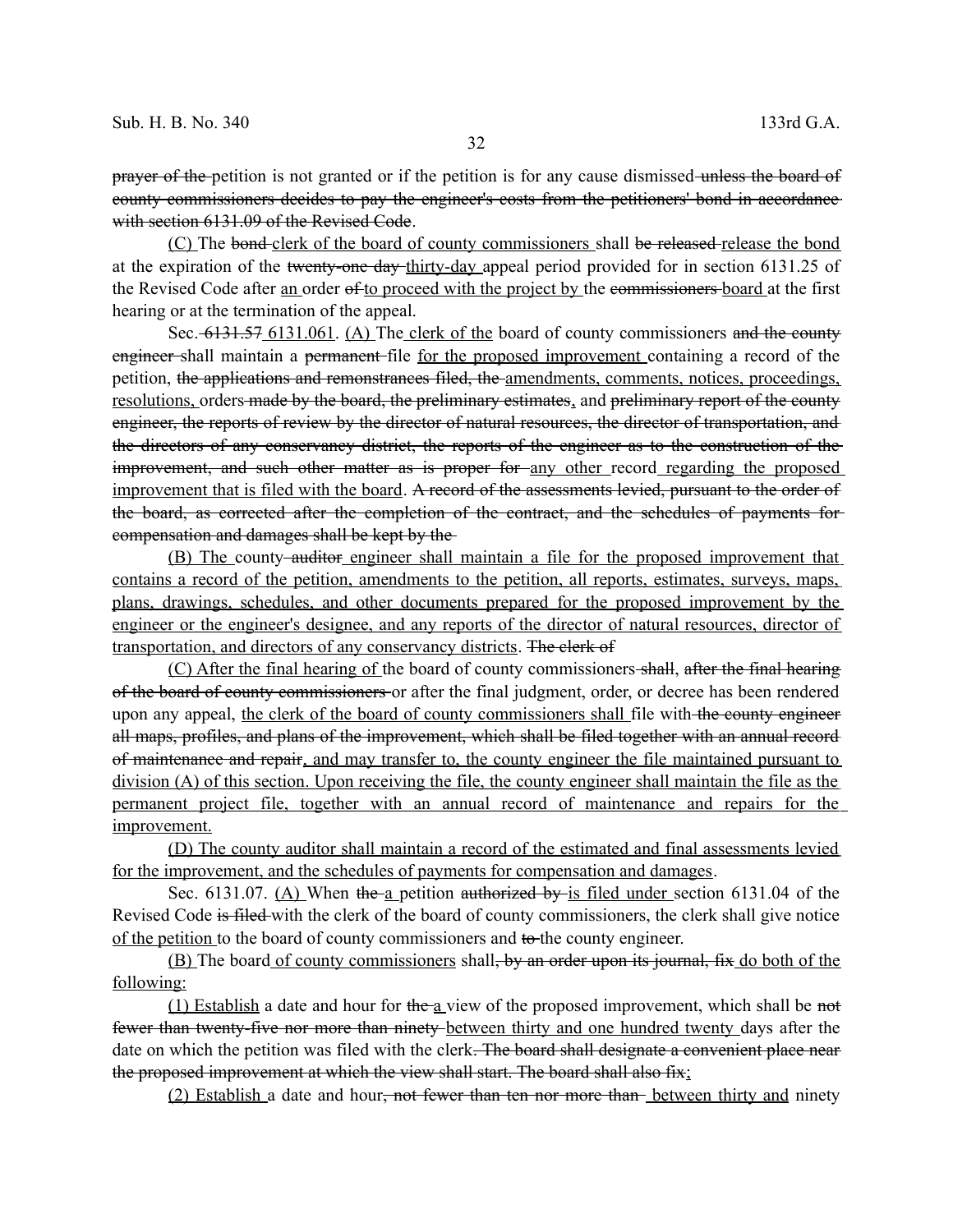~~prayer of the~~ petition is not granted or if the petition is for any cause dismissed ~~unless the board of county commissioners decides to pay the engineer's costs from the petitioners' bond in accordance with section 6131.09 of the Revised Code~~.

<u>(C)</u> The ~~bond~~ <u>clerk of the board of county commissioners</u> shall ~~be released~~ <u>release the bond</u> at the expiration of the ~~twenty-one day~~ <u>thirty-day</u> appeal period provided for in section 6131.25 of the Revised Code after <u>an</u> order ~~of~~ <u>to proceed with the project by</u> the ~~commissioners~~ <u>board</u> at the first hearing or at the termination of the appeal.

Sec. ~~6131.57~~ <u>6131.061</u>. <u>(A)</u> The <u>clerk of the</u> board of county commissioners ~~and the county engineer~~ shall maintain a ~~permanent~~ file <u>for the proposed improvement</u> containing a record of the petition, ~~the applications and remonstrances filed, the~~ <u>amendments, comments, notices, proceedings, resolutions,</u> orders ~~made by the board, the preliminary estimates~~<u>,</u> and ~~preliminary report of the county engineer, the reports of review by the director of natural resources, the director of transportation, and the directors of any conservancy district, the reports of the engineer as to the construction of the improvement, and such other matter as is proper for~~ <u>any other</u> record <u>regarding the proposed improvement that is filed with the board</u>. ~~A record of the assessments levied, pursuant to the order of the board, as corrected after the completion of the contract, and the schedules of payments for compensation and damages shall be kept by the~~

<u>(B) The</u> county ~~auditor~~ <u>engineer shall maintain a file for the proposed improvement that contains a record of the petition, amendments to the petition, all reports, estimates, surveys, maps, plans, drawings, schedules, and other documents prepared for the proposed improvement by the engineer or the engineer's designee, and any reports of the director of natural resources, director of transportation, and directors of any conservancy districts</u>. ~~The clerk of~~

<u>(C) After the final hearing of</u> the board of county commissioners ~~shall~~, ~~after the final hearing of the board of county commissioners~~ or after the final judgment, order, or decree has been rendered upon any appeal, <u>the clerk of the board of county commissioners shall</u> file with ~~the county engineer all maps, profiles, and plans of the improvement, which shall be filed together with an annual record of maintenance and repair~~<u>, and may transfer to,</u> the county engineer <u>the file maintained pursuant to division (A) of this section. Upon receiving the file, the county engineer shall maintain the file as the permanent project file, together with an annual record of maintenance and repairs for the improvement.</u>

<u>(D) The county auditor shall maintain a record of the estimated and final assessments levied for the improvement, and the schedules of payments for compensation and damages</u>.

Sec. 6131.07. <u>(A)</u> When ~~the~~ <u>a</u> petition ~~authorized by~~ <u>is filed under</u> section 6131.04 of the Revised Code ~~is filed~~ with the clerk of the board of county commissioners, the clerk shall give notice <u>of the petition</u> to the board of county commissioners and ~~to~~ the county engineer.

<u>(B)</u> The board <u>of county commissioners</u> shall~~, by an order upon its journal, fix~~ <u>do both of the following:</u>

<u>(1) Establish</u> a date and hour for ~~the~~ <u>a</u> view of the proposed improvement, which shall be ~~not fewer than twenty-five nor more than ninety~~ <u>between thirty and one hundred twenty</u> days after the date on which the petition was filed with the clerk~~. The board shall designate a convenient place near the proposed improvement at which the view shall start. The board shall also fix~~<u>;</u>

<u>(2) Establish</u> a date and hour~~, not fewer than ten nor more than~~ <u>between thirty and</u> ninety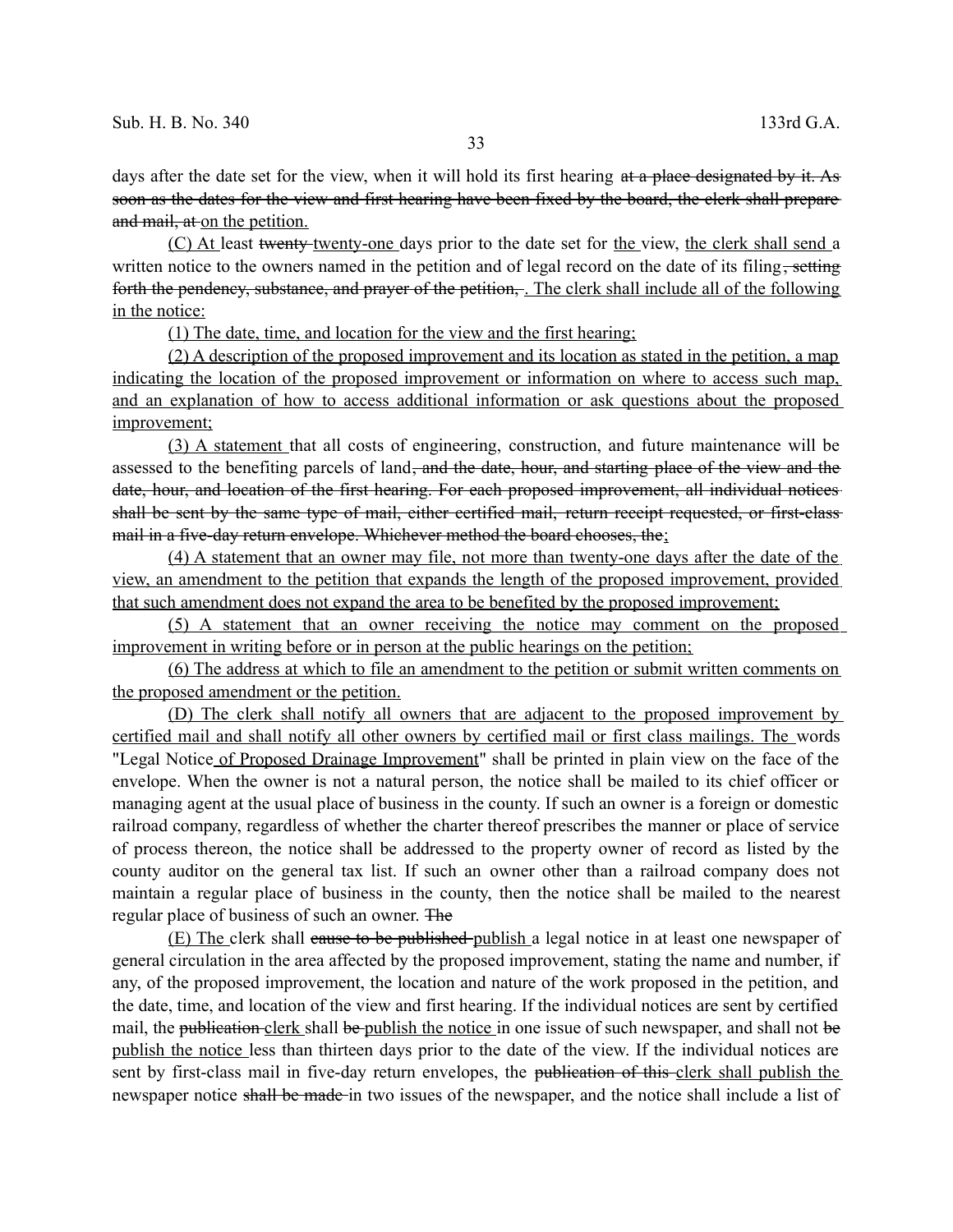days after the date set for the view, when it will hold its first hearing ~~at a place designated by it. As soon as the dates for the view and first hearing have been fixed by the board, the clerk shall prepare and mail, at~~ <u>on the petition.</u>

<u>(C) At</u> least ~~twenty~~ <u>twenty-one</u> days prior to the date set for <u>the</u> view, <u>the clerk shall send</u> a written notice to the owners named in the petition and of legal record on the date of its filing~~, setting forth the pendency, substance, and prayer of the petition,~~ <u>. The clerk shall include all of the following in the notice:</u>

<u>(1) The date, time, and location for the view and the first hearing;</u>

<u>(2) A description of the proposed improvement and its location as stated in the petition, a map indicating the location of the proposed improvement or information on where to access such map, and an explanation of how to access additional information or ask questions about the proposed improvement;</u>

<u>(3) A statement</u> that all costs of engineering, construction, and future maintenance will be assessed to the benefiting parcels of land~~, and the date, hour, and starting place of the view and the date, hour, and location of the first hearing. For each proposed improvement, all individual notices shall be sent by the same type of mail, either certified mail, return receipt requested, or first-class mail in a five-day return envelope. Whichever method the board chooses, the~~<u>;</u>

<u>(4) A statement that an owner may file, not more than twenty-one days after the date of the view, an amendment to the petition that expands the length of the proposed improvement, provided that such amendment does not expand the area to be benefited by the proposed improvement;</u>

<u>(5) A statement that an owner receiving the notice may comment on the proposed improvement in writing before or in person at the public hearings on the petition;</u>

<u>(6) The address at which to file an amendment to the petition or submit written comments on the proposed amendment or the petition.</u>

<u>(D) The clerk shall notify all owners that are adjacent to the proposed improvement by certified mail and shall notify all other owners by certified mail or first class mailings. The</u> words "Legal Notice <u>of Proposed Drainage Improvement</u>" shall be printed in plain view on the face of the envelope. When the owner is not a natural person, the notice shall be mailed to its chief officer or managing agent at the usual place of business in the county. If such an owner is a foreign or domestic railroad company, regardless of whether the charter thereof prescribes the manner or place of service of process thereon, the notice shall be addressed to the property owner of record as listed by the county auditor on the general tax list. If such an owner other than a railroad company does not maintain a regular place of business in the county, then the notice shall be mailed to the nearest regular place of business of such an owner. ~~The~~

<u>(E) The</u> clerk shall ~~cause to be published~~ <u>publish</u> a legal notice in at least one newspaper of general circulation in the area affected by the proposed improvement, stating the name and number, if any, of the proposed improvement, the location and nature of the work proposed in the petition, and the date, time, and location of the view and first hearing. If the individual notices are sent by certified mail, the ~~publication~~ <u>clerk</u> shall ~~be~~ <u>publish the notice</u> in one issue of such newspaper, and shall not ~~be~~ <u>publish the notice</u> less than thirteen days prior to the date of the view. If the individual notices are sent by first-class mail in five-day return envelopes, the ~~publication of this~~ <u>clerk shall publish the</u> newspaper notice ~~shall be made~~ in two issues of the newspaper, and the notice shall include a list of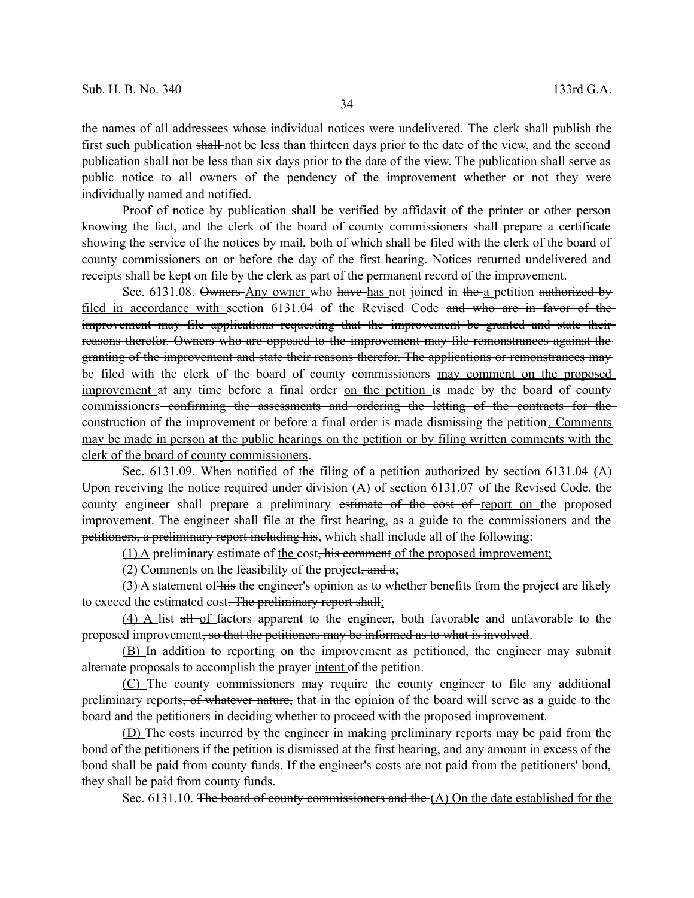the names of all addressees whose individual notices were undelivered. The clerk shall publish the first such publication shall not be less than thirteen days prior to the date of the view, and the second publication shall not be less than six days prior to the date of the view. The publication shall serve as public notice to all owners of the pendency of the improvement whether or not they were individually named and notified.

Proof of notice by publication shall be verified by affidavit of the printer or other person knowing the fact, and the clerk of the board of county commissioners shall prepare a certificate showing the service of the notices by mail, both of which shall be filed with the clerk of the board of county commissioners on or before the day of the first hearing. Notices returned undelivered and receipts shall be kept on file by the clerk as part of the permanent record of the improvement.

Sec. 6131.08. ~~Owners~~ Any owner who ~~have~~ has not joined in ~~the~~ a petition ~~authorized by~~ filed in accordance with section 6131.04 of the Revised Code ~~and who are in favor of the improvement may file applications requesting that the improvement be granted and state their reasons therefor. Owners who are opposed to the improvement may file remonstrances against the granting of the improvement and state their reasons therefor. The applications or remonstrances may be filed with the clerk of the board of county commissioners~~ may comment on the proposed improvement at any time before a final order on the petition is made by the board of county commissioners ~~confirming the assessments and ordering the letting of the contracts for the construction of the improvement or before a final order is made dismissing the petition~~. Comments may be made in person at the public hearings on the petition or by filing written comments with the clerk of the board of county commissioners.

Sec. 6131.09. ~~When notified of the filing of a petition authorized by section 6131.04~~ (A) Upon receiving the notice required under division (A) of section 6131.07 of the Revised Code, the county engineer shall prepare a preliminary ~~estimate of the cost of~~ report on the proposed improvement~~. The engineer shall file at the first hearing, as a guide to the commissioners and the petitioners, a preliminary report including his~~, which shall include all of the following:

(1) A preliminary estimate of the cost~~, his comment~~ of the proposed improvement;

(2) Comments on the feasibility of the project~~, and a~~;

(3) A statement of ~~his~~ the engineer's opinion as to whether benefits from the project are likely to exceed the estimated cost~~. The preliminary report shall~~;

(4) A list ~~all~~ of factors apparent to the engineer, both favorable and unfavorable to the proposed improvement~~, so that the petitioners may be informed as to what is involved~~.

(B) In addition to reporting on the improvement as petitioned, the engineer may submit alternate proposals to accomplish the ~~prayer~~ intent of the petition.

(C) The county commissioners may require the county engineer to file any additional preliminary reports~~, of whatever nature,~~ that in the opinion of the board will serve as a guide to the board and the petitioners in deciding whether to proceed with the proposed improvement.

(D) The costs incurred by the engineer in making preliminary reports may be paid from the bond of the petitioners if the petition is dismissed at the first hearing, and any amount in excess of the bond shall be paid from county funds. If the engineer's costs are not paid from the petitioners' bond, they shall be paid from county funds.

Sec. 6131.10. ~~The board of county commissioners and the~~ (A) On the date established for the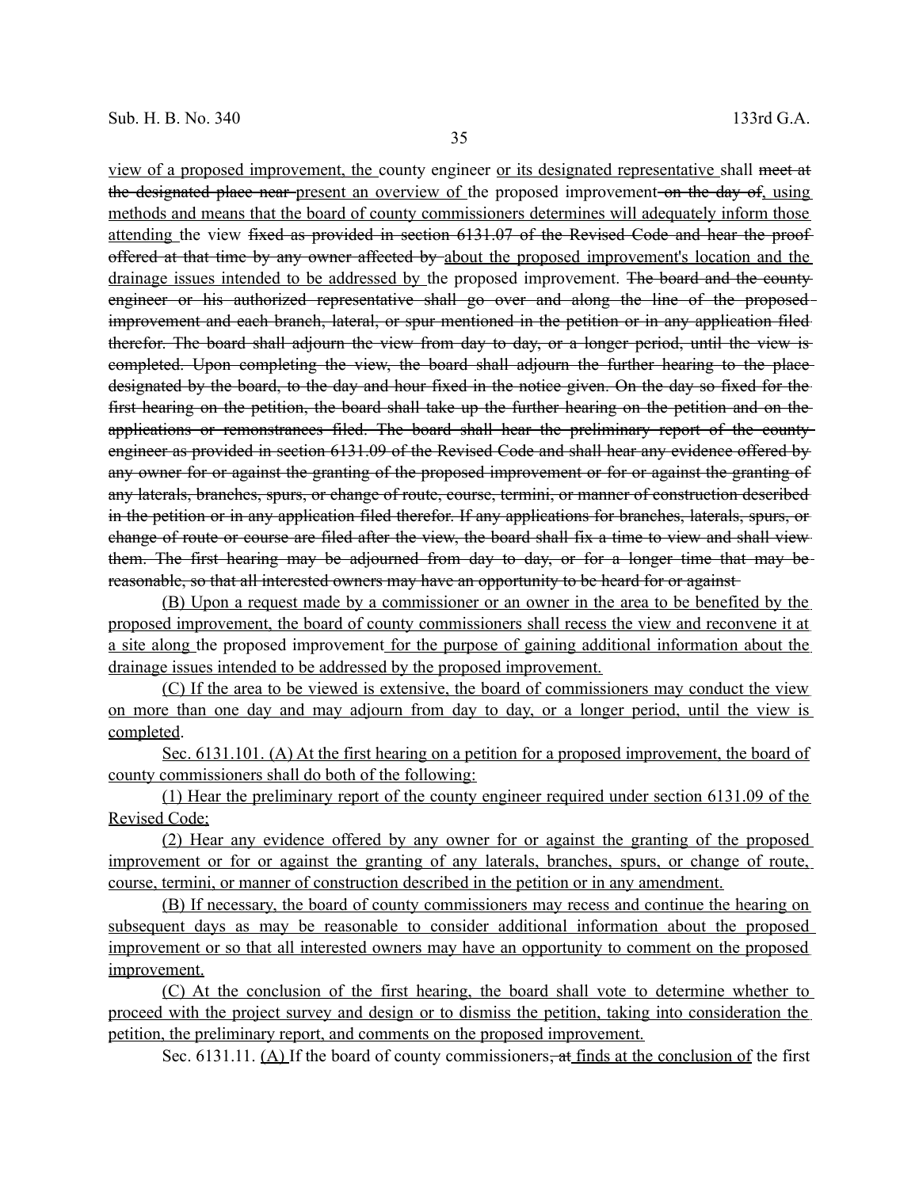view of a proposed improvement, the county engineer or its designated representative shall ~~meet at the designated place near~~ present an overview of the proposed improvement ~~on the day of~~, using methods and means that the board of county commissioners determines will adequately inform those attending the view ~~fixed as provided in section 6131.07 of the Revised Code and hear the proof offered at that time by any owner affected by~~ about the proposed improvement's location and the drainage issues intended to be addressed by the proposed improvement. ~~The board and the county engineer or his authorized representative shall go over and along the line of the proposed improvement and each branch, lateral, or spur mentioned in the petition or in any application filed therefor. The board shall adjourn the view from day to day, or a longer period, until the view is completed. Upon completing the view, the board shall adjourn the further hearing to the place designated by the board, to the day and hour fixed in the notice given. On the day so fixed for the first hearing on the petition, the board shall take up the further hearing on the petition and on the applications or remonstrances filed. The board shall hear the preliminary report of the county engineer as provided in section 6131.09 of the Revised Code and shall hear any evidence offered by any owner for or against the granting of the proposed improvement or for or against the granting of any laterals, branches, spurs, or change of route, course, termini, or manner of construction described in the petition or in any application filed therefor. If any applications for branches, laterals, spurs, or change of route or course are filed after the view, the board shall fix a time to view and shall view them. The first hearing may be adjourned from day to day, or for a longer time that may be reasonable, so that all interested owners may have an opportunity to be heard for or against~~

(B) Upon a request made by a commissioner or an owner in the area to be benefited by the proposed improvement, the board of county commissioners shall recess the view and reconvene it at a site along the proposed improvement for the purpose of gaining additional information about the drainage issues intended to be addressed by the proposed improvement.

(C) If the area to be viewed is extensive, the board of commissioners may conduct the view on more than one day and may adjourn from day to day, or a longer period, until the view is completed.

Sec. 6131.101. (A) At the first hearing on a petition for a proposed improvement, the board of county commissioners shall do both of the following:

(1) Hear the preliminary report of the county engineer required under section 6131.09 of the Revised Code;

(2) Hear any evidence offered by any owner for or against the granting of the proposed improvement or for or against the granting of any laterals, branches, spurs, or change of route, course, termini, or manner of construction described in the petition or in any amendment.

(B) If necessary, the board of county commissioners may recess and continue the hearing on subsequent days as may be reasonable to consider additional information about the proposed improvement or so that all interested owners may have an opportunity to comment on the proposed improvement.

(C) At the conclusion of the first hearing, the board shall vote to determine whether to proceed with the project survey and design or to dismiss the petition, taking into consideration the petition, the preliminary report, and comments on the proposed improvement.

Sec. 6131.11. (A) If the board of county commissioners~~, at~~ finds at the conclusion of the first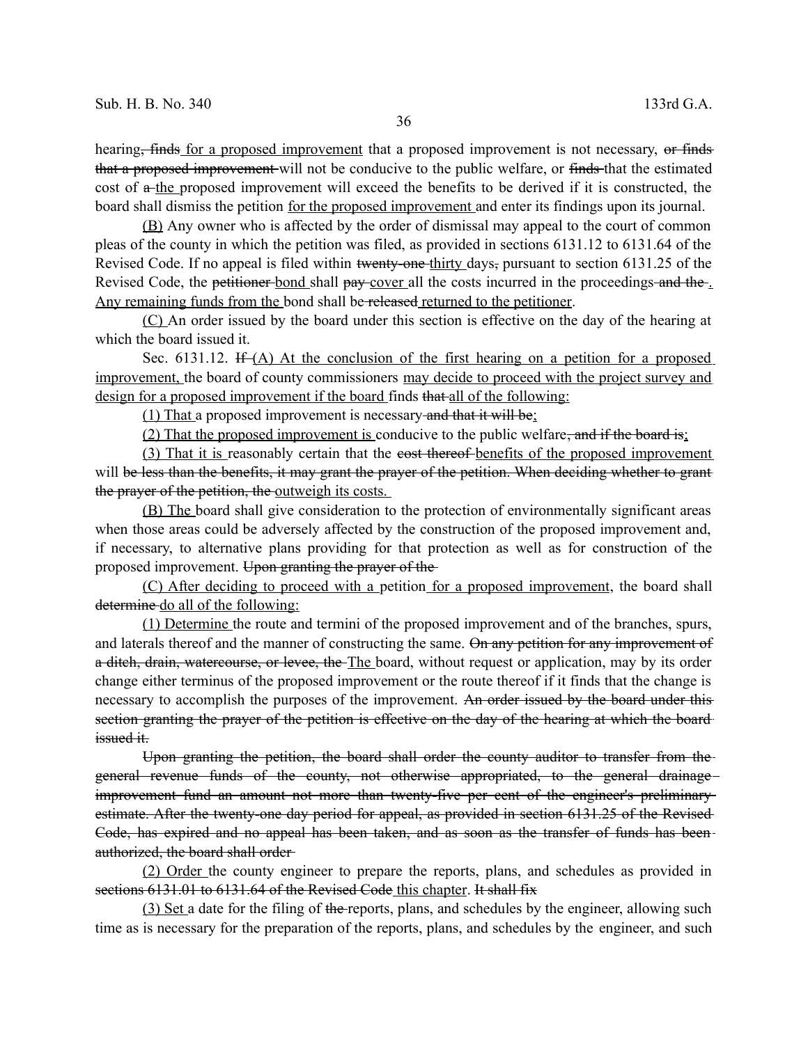hearing~~, finds~~ <u>for a proposed improvement</u> that a proposed improvement is not necessary, ~~or finds that a proposed improvement~~ will not be conducive to the public welfare, or ~~finds~~ that the estimated cost of ~~a~~ <u>the</u> proposed improvement will exceed the benefits to be derived if it is constructed, the board shall dismiss the petition <u>for the proposed improvement</u> and enter its findings upon its journal.

<u>(B)</u> Any owner who is affected by the order of dismissal may appeal to the court of common pleas of the county in which the petition was filed, as provided in sections 6131.12 to 6131.64 of the Revised Code. If no appeal is filed within ~~twenty-one~~ <u>thirty</u> days~~,~~ pursuant to section 6131.25 of the Revised Code, the ~~petitioner~~ <u>bond</u> shall ~~pay~~ <u>cover</u> all the costs incurred in the proceedings~~ and the~~<u>. Any remaining funds from the</u> bond shall be~~ released~~ <u>returned to the petitioner</u>.

<u>(C)</u> An order issued by the board under this section is effective on the day of the hearing at which the board issued it.

Sec. 6131.12. ~~If~~ <u>(A) At the conclusion of the first hearing on a petition for a proposed improvement,</u> the board of county commissioners <u>may decide to proceed with the project survey and design for a proposed improvement if the board</u> finds ~~that~~ <u>all of the following:</u>

<u>(1) That</u> a proposed improvement is necessary~~ and that it will be~~<u>;</u>

<u>(2) That the proposed improvement is</u> conducive to the public welfare~~, and if the board is~~<u>;</u>

<u>(3) That it is</u> reasonably certain that the ~~cost thereof~~ <u>benefits of the proposed improvement</u> will ~~be less than the benefits, it may grant the prayer of the petition. When deciding whether to grant the prayer of the petition, the~~ <u>outweigh its costs.</u>

<u>(B) The</u> board shall give consideration to the protection of environmentally significant areas when those areas could be adversely affected by the construction of the proposed improvement and, if necessary, to alternative plans providing for that protection as well as for construction of the proposed improvement. ~~Upon granting the prayer of the~~

<u>(C) After deciding to proceed with a</u> petition <u>for a proposed improvement</u>, the board shall ~~determine~~ <u>do all of the following:</u>

<u>(1) Determine</u> the route and termini of the proposed improvement and of the branches, spurs, and laterals thereof and the manner of constructing the same. ~~On any petition for any improvement of a ditch, drain, watercourse, or levee, the~~ <u>The</u> board, without request or application, may by its order change either terminus of the proposed improvement or the route thereof if it finds that the change is necessary to accomplish the purposes of the improvement. ~~An order issued by the board under this section granting the prayer of the petition is effective on the day of the hearing at which the board issued it.~~

~~Upon granting the petition, the board shall order the county auditor to transfer from the general revenue funds of the county, not otherwise appropriated, to the general drainage improvement fund an amount not more than twenty-five per cent of the engineer's preliminary estimate. After the twenty-one day period for appeal, as provided in section 6131.25 of the Revised Code, has expired and no appeal has been taken, and as soon as the transfer of funds has been authorized, the board shall order~~

<u>(2) Order</u> the county engineer to prepare the reports, plans, and schedules as provided in ~~sections 6131.01 to 6131.64 of the Revised Code~~ <u>this chapter</u>. ~~It shall fix~~

<u>(3) Set</u> a date for the filing of ~~the~~ reports, plans, and schedules by the engineer, allowing such time as is necessary for the preparation of the reports, plans, and schedules by the engineer, and such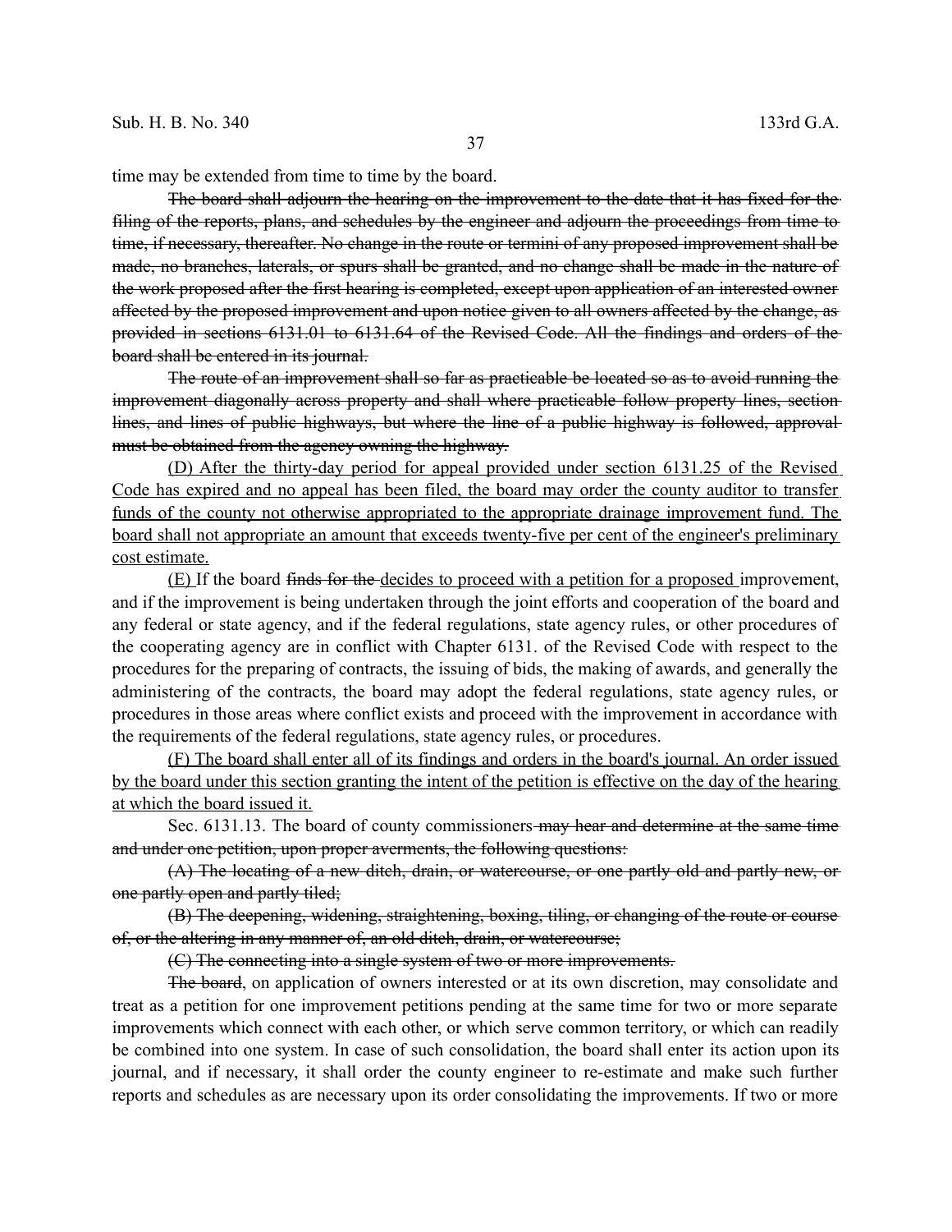time may be extended from time to time by the board.

~~The board shall adjourn the hearing on the improvement to the date that it has fixed for the filing of the reports, plans, and schedules by the engineer and adjourn the proceedings from time to time, if necessary, thereafter. No change in the route or termini of any proposed improvement shall be made, no branches, laterals, or spurs shall be granted, and no change shall be made in the nature of the work proposed after the first hearing is completed, except upon application of an interested owner affected by the proposed improvement and upon notice given to all owners affected by the change, as provided in sections 6131.01 to 6131.64 of the Revised Code. All the findings and orders of the board shall be entered in its journal.~~

~~The route of an improvement shall so far as practicable be located so as to avoid running the improvement diagonally across property and shall where practicable follow property lines, section lines, and lines of public highways, but where the line of a public highway is followed, approval must be obtained from the agency owning the highway.~~

<u>(D) After the thirty-day period for appeal provided under section 6131.25 of the Revised Code has expired and no appeal has been filed, the board may order the county auditor to transfer funds of the county not otherwise appropriated to the appropriate drainage improvement fund. The board shall not appropriate an amount that exceeds twenty-five per cent of the engineer's preliminary cost estimate.</u>

<u>(E)</u> If the board ~~finds for the~~ <u>decides to proceed with a petition for a proposed</u> improvement, and if the improvement is being undertaken through the joint efforts and cooperation of the board and any federal or state agency, and if the federal regulations, state agency rules, or other procedures of the cooperating agency are in conflict with Chapter 6131. of the Revised Code with respect to the procedures for the preparing of contracts, the issuing of bids, the making of awards, and generally the administering of the contracts, the board may adopt the federal regulations, state agency rules, or procedures in those areas where conflict exists and proceed with the improvement in accordance with the requirements of the federal regulations, state agency rules, or procedures.

<u>(F) The board shall enter all of its findings and orders in the board's journal. An order issued by the board under this section granting the intent of the petition is effective on the day of the hearing at which the board issued it.</u>

Sec. 6131.13. The board of county commissioners ~~may hear and determine at the same time and under one petition, upon proper averments, the following questions:~~

~~(A) The locating of a new ditch, drain, or watercourse, or one partly old and partly new, or one partly open and partly tiled;~~

~~(B) The deepening, widening, straightening, boxing, tiling, or changing of the route or course of, or the altering in any manner of, an old ditch, drain, or watercourse;~~

~~(C) The connecting into a single system of two or more improvements.~~

~~The board~~, on application of owners interested or at its own discretion, may consolidate and treat as a petition for one improvement petitions pending at the same time for two or more separate improvements which connect with each other, or which serve common territory, or which can readily be combined into one system. In case of such consolidation, the board shall enter its action upon its journal, and if necessary, it shall order the county engineer to re-estimate and make such further reports and schedules as are necessary upon its order consolidating the improvements. If two or more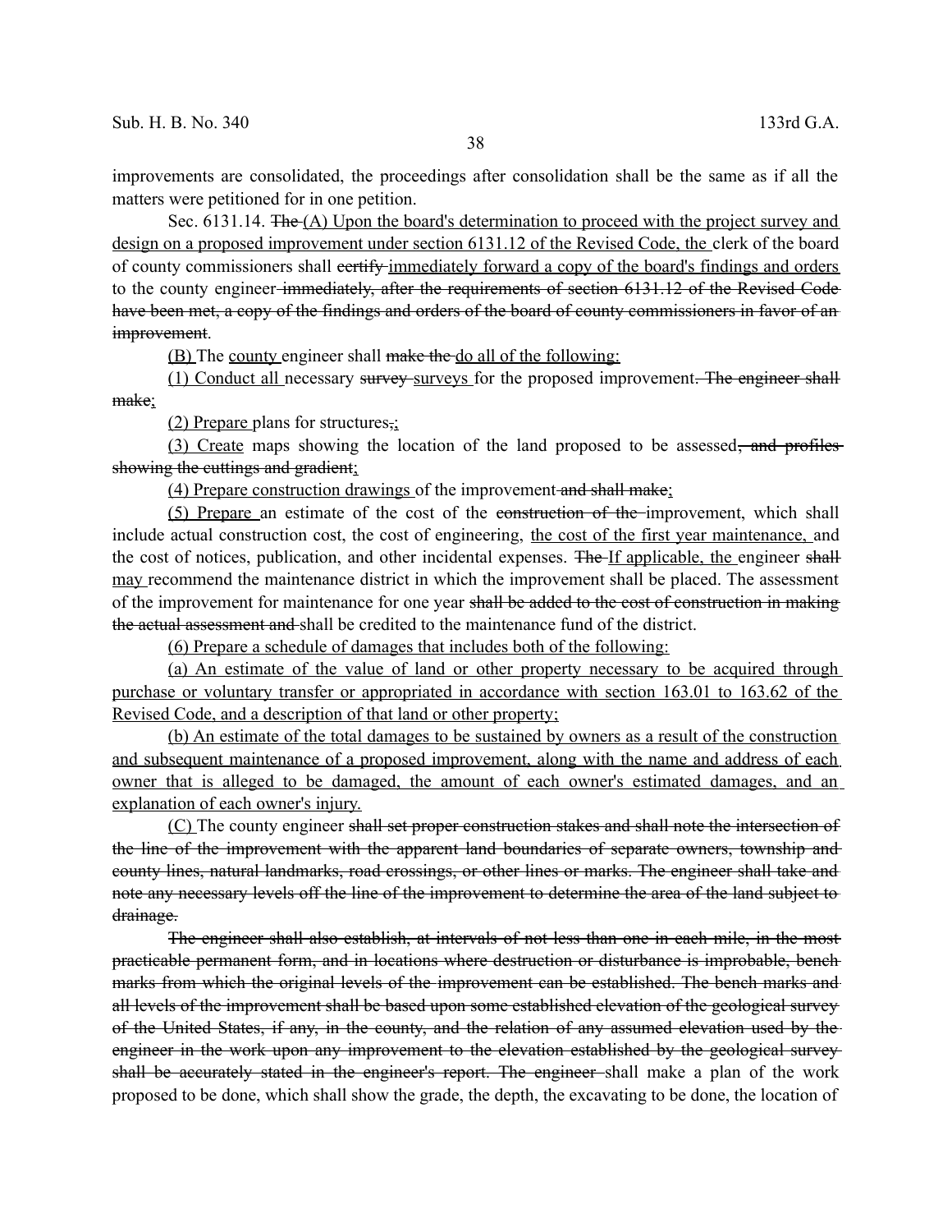improvements are consolidated, the proceedings after consolidation shall be the same as if all the matters were petitioned for in one petition.

Sec. 6131.14. ~~The~~ <u>(A) Upon the board's determination to proceed with the project survey and design on a proposed improvement under section 6131.12 of the Revised Code, the</u> clerk of the board of county commissioners shall ~~certify~~ <u>immediately forward a copy of the board's findings and orders</u> to the county engineer ~~immediately, after the requirements of section 6131.12 of the Revised Code have been met, a copy of the findings and orders of the board of county commissioners in favor of an improvement~~.

<u>(B)</u> The <u>county</u> engineer shall ~~make the~~ <u>do all of the following:</u>

<u>(1) Conduct all</u> necessary ~~survey~~ <u>surveys</u> for the proposed improvement~~. The engineer shall make~~<u>;</u>

<u>(2) Prepare</u> plans for structures~~,~~<u>;</u>

<u>(3) Create</u> maps showing the location of the land proposed to be assessed~~, and profiles showing the cuttings and gradient~~<u>;</u>

<u>(4) Prepare construction drawings</u> of the improvement ~~and shall make~~<u>;</u>

<u>(5) Prepare</u> an estimate of the cost of the ~~construction of the~~ improvement, which shall include actual construction cost, the cost of engineering, <u>the cost of the first year maintenance,</u> and the cost of notices, publication, and other incidental expenses. ~~The~~ <u>If applicable, the</u> engineer ~~shall~~ <u>may</u> recommend the maintenance district in which the improvement shall be placed. The assessment of the improvement for maintenance for one year ~~shall be added to the cost of construction in making the actual assessment and~~ shall be credited to the maintenance fund of the district.

<u>(6) Prepare a schedule of damages that includes both of the following:</u>

<u>(a) An estimate of the value of land or other property necessary to be acquired through purchase or voluntary transfer or appropriated in accordance with section 163.01 to 163.62 of the Revised Code, and a description of that land or other property;</u>

<u>(b) An estimate of the total damages to be sustained by owners as a result of the construction and subsequent maintenance of a proposed improvement, along with the name and address of each owner that is alleged to be damaged, the amount of each owner's estimated damages, and an explanation of each owner's injury.</u>

<u>(C)</u> The county engineer ~~shall set proper construction stakes and shall note the intersection of the line of the improvement with the apparent land boundaries of separate owners, township and county lines, natural landmarks, road crossings, or other lines or marks. The engineer shall take and note any necessary levels off the line of the improvement to determine the area of the land subject to drainage.~~

~~The engineer shall also establish, at intervals of not less than one in each mile, in the most practicable permanent form, and in locations where destruction or disturbance is improbable, bench marks from which the original levels of the improvement can be established. The bench marks and all levels of the improvement shall be based upon some established elevation of the geological survey of the United States, if any, in the county, and the relation of any assumed elevation used by the engineer in the work upon any improvement to the elevation established by the geological survey shall be accurately stated in the engineer's report. The engineer~~ shall make a plan of the work proposed to be done, which shall show the grade, the depth, the excavating to be done, the location of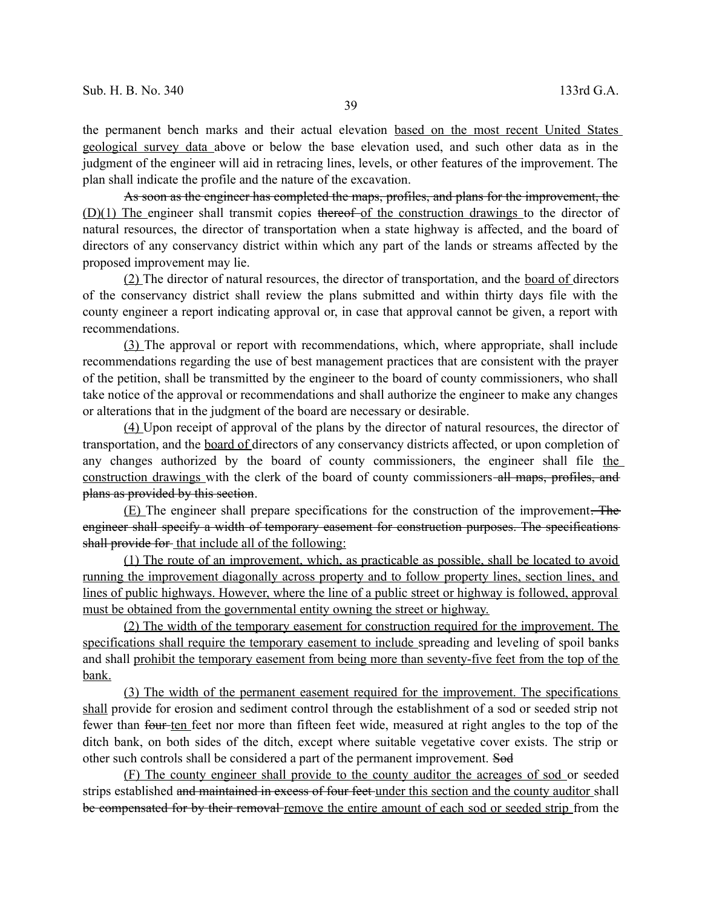the permanent bench marks and their actual elevation based on the most recent United States geological survey data above or below the base elevation used, and such other data as in the judgment of the engineer will aid in retracing lines, levels, or other features of the improvement. The plan shall indicate the profile and the nature of the excavation.

~~As soon as the engineer has completed the maps, profiles, and plans for the improvement, the~~ (D)(1) The engineer shall transmit copies ~~thereof~~ of the construction drawings to the director of natural resources, the director of transportation when a state highway is affected, and the board of directors of any conservancy district within which any part of the lands or streams affected by the proposed improvement may lie.

(2) The director of natural resources, the director of transportation, and the board of directors of the conservancy district shall review the plans submitted and within thirty days file with the county engineer a report indicating approval or, in case that approval cannot be given, a report with recommendations.

(3) The approval or report with recommendations, which, where appropriate, shall include recommendations regarding the use of best management practices that are consistent with the prayer of the petition, shall be transmitted by the engineer to the board of county commissioners, who shall take notice of the approval or recommendations and shall authorize the engineer to make any changes or alterations that in the judgment of the board are necessary or desirable.

(4) Upon receipt of approval of the plans by the director of natural resources, the director of transportation, and the board of directors of any conservancy districts affected, or upon completion of any changes authorized by the board of county commissioners, the engineer shall file the construction drawings with the clerk of the board of county commissioners ~~all maps, profiles, and plans as provided by this section~~.

(E) The engineer shall prepare specifications for the construction of the improvement~~. The engineer shall specify a width of temporary easement for construction purposes. The specifications shall provide for~~ that include all of the following:

(1) The route of an improvement, which, as practicable as possible, shall be located to avoid running the improvement diagonally across property and to follow property lines, section lines, and lines of public highways. However, where the line of a public street or highway is followed, approval must be obtained from the governmental entity owning the street or highway.

(2) The width of the temporary easement for construction required for the improvement. The specifications shall require the temporary easement to include spreading and leveling of spoil banks and shall prohibit the temporary easement from being more than seventy-five feet from the top of the bank.

(3) The width of the permanent easement required for the improvement. The specifications shall provide for erosion and sediment control through the establishment of a sod or seeded strip not fewer than ~~four~~ ten feet nor more than fifteen feet wide, measured at right angles to the top of the ditch bank, on both sides of the ditch, except where suitable vegetative cover exists. The strip or other such controls shall be considered a part of the permanent improvement. ~~Sod~~

(F) The county engineer shall provide to the county auditor the acreages of sod or seeded strips established ~~and maintained in excess of four feet~~ under this section and the county auditor shall ~~be compensated for by their removal~~ remove the entire amount of each sod or seeded strip from the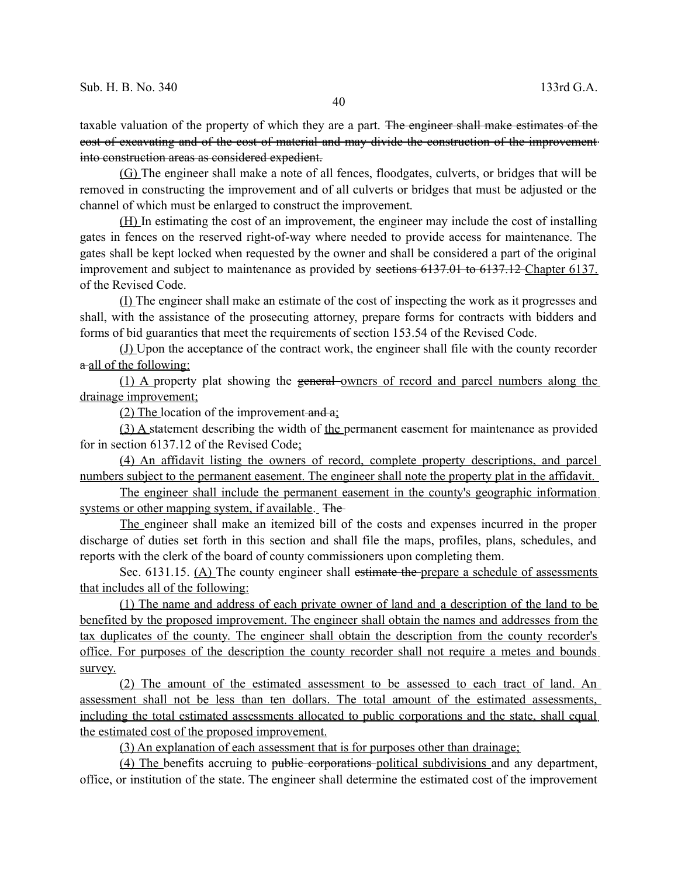taxable valuation of the property of which they are a part. ~~The engineer shall make estimates of the cost of excavating and of the cost of material and may divide the construction of the improvement into construction areas as considered expedient.~~

<u>(G)</u> The engineer shall make a note of all fences, floodgates, culverts, or bridges that will be removed in constructing the improvement and of all culverts or bridges that must be adjusted or the channel of which must be enlarged to construct the improvement.

<u>(H)</u> In estimating the cost of an improvement, the engineer may include the cost of installing gates in fences on the reserved right-of-way where needed to provide access for maintenance. The gates shall be kept locked when requested by the owner and shall be considered a part of the original improvement and subject to maintenance as provided by ~~sections 6137.01 to 6137.12~~ <u>Chapter 6137.</u> of the Revised Code.

<u>(I)</u> The engineer shall make an estimate of the cost of inspecting the work as it progresses and shall, with the assistance of the prosecuting attorney, prepare forms for contracts with bidders and forms of bid guaranties that meet the requirements of section 153.54 of the Revised Code.

<u>(J)</u> Upon the acceptance of the contract work, the engineer shall file with the county recorder ~~a~~ <u>all of the following:</u>

<u>(1) A</u> property plat showing the ~~general~~ <u>owners of record and parcel numbers along the drainage improvement;</u>

<u>(2) The</u> location of the improvement ~~and a~~<u>;</u>

<u>(3) A</u> statement describing the width of <u>the</u> permanent easement for maintenance as provided for in section 6137.12 of the Revised Code<u>;</u>

<u>(4) An affidavit listing the owners of record, complete property descriptions, and parcel numbers subject to the permanent easement. The engineer shall note the property plat in the affidavit.</u>

<u>The engineer shall include the permanent easement in the county's geographic information systems or other mapping system, if available</u>. ~~The~~

<u>The</u> engineer shall make an itemized bill of the costs and expenses incurred in the proper discharge of duties set forth in this section and shall file the maps, profiles, plans, schedules, and reports with the clerk of the board of county commissioners upon completing them.

Sec. 6131.15. <u>(A)</u> The county engineer shall ~~estimate the~~ <u>prepare a schedule of assessments that includes all of the following:</u>

<u>(1) The name and address of each private owner of land and a description of the land to be benefited by the proposed improvement. The engineer shall obtain the names and addresses from the tax duplicates of the county. The engineer shall obtain the description from the county recorder's office. For purposes of the description the county recorder shall not require a metes and bounds survey.</u>

<u>(2) The amount of the estimated assessment to be assessed to each tract of land. An assessment shall not be less than ten dollars. The total amount of the estimated assessments, including the total estimated assessments allocated to public corporations and the state, shall equal the estimated cost of the proposed improvement.</u>

<u>(3) An explanation of each assessment that is for purposes other than drainage;</u>

<u>(4) The</u> benefits accruing to ~~public corporations~~ <u>political subdivisions</u> and any department, office, or institution of the state. The engineer shall determine the estimated cost of the improvement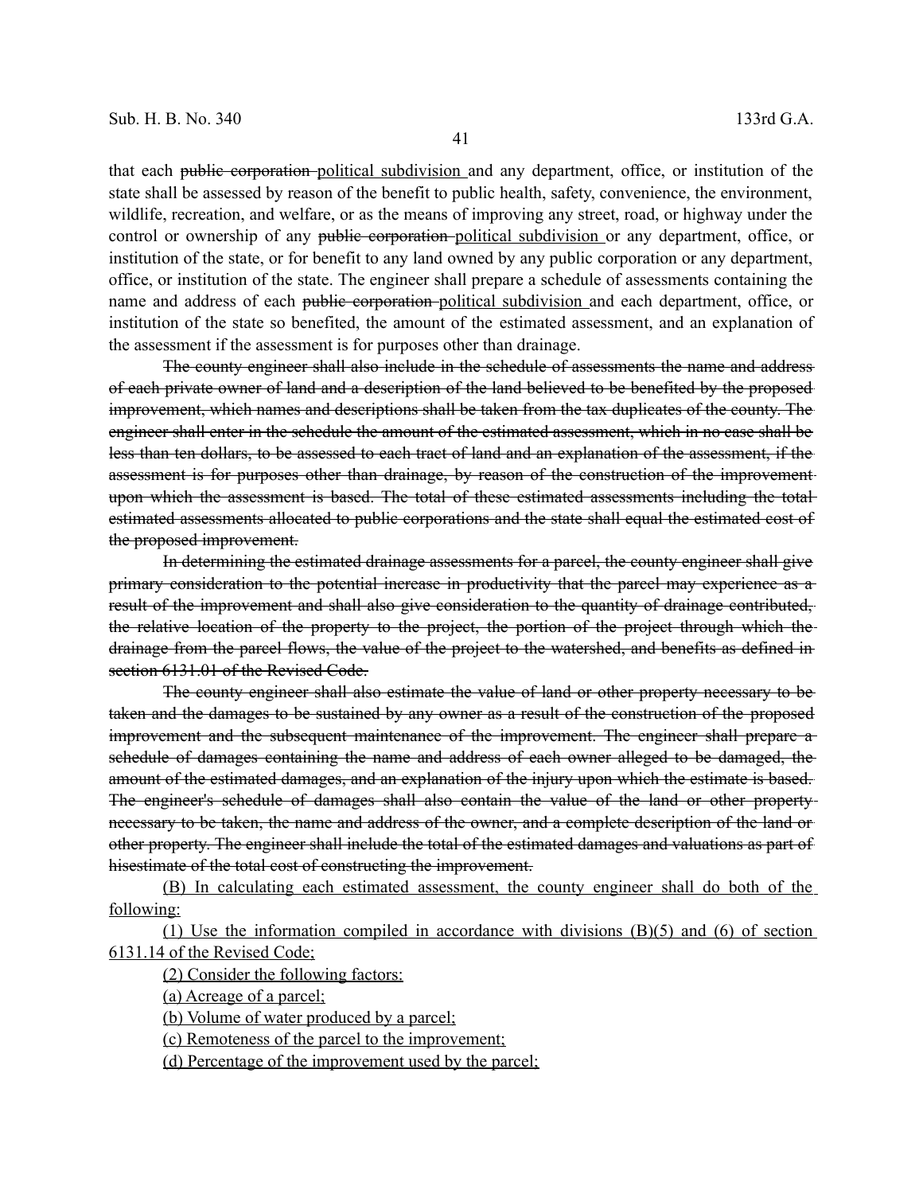that each ~~public corporation~~ <u>political subdivision</u> and any department, office, or institution of the state shall be assessed by reason of the benefit to public health, safety, convenience, the environment, wildlife, recreation, and welfare, or as the means of improving any street, road, or highway under the control or ownership of any ~~public corporation~~ <u>political subdivision</u> or any department, office, or institution of the state, or for benefit to any land owned by any public corporation or any department, office, or institution of the state. The engineer shall prepare a schedule of assessments containing the name and address of each ~~public corporation~~ <u>political subdivision</u> and each department, office, or institution of the state so benefited, the amount of the estimated assessment, and an explanation of the assessment if the assessment is for purposes other than drainage.

~~The county engineer shall also include in the schedule of assessments the name and address of each private owner of land and a description of the land believed to be benefited by the proposed improvement, which names and descriptions shall be taken from the tax duplicates of the county. The engineer shall enter in the schedule the amount of the estimated assessment, which in no case shall be less than ten dollars, to be assessed to each tract of land and an explanation of the assessment, if the assessment is for purposes other than drainage, by reason of the construction of the improvement upon which the assessment is based. The total of these estimated assessments including the total estimated assessments allocated to public corporations and the state shall equal the estimated cost of the proposed improvement.~~

~~In determining the estimated drainage assessments for a parcel, the county engineer shall give primary consideration to the potential increase in productivity that the parcel may experience as a result of the improvement and shall also give consideration to the quantity of drainage contributed, the relative location of the property to the project, the portion of the project through which the drainage from the parcel flows, the value of the project to the watershed, and benefits as defined in section 6131.01 of the Revised Code.~~

~~The county engineer shall also estimate the value of land or other property necessary to be taken and the damages to be sustained by any owner as a result of the construction of the proposed improvement and the subsequent maintenance of the improvement. The engineer shall prepare a schedule of damages containing the name and address of each owner alleged to be damaged, the amount of the estimated damages, and an explanation of the injury upon which the estimate is based. The engineer's schedule of damages shall also contain the value of the land or other property necessary to be taken, the name and address of the owner, and a complete description of the land or other property. The engineer shall include the total of the estimated damages and valuations as part of hisestimate of the total cost of constructing the improvement.~~

<u>(B) In calculating each estimated assessment, the county engineer shall do both of the following:</u>

<u>(1) Use the information compiled in accordance with divisions (B)(5) and (6) of section 6131.14 of the Revised Code;</u>

<u>(2) Consider the following factors:</u>

<u>(a) Acreage of a parcel;</u>

<u>(b) Volume of water produced by a parcel;</u>

<u>(c) Remoteness of the parcel to the improvement;</u>

<u>(d) Percentage of the improvement used by the parcel;</u>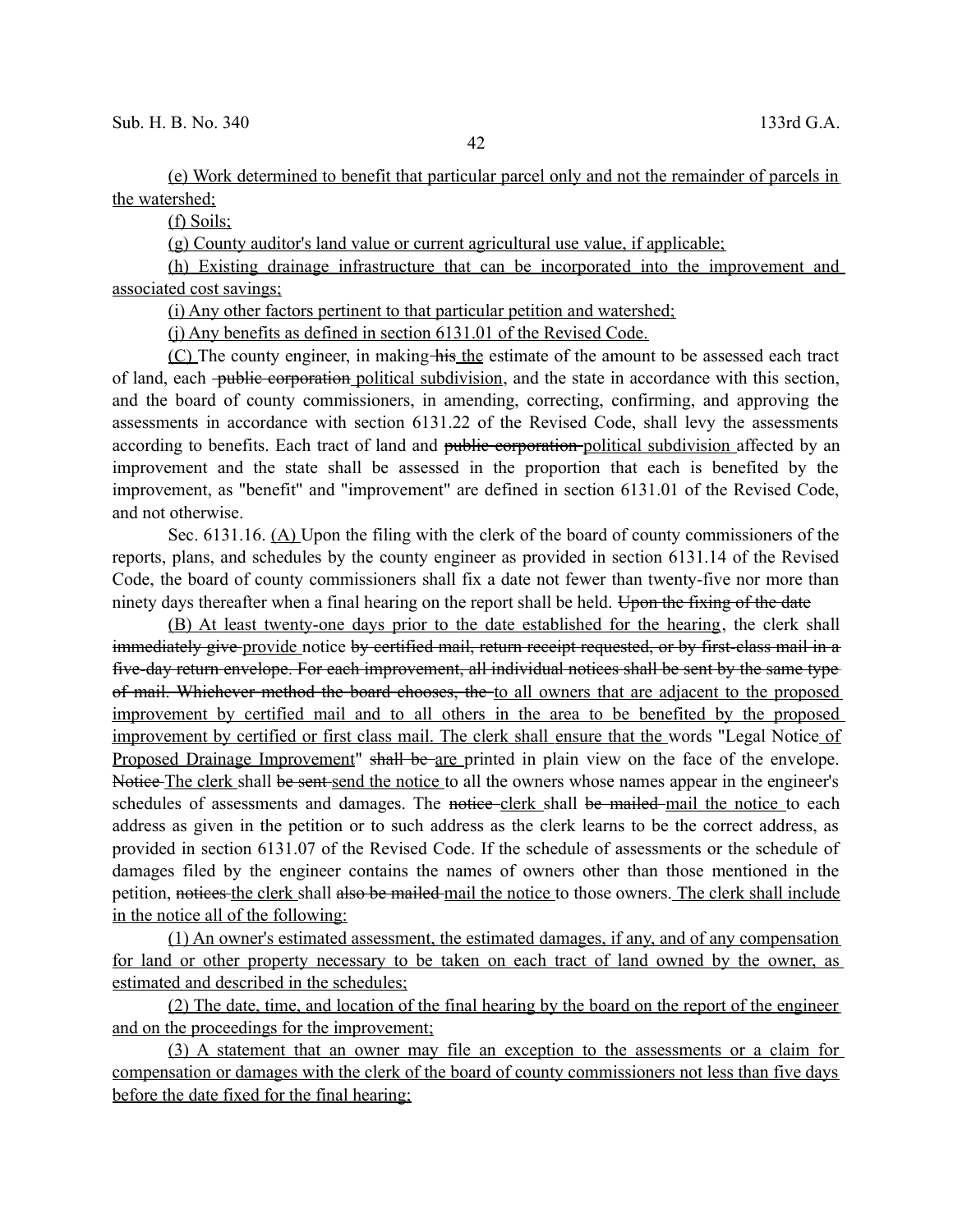(e) Work determined to benefit that particular parcel only and not the remainder of parcels in the watershed;

(f) Soils;

(g) County auditor's land value or current agricultural use value, if applicable;

(h) Existing drainage infrastructure that can be incorporated into the improvement and associated cost savings;

(i) Any other factors pertinent to that particular petition and watershed;

(j) Any benefits as defined in section 6131.01 of the Revised Code.

(C) The county engineer, in making his the estimate of the amount to be assessed each tract of land, each public corporation political subdivision, and the state in accordance with this section, and the board of county commissioners, in amending, correcting, confirming, and approving the assessments in accordance with section 6131.22 of the Revised Code, shall levy the assessments according to benefits. Each tract of land and public corporation political subdivision affected by an improvement and the state shall be assessed in the proportion that each is benefited by the improvement, as "benefit" and "improvement" are defined in section 6131.01 of the Revised Code, and not otherwise.

Sec. 6131.16. (A) Upon the filing with the clerk of the board of county commissioners of the reports, plans, and schedules by the county engineer as provided in section 6131.14 of the Revised Code, the board of county commissioners shall fix a date not fewer than twenty-five nor more than ninety days thereafter when a final hearing on the report shall be held. Upon the fixing of the date

(B) At least twenty-one days prior to the date established for the hearing, the clerk shall immediately give provide notice by certified mail, return receipt requested, or by first-class mail in a five-day return envelope. For each improvement, all individual notices shall be sent by the same type of mail. Whichever method the board chooses, the to all owners that are adjacent to the proposed improvement by certified mail and to all others in the area to be benefited by the proposed improvement by certified or first class mail. The clerk shall ensure that the words "Legal Notice of Proposed Drainage Improvement" shall be are printed in plain view on the face of the envelope. Notice The clerk shall be sent send the notice to all the owners whose names appear in the engineer's schedules of assessments and damages. The notice clerk shall be mailed mail the notice to each address as given in the petition or to such address as the clerk learns to be the correct address, as provided in section 6131.07 of the Revised Code. If the schedule of assessments or the schedule of damages filed by the engineer contains the names of owners other than those mentioned in the petition, notices the clerk shall also be mailed mail the notice to those owners. The clerk shall include in the notice all of the following:

(1) An owner's estimated assessment, the estimated damages, if any, and of any compensation for land or other property necessary to be taken on each tract of land owned by the owner, as estimated and described in the schedules;

(2) The date, time, and location of the final hearing by the board on the report of the engineer and on the proceedings for the improvement;

(3) A statement that an owner may file an exception to the assessments or a claim for compensation or damages with the clerk of the board of county commissioners not less than five days before the date fixed for the final hearing;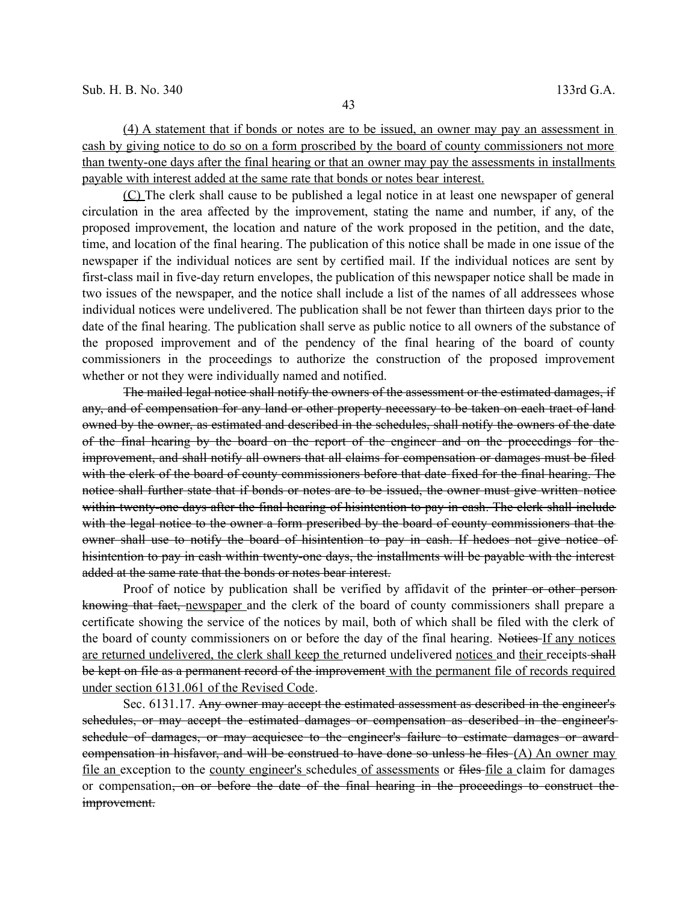<u>(4) A statement that if bonds or notes are to be issued, an owner may pay an assessment in cash by giving notice to do so on a form proscribed by the board of county commissioners not more than twenty-one days after the final hearing or that an owner may pay the assessments in installments payable with interest added at the same rate that bonds or notes bear interest.</u>

<u>(C)</u> The clerk shall cause to be published a legal notice in at least one newspaper of general circulation in the area affected by the improvement, stating the name and number, if any, of the proposed improvement, the location and nature of the work proposed in the petition, and the date, time, and location of the final hearing. The publication of this notice shall be made in one issue of the newspaper if the individual notices are sent by certified mail. If the individual notices are sent by first-class mail in five-day return envelopes, the publication of this newspaper notice shall be made in two issues of the newspaper, and the notice shall include a list of the names of all addressees whose individual notices were undelivered. The publication shall be not fewer than thirteen days prior to the date of the final hearing. The publication shall serve as public notice to all owners of the substance of the proposed improvement and of the pendency of the final hearing of the board of county commissioners in the proceedings to authorize the construction of the proposed improvement whether or not they were individually named and notified.

~~The mailed legal notice shall notify the owners of the assessment or the estimated damages, if any, and of compensation for any land or other property necessary to be taken on each tract of land owned by the owner, as estimated and described in the schedules, shall notify the owners of the date of the final hearing by the board on the report of the engineer and on the proceedings for the improvement, and shall notify all owners that all claims for compensation or damages must be filed with the clerk of the board of county commissioners before that date fixed for the final hearing. The notice shall further state that if bonds or notes are to be issued, the owner must give written notice within twenty-one days after the final hearing of hisintention to pay in cash. The clerk shall include with the legal notice to the owner a form prescribed by the board of county commissioners that the owner shall use to notify the board of hisintention to pay in cash. If hedoes not give notice of hisintention to pay in cash within twenty-one days, the installments will be payable with the interest added at the same rate that the bonds or notes bear interest.~~

Proof of notice by publication shall be verified by affidavit of the ~~printer or other person knowing that fact,~~ <u>newspaper</u> and the clerk of the board of county commissioners shall prepare a certificate showing the service of the notices by mail, both of which shall be filed with the clerk of the board of county commissioners on or before the day of the final hearing. ~~Notices~~ <u>If any notices are returned undelivered, the clerk shall keep the</u> returned undelivered <u>notices</u> and <u>their</u> receipts ~~shall be kept on file as a permanent record of the improvement~~ <u>with the permanent file of records required under section 6131.061 of the Revised Code</u>.

Sec. 6131.17. ~~Any owner may accept the estimated assessment as described in the engineer's schedules, or may accept the estimated damages or compensation as described in the engineer's schedule of damages, or may acquiesce to the engineer's failure to estimate damages or award compensation in hisfavor, and will be construed to have done so unless he files~~ <u>(A) An owner may file an</u> exception to the <u>county engineer's</u> schedules <u>of assessments</u> or ~~files~~ <u>file a</u> claim for damages or compensation~~, on or before the date of the final hearing in the proceedings to construct the improvement.~~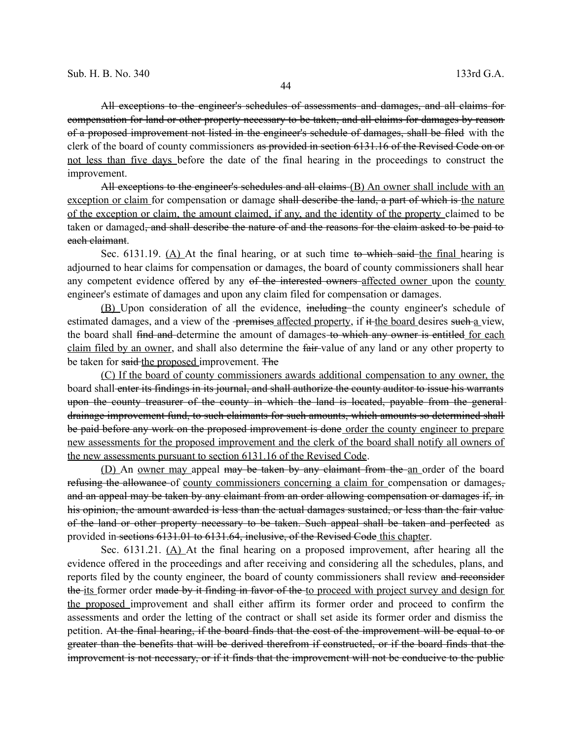~~All exceptions to the engineer's schedules of assessments and damages, and all claims for compensation for land or other property necessary to be taken, and all claims for damages by reason of a proposed improvement not listed in the engineer's schedule of damages, shall be filed~~ with the clerk of the board of county commissioners ~~as provided in section 6131.16 of the Revised Code on or~~ <u>not less than five days</u> before the date of the final hearing in the proceedings to construct the improvement.

~~All exceptions to the engineer's schedules and all claims~~ <u>(B) An owner shall include with an exception or claim</u> for compensation or damage ~~shall describe the land, a part of which is~~ <u>the nature of the exception or claim, the amount claimed, if any, and the identity of the property</u> claimed to be taken or damaged~~, and shall describe the nature of and the reasons for the claim asked to be paid to each claimant~~.

Sec. 6131.19. <u>(A)</u> At the final hearing, or at such time ~~to which said~~ <u>the final</u> hearing is adjourned to hear claims for compensation or damages, the board of county commissioners shall hear any competent evidence offered by any ~~of the interested owners~~ <u>affected owner</u> upon the <u>county</u> engineer's estimate of damages and upon any claim filed for compensation or damages.

<u>(B)</u> Upon consideration of all the evidence, ~~including~~ the county engineer's schedule of estimated damages, and a view of the ~~premises~~ <u>affected property</u>, if ~~it~~ <u>the board</u> desires ~~such~~ <u>a</u> view, the board shall ~~find and~~ determine the amount of damages ~~to which any owner is entitled~~ <u>for each claim filed by an owner</u>, and shall also determine the ~~fair~~ value of any land or any other property to be taken for ~~said~~ <u>the proposed</u> improvement. ~~The~~

<u>(C) If the board of county commissioners awards additional compensation to any owner, the</u> board shall ~~enter its findings in its journal, and shall authorize the county auditor to issue his warrants upon the county treasurer of the county in which the land is located, payable from the general drainage improvement fund, to such claimants for such amounts, which amounts so determined shall be paid before any work on the proposed improvement is done~~ <u>order the county engineer to prepare new assessments for the proposed improvement and the clerk of the board shall notify all owners of the new assessments pursuant to section 6131.16 of the Revised Code</u>.

<u>(D)</u> An <u>owner may</u> appeal ~~may be taken by any claimant from the~~ <u>an</u> order of the board ~~refusing the allowance~~ of <u>county commissioners concerning a claim for</u> compensation or damages~~, and an appeal may be taken by any claimant from an order allowing compensation or damages if, in his opinion, the amount awarded is less than the actual damages sustained, or less than the fair value of the land or other property necessary to be taken. Such appeal shall be taken and perfected~~ as provided in ~~sections 6131.01 to 6131.64, inclusive, of the Revised Code~~ <u>this chapter</u>.

Sec. 6131.21. <u>(A)</u> At the final hearing on a proposed improvement, after hearing all the evidence offered in the proceedings and after receiving and considering all the schedules, plans, and reports filed by the county engineer, the board of county commissioners shall review ~~and reconsider the~~ <u>its</u> former order ~~made by it finding in favor of the~~ <u>to proceed with project survey and design for the proposed</u> improvement and shall either affirm its former order and proceed to confirm the assessments and order the letting of the contract or shall set aside its former order and dismiss the petition. ~~At the final hearing, if the board finds that the cost of the improvement will be equal to or greater than the benefits that will be derived therefrom if constructed, or if the board finds that the improvement is not necessary, or if it finds that the improvement will not be conducive to the public~~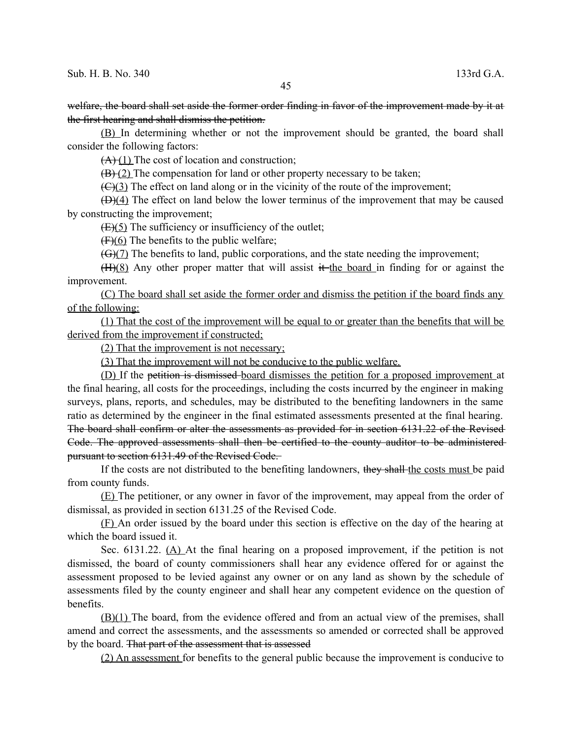~~welfare, the board shall set aside the former order finding in favor of the improvement made by it at the first hearing and shall dismiss the petition.~~

<u>(B)</u> In determining whether or not the improvement should be granted, the board shall consider the following factors:

~~(A)~~ <u>(1)</u> The cost of location and construction;

~~(B)~~ <u>(2)</u> The compensation for land or other property necessary to be taken;

~~(C)~~<u>(3)</u> The effect on land along or in the vicinity of the route of the improvement;

~~(D)~~<u>(4)</u> The effect on land below the lower terminus of the improvement that may be caused by constructing the improvement;

~~(E)~~<u>(5)</u> The sufficiency or insufficiency of the outlet;

~~(F)~~<u>(6)</u> The benefits to the public welfare;

~~(G)~~<u>(7)</u> The benefits to land, public corporations, and the state needing the improvement;

~~(H)~~<u>(8)</u> Any other proper matter that will assist ~~it~~ <u>the board</u> in finding for or against the improvement.

<u>(C) The board shall set aside the former order and dismiss the petition if the board finds any of the following:</u>

<u>(1) That the cost of the improvement will be equal to or greater than the benefits that will be derived from the improvement if constructed;</u>

<u>(2) That the improvement is not necessary;</u>

<u>(3) That the improvement will not be conducive to the public welfare.</u>

<u>(D)</u> If the ~~petition is dismissed~~ <u>board dismisses the petition for a proposed improvement</u> at the final hearing, all costs for the proceedings, including the costs incurred by the engineer in making surveys, plans, reports, and schedules, may be distributed to the benefiting landowners in the same ratio as determined by the engineer in the final estimated assessments presented at the final hearing. ~~The board shall confirm or alter the assessments as provided for in section 6131.22 of the Revised Code. The approved assessments shall then be certified to the county auditor to be administered pursuant to section 6131.49 of the Revised Code.~~

If the costs are not distributed to the benefiting landowners, ~~they shall~~ <u>the costs must</u> be paid from county funds.

<u>(E)</u> The petitioner, or any owner in favor of the improvement, may appeal from the order of dismissal, as provided in section 6131.25 of the Revised Code.

<u>(F)</u> An order issued by the board under this section is effective on the day of the hearing at which the board issued it.

Sec. 6131.22. <u>(A)</u> At the final hearing on a proposed improvement, if the petition is not dismissed, the board of county commissioners shall hear any evidence offered for or against the assessment proposed to be levied against any owner or on any land as shown by the schedule of assessments filed by the county engineer and shall hear any competent evidence on the question of benefits.

<u>(B)(1)</u> The board, from the evidence offered and from an actual view of the premises, shall amend and correct the assessments, and the assessments so amended or corrected shall be approved by the board. ~~That part of the assessment that is assessed~~

<u>(2) An assessment</u> for benefits to the general public because the improvement is conducive to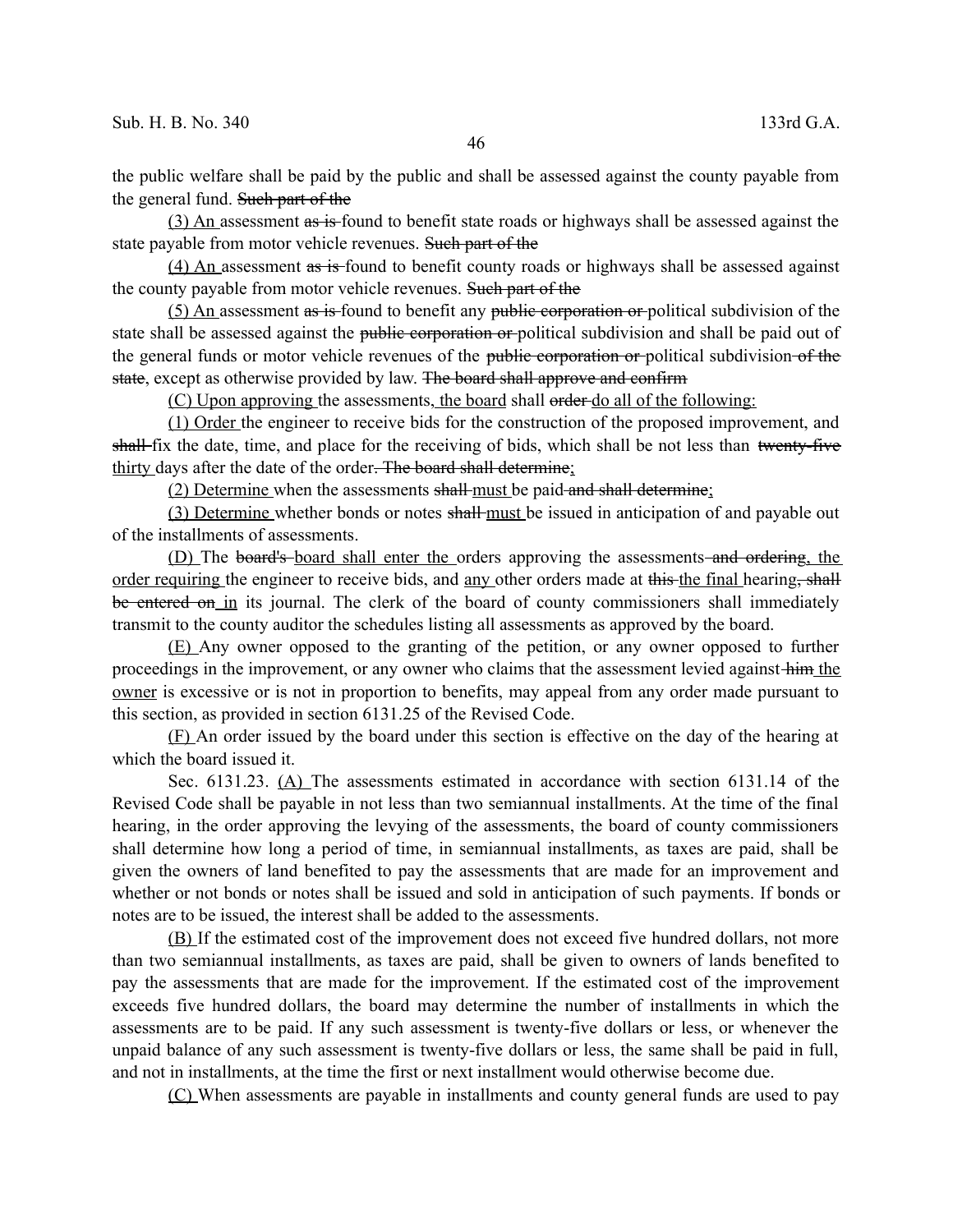the public welfare shall be paid by the public and shall be assessed against the county payable from the general fund. ~~Such part of the~~

(3) An assessment ~~as is~~ found to benefit state roads or highways shall be assessed against the state payable from motor vehicle revenues. ~~Such part of the~~

(4) An assessment ~~as is~~ found to benefit county roads or highways shall be assessed against the county payable from motor vehicle revenues. ~~Such part of the~~

(5) An assessment ~~as is~~ found to benefit any ~~public corporation or~~ political subdivision of the state shall be assessed against the ~~public corporation or~~ political subdivision and shall be paid out of the general funds or motor vehicle revenues of the ~~public corporation or~~ political subdivision ~~of the state~~, except as otherwise provided by law. ~~The board shall approve and confirm~~

(C) Upon approving the assessments, the board shall ~~order~~ do all of the following:

(1) Order the engineer to receive bids for the construction of the proposed improvement, and ~~shall~~ fix the date, time, and place for the receiving of bids, which shall be not less than ~~twenty-five~~ thirty days after the date of the order~~. The board shall determine~~;

(2) Determine when the assessments ~~shall~~ must be paid ~~and shall determine~~;

(3) Determine whether bonds or notes ~~shall~~ must be issued in anticipation of and payable out of the installments of assessments.

(D) The ~~board's~~ board shall enter the orders approving the assessments ~~and ordering~~, the order requiring the engineer to receive bids, and any other orders made at ~~this~~ the final hearing~~, shall be entered on~~ in its journal. The clerk of the board of county commissioners shall immediately transmit to the county auditor the schedules listing all assessments as approved by the board.

(E) Any owner opposed to the granting of the petition, or any owner opposed to further proceedings in the improvement, or any owner who claims that the assessment levied against ~~him~~ the owner is excessive or is not in proportion to benefits, may appeal from any order made pursuant to this section, as provided in section 6131.25 of the Revised Code.

(F) An order issued by the board under this section is effective on the day of the hearing at which the board issued it.

Sec. 6131.23. (A) The assessments estimated in accordance with section 6131.14 of the Revised Code shall be payable in not less than two semiannual installments. At the time of the final hearing, in the order approving the levying of the assessments, the board of county commissioners shall determine how long a period of time, in semiannual installments, as taxes are paid, shall be given the owners of land benefited to pay the assessments that are made for an improvement and whether or not bonds or notes shall be issued and sold in anticipation of such payments. If bonds or notes are to be issued, the interest shall be added to the assessments.

(B) If the estimated cost of the improvement does not exceed five hundred dollars, not more than two semiannual installments, as taxes are paid, shall be given to owners of lands benefited to pay the assessments that are made for the improvement. If the estimated cost of the improvement exceeds five hundred dollars, the board may determine the number of installments in which the assessments are to be paid. If any such assessment is twenty-five dollars or less, or whenever the unpaid balance of any such assessment is twenty-five dollars or less, the same shall be paid in full, and not in installments, at the time the first or next installment would otherwise become due.

(C) When assessments are payable in installments and county general funds are used to pay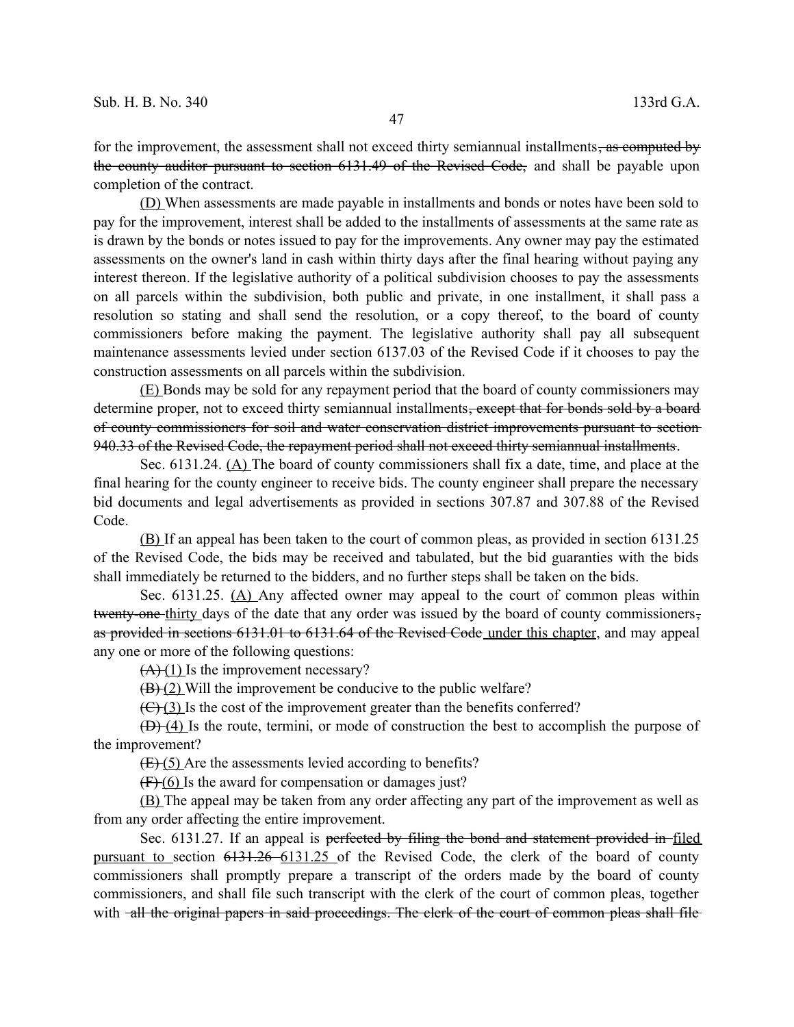for the improvement, the assessment shall not exceed thirty semiannual installments~~, as computed by the county auditor pursuant to section 6131.49 of the Revised Code,~~ and shall be payable upon completion of the contract.

<u>(D)</u> When assessments are made payable in installments and bonds or notes have been sold to pay for the improvement, interest shall be added to the installments of assessments at the same rate as is drawn by the bonds or notes issued to pay for the improvements. Any owner may pay the estimated assessments on the owner's land in cash within thirty days after the final hearing without paying any interest thereon. If the legislative authority of a political subdivision chooses to pay the assessments on all parcels within the subdivision, both public and private, in one installment, it shall pass a resolution so stating and shall send the resolution, or a copy thereof, to the board of county commissioners before making the payment. The legislative authority shall pay all subsequent maintenance assessments levied under section 6137.03 of the Revised Code if it chooses to pay the construction assessments on all parcels within the subdivision.

<u>(E)</u> Bonds may be sold for any repayment period that the board of county commissioners may determine proper, not to exceed thirty semiannual installments~~, except that for bonds sold by a board of county commissioners for soil and water conservation district improvements pursuant to section 940.33 of the Revised Code, the repayment period shall not exceed thirty semiannual installments~~.

Sec. 6131.24. <u>(A)</u> The board of county commissioners shall fix a date, time, and place at the final hearing for the county engineer to receive bids. The county engineer shall prepare the necessary bid documents and legal advertisements as provided in sections 307.87 and 307.88 of the Revised Code.

<u>(B)</u> If an appeal has been taken to the court of common pleas, as provided in section 6131.25 of the Revised Code, the bids may be received and tabulated, but the bid guaranties with the bids shall immediately be returned to the bidders, and no further steps shall be taken on the bids.

Sec. 6131.25. <u>(A)</u> Any affected owner may appeal to the court of common pleas within ~~twenty-one~~ <u>thirty</u> days of the date that any order was issued by the board of county commissioners~~, as provided in sections 6131.01 to 6131.64 of the Revised Code~~ <u>under this chapter</u>, and may appeal any one or more of the following questions:

~~(A)~~ <u>(1)</u> Is the improvement necessary?

~~(B)~~ <u>(2)</u> Will the improvement be conducive to the public welfare?

~~(C)~~ <u>(3)</u> Is the cost of the improvement greater than the benefits conferred?

~~(D)~~ <u>(4)</u> Is the route, termini, or mode of construction the best to accomplish the purpose of the improvement?

~~(E)~~ <u>(5)</u> Are the assessments levied according to benefits?

~~(F)~~ <u>(6)</u> Is the award for compensation or damages just?

<u>(B)</u> The appeal may be taken from any order affecting any part of the improvement as well as from any order affecting the entire improvement.

Sec. 6131.27. If an appeal is ~~perfected by filing the bond and statement provided in~~ <u>filed pursuant to</u> section ~~6131.26~~ <u>6131.25</u> of the Revised Code, the clerk of the board of county commissioners shall promptly prepare a transcript of the orders made by the board of county commissioners, and shall file such transcript with the clerk of the court of common pleas, together with ~~all the original papers in said proceedings. The clerk of the court of common pleas shall file~~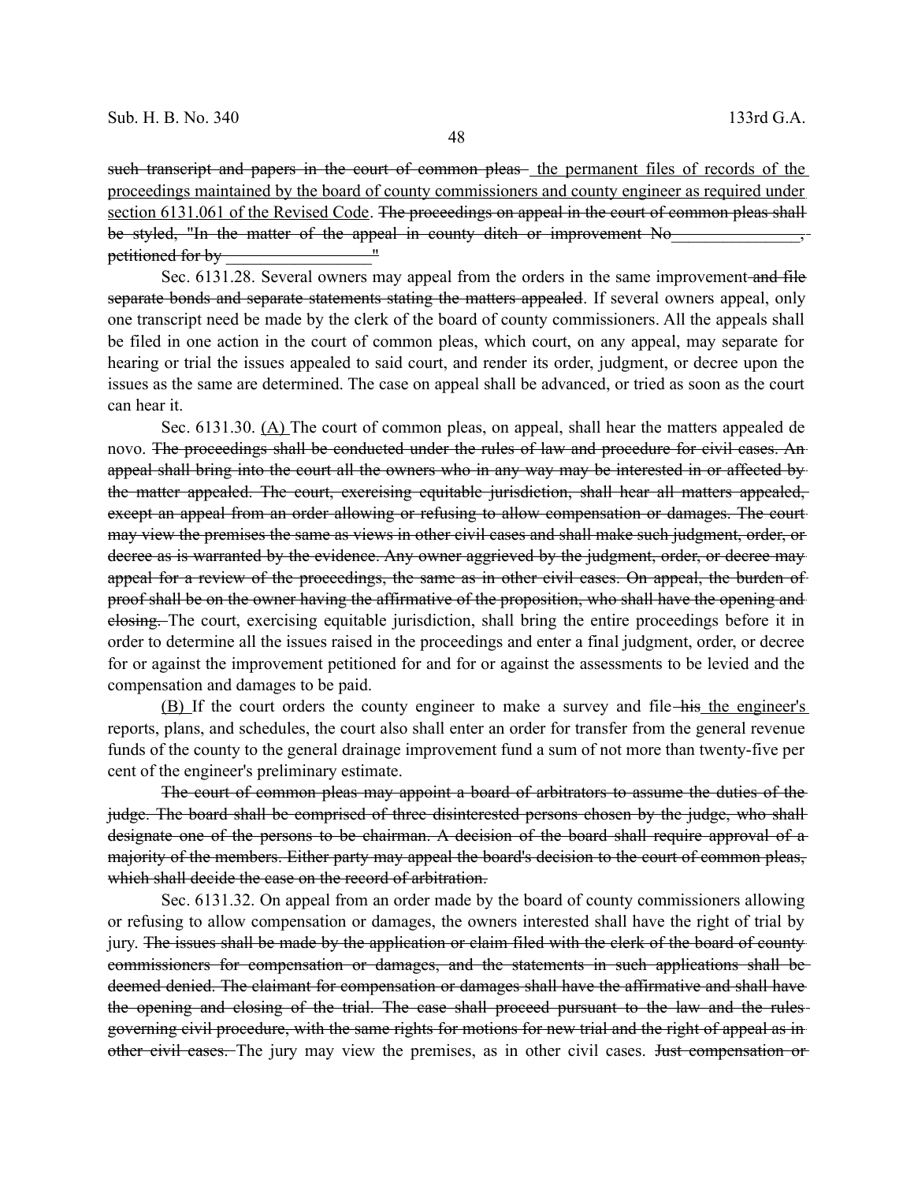~~such transcript and papers in the court of common pleas~~ <u>the permanent files of records of the proceedings maintained by the board of county commissioners and county engineer as required under section 6131.061 of the Revised Code</u>. ~~The proceedings on appeal in the court of common pleas shall be styled, "In the matter of the appeal in county ditch or improvement No_______________, petitioned for by_________________"~~

Sec. 6131.28. Several owners may appeal from the orders in the same improvement ~~and file separate bonds and separate statements stating the matters appealed~~. If several owners appeal, only one transcript need be made by the clerk of the board of county commissioners. All the appeals shall be filed in one action in the court of common pleas, which court, on any appeal, may separate for hearing or trial the issues appealed to said court, and render its order, judgment, or decree upon the issues as the same are determined. The case on appeal shall be advanced, or tried as soon as the court can hear it.

Sec. 6131.30. <u>(A)</u> The court of common pleas, on appeal, shall hear the matters appealed de novo. ~~The proceedings shall be conducted under the rules of law and procedure for civil cases. An appeal shall bring into the court all the owners who in any way may be interested in or affected by the matter appealed. The court, exercising equitable jurisdiction, shall hear all matters appealed, except an appeal from an order allowing or refusing to allow compensation or damages. The court may view the premises the same as views in other civil cases and shall make such judgment, order, or decree as is warranted by the evidence. Any owner aggrieved by the judgment, order, or decree may appeal for a review of the proceedings, the same as in other civil cases. On appeal, the burden of proof shall be on the owner having the affirmative of the proposition, who shall have the opening and closing.~~ The court, exercising equitable jurisdiction, shall bring the entire proceedings before it in order to determine all the issues raised in the proceedings and enter a final judgment, order, or decree for or against the improvement petitioned for and for or against the assessments to be levied and the compensation and damages to be paid.

<u>(B)</u> If the court orders the county engineer to make a survey and file ~~his~~ <u>the engineer's</u> reports, plans, and schedules, the court also shall enter an order for transfer from the general revenue funds of the county to the general drainage improvement fund a sum of not more than twenty-five per cent of the engineer's preliminary estimate.

~~The court of common pleas may appoint a board of arbitrators to assume the duties of the judge. The board shall be comprised of three disinterested persons chosen by the judge, who shall designate one of the persons to be chairman. A decision of the board shall require approval of a majority of the members. Either party may appeal the board's decision to the court of common pleas, which shall decide the case on the record of arbitration.~~

Sec. 6131.32. On appeal from an order made by the board of county commissioners allowing or refusing to allow compensation or damages, the owners interested shall have the right of trial by jury. ~~The issues shall be made by the application or claim filed with the clerk of the board of county commissioners for compensation or damages, and the statements in such applications shall be deemed denied. The claimant for compensation or damages shall have the affirmative and shall have the opening and closing of the trial. The case shall proceed pursuant to the law and the rules governing civil procedure, with the same rights for motions for new trial and the right of appeal as in other civil cases.~~ The jury may view the premises, as in other civil cases. ~~Just compensation or~~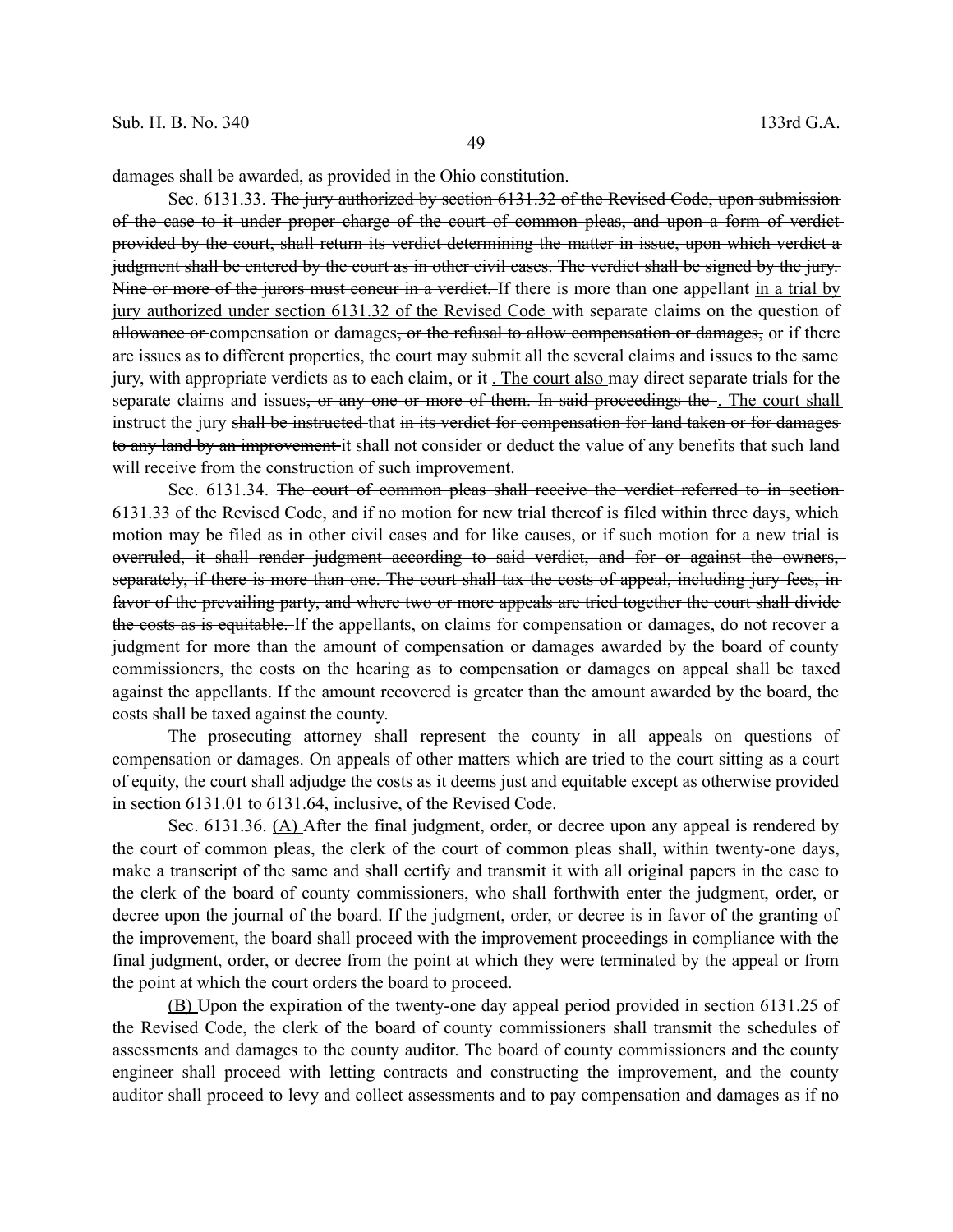~~damages shall be awarded, as provided in the Ohio constitution.~~

Sec. 6131.33. ~~The jury authorized by section 6131.32 of the Revised Code, upon submission of the case to it under proper charge of the court of common pleas, and upon a form of verdict provided by the court, shall return its verdict determining the matter in issue, upon which verdict a judgment shall be entered by the court as in other civil cases. The verdict shall be signed by the jury. Nine or more of the jurors must concur in a verdict.~~ If there is more than one appellant <u>in a trial by jury authorized under section 6131.32 of the Revised Code</u> with separate claims on the question of ~~allowance or~~ compensation or damages~~, or the refusal to allow compensation or damages,~~ or if there are issues as to different properties, the court may submit all the several claims and issues to the same jury, with appropriate verdicts as to each claim~~, or it~~<u>. The court also</u> may direct separate trials for the separate claims and issues~~, or any one or more of them. In said proceedings the~~<u>. The court shall instruct the</u> jury ~~shall be instructed~~ that ~~in its verdict for compensation for land taken or for damages to any land by an improvement~~ it shall not consider or deduct the value of any benefits that such land will receive from the construction of such improvement.

Sec. 6131.34. ~~The court of common pleas shall receive the verdict referred to in section 6131.33 of the Revised Code, and if no motion for new trial thereof is filed within three days, which motion may be filed as in other civil cases and for like causes, or if such motion for a new trial is overruled, it shall render judgment according to said verdict, and for or against the owners, separately, if there is more than one. The court shall tax the costs of appeal, including jury fees, in favor of the prevailing party, and where two or more appeals are tried together the court shall divide the costs as is equitable.~~ If the appellants, on claims for compensation or damages, do not recover a judgment for more than the amount of compensation or damages awarded by the board of county commissioners, the costs on the hearing as to compensation or damages on appeal shall be taxed against the appellants. If the amount recovered is greater than the amount awarded by the board, the costs shall be taxed against the county.

The prosecuting attorney shall represent the county in all appeals on questions of compensation or damages. On appeals of other matters which are tried to the court sitting as a court of equity, the court shall adjudge the costs as it deems just and equitable except as otherwise provided in section 6131.01 to 6131.64, inclusive, of the Revised Code.

Sec. 6131.36. <u>(A)</u> After the final judgment, order, or decree upon any appeal is rendered by the court of common pleas, the clerk of the court of common pleas shall, within twenty-one days, make a transcript of the same and shall certify and transmit it with all original papers in the case to the clerk of the board of county commissioners, who shall forthwith enter the judgment, order, or decree upon the journal of the board. If the judgment, order, or decree is in favor of the granting of the improvement, the board shall proceed with the improvement proceedings in compliance with the final judgment, order, or decree from the point at which they were terminated by the appeal or from the point at which the court orders the board to proceed.

<u>(B)</u> Upon the expiration of the twenty-one day appeal period provided in section 6131.25 of the Revised Code, the clerk of the board of county commissioners shall transmit the schedules of assessments and damages to the county auditor. The board of county commissioners and the county engineer shall proceed with letting contracts and constructing the improvement, and the county auditor shall proceed to levy and collect assessments and to pay compensation and damages as if no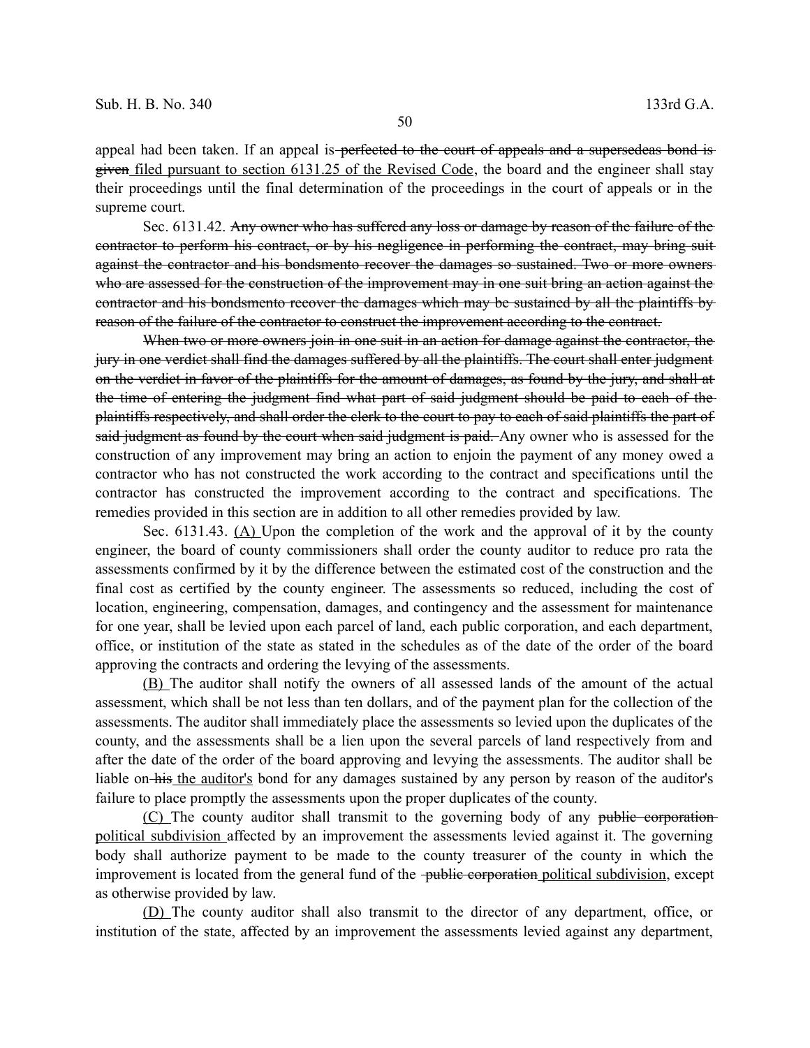appeal had been taken. If an appeal is ~~perfected to the court of appeals and a supersedeas bond is given~~ filed pursuant to section 6131.25 of the Revised Code, the board and the engineer shall stay their proceedings until the final determination of the proceedings in the court of appeals or in the supreme court.

Sec. 6131.42. ~~Any owner who has suffered any loss or damage by reason of the failure of the contractor to perform his contract, or by his negligence in performing the contract, may bring suit against the contractor and his bondsmento recover the damages so sustained. Two or more owners who are assessed for the construction of the improvement may in one suit bring an action against the contractor and his bondsmento recover the damages which may be sustained by all the plaintiffs by reason of the failure of the contractor to construct the improvement according to the contract.~~

~~When two or more owners join in one suit in an action for damage against the contractor, the jury in one verdict shall find the damages suffered by all the plaintiffs. The court shall enter judgment on the verdict in favor of the plaintiffs for the amount of damages, as found by the jury, and shall at the time of entering the judgment find what part of said judgment should be paid to each of the plaintiffs respectively, and shall order the clerk to the court to pay to each of said plaintiffs the part of said judgment as found by the court when said judgment is paid.~~ Any owner who is assessed for the construction of any improvement may bring an action to enjoin the payment of any money owed a contractor who has not constructed the work according to the contract and specifications until the contractor has constructed the improvement according to the contract and specifications. The remedies provided in this section are in addition to all other remedies provided by law.

Sec. 6131.43. (A) Upon the completion of the work and the approval of it by the county engineer, the board of county commissioners shall order the county auditor to reduce pro rata the assessments confirmed by it by the difference between the estimated cost of the construction and the final cost as certified by the county engineer. The assessments so reduced, including the cost of location, engineering, compensation, damages, and contingency and the assessment for maintenance for one year, shall be levied upon each parcel of land, each public corporation, and each department, office, or institution of the state as stated in the schedules as of the date of the order of the board approving the contracts and ordering the levying of the assessments.

(B) The auditor shall notify the owners of all assessed lands of the amount of the actual assessment, which shall be not less than ten dollars, and of the payment plan for the collection of the assessments. The auditor shall immediately place the assessments so levied upon the duplicates of the county, and the assessments shall be a lien upon the several parcels of land respectively from and after the date of the order of the board approving and levying the assessments. The auditor shall be liable on ~~his~~ the auditor's bond for any damages sustained by any person by reason of the auditor's failure to place promptly the assessments upon the proper duplicates of the county.

(C) The county auditor shall transmit to the governing body of any ~~public corporation~~ political subdivision affected by an improvement the assessments levied against it. The governing body shall authorize payment to be made to the county treasurer of the county in which the improvement is located from the general fund of the ~~public corporation~~ political subdivision, except as otherwise provided by law.

(D) The county auditor shall also transmit to the director of any department, office, or institution of the state, affected by an improvement the assessments levied against any department,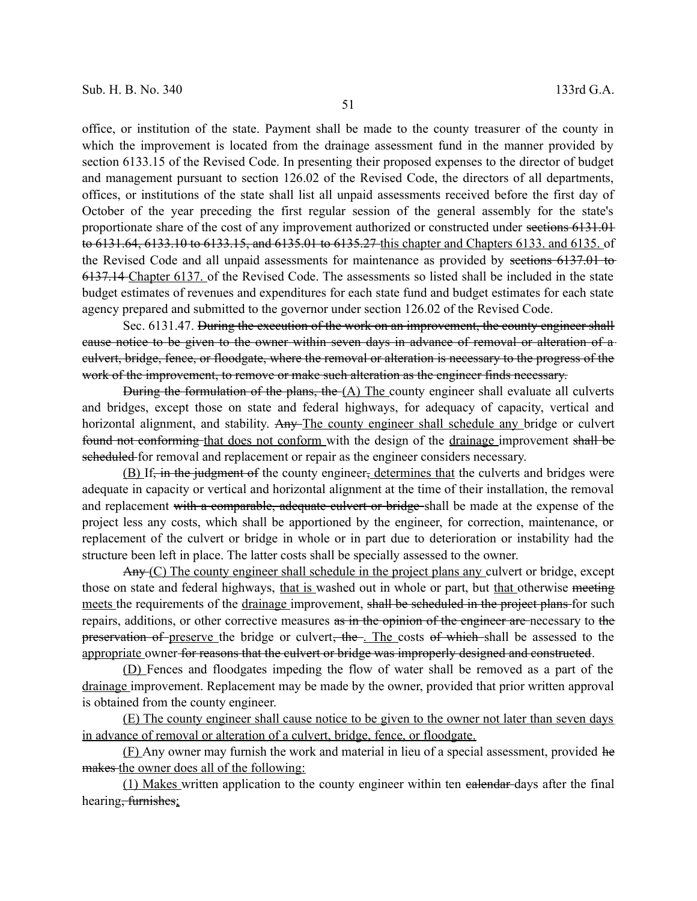office, or institution of the state. Payment shall be made to the county treasurer of the county in which the improvement is located from the drainage assessment fund in the manner provided by section 6133.15 of the Revised Code. In presenting their proposed expenses to the director of budget and management pursuant to section 126.02 of the Revised Code, the directors of all departments, offices, or institutions of the state shall list all unpaid assessments received before the first day of October of the year preceding the first regular session of the general assembly for the state's proportionate share of the cost of any improvement authorized or constructed under ~~sections 6131.01 to 6131.64, 6133.10 to 6133.15, and 6135.01 to 6135.27~~ <u>this chapter and Chapters 6133. and 6135.</u> of the Revised Code and all unpaid assessments for maintenance as provided by ~~sections 6137.01 to 6137.14~~ <u>Chapter 6137.</u> of the Revised Code. The assessments so listed shall be included in the state budget estimates of revenues and expenditures for each state fund and budget estimates for each state agency prepared and submitted to the governor under section 126.02 of the Revised Code.

Sec. 6131.47. ~~During the execution of the work on an improvement, the county engineer shall cause notice to be given to the owner within seven days in advance of removal or alteration of a culvert, bridge, fence, or floodgate, where the removal or alteration is necessary to the progress of the work of the improvement, to remove or make such alteration as the engineer finds necessary.~~

~~During the formulation of the plans, the~~ <u>(A) The</u> county engineer shall evaluate all culverts and bridges, except those on state and federal highways, for adequacy of capacity, vertical and horizontal alignment, and stability. ~~Any~~ <u>The county engineer shall schedule any</u> bridge or culvert ~~found not conforming~~ <u>that does not conform</u> with the design of the <u>drainage</u> improvement ~~shall be scheduled~~ for removal and replacement or repair as the engineer considers necessary.

<u>(B)</u> If~~, in the judgment of~~ the county engineer~~,~~ <u>determines that</u> the culverts and bridges were adequate in capacity or vertical and horizontal alignment at the time of their installation, the removal and replacement ~~with a comparable, adequate culvert or bridge~~ shall be made at the expense of the project less any costs, which shall be apportioned by the engineer, for correction, maintenance, or replacement of the culvert or bridge in whole or in part due to deterioration or instability had the structure been left in place. The latter costs shall be specially assessed to the owner.

~~Any~~ <u>(C) The county engineer shall schedule in the project plans any</u> culvert or bridge, except those on state and federal highways, <u>that is</u> washed out in whole or part, but <u>that</u> otherwise ~~meeting~~ <u>meets</u> the requirements of the <u>drainage</u> improvement, ~~shall be scheduled in the project plans~~ for such repairs, additions, or other corrective measures ~~as in the opinion of the engineer are~~ necessary to ~~the preservation of~~ <u>preserve</u> the bridge or culvert~~, the~~ <u>. The</u> costs ~~of which~~ shall be assessed to the <u>appropriate</u> owner ~~for reasons that the culvert or bridge was improperly designed and constructed~~.

<u>(D)</u> Fences and floodgates impeding the flow of water shall be removed as a part of the <u>drainage</u> improvement. Replacement may be made by the owner, provided that prior written approval is obtained from the county engineer.

<u>(E) The county engineer shall cause notice to be given to the owner not later than seven days in advance of removal or alteration of a culvert, bridge, fence, or floodgate.</u>

<u>(F)</u> Any owner may furnish the work and material in lieu of a special assessment, provided ~~he makes~~ <u>the owner does all of the following:</u>

<u>(1) Makes</u> written application to the county engineer within ten ~~calendar~~ days after the final hearing~~, furnishes~~<u>;</u>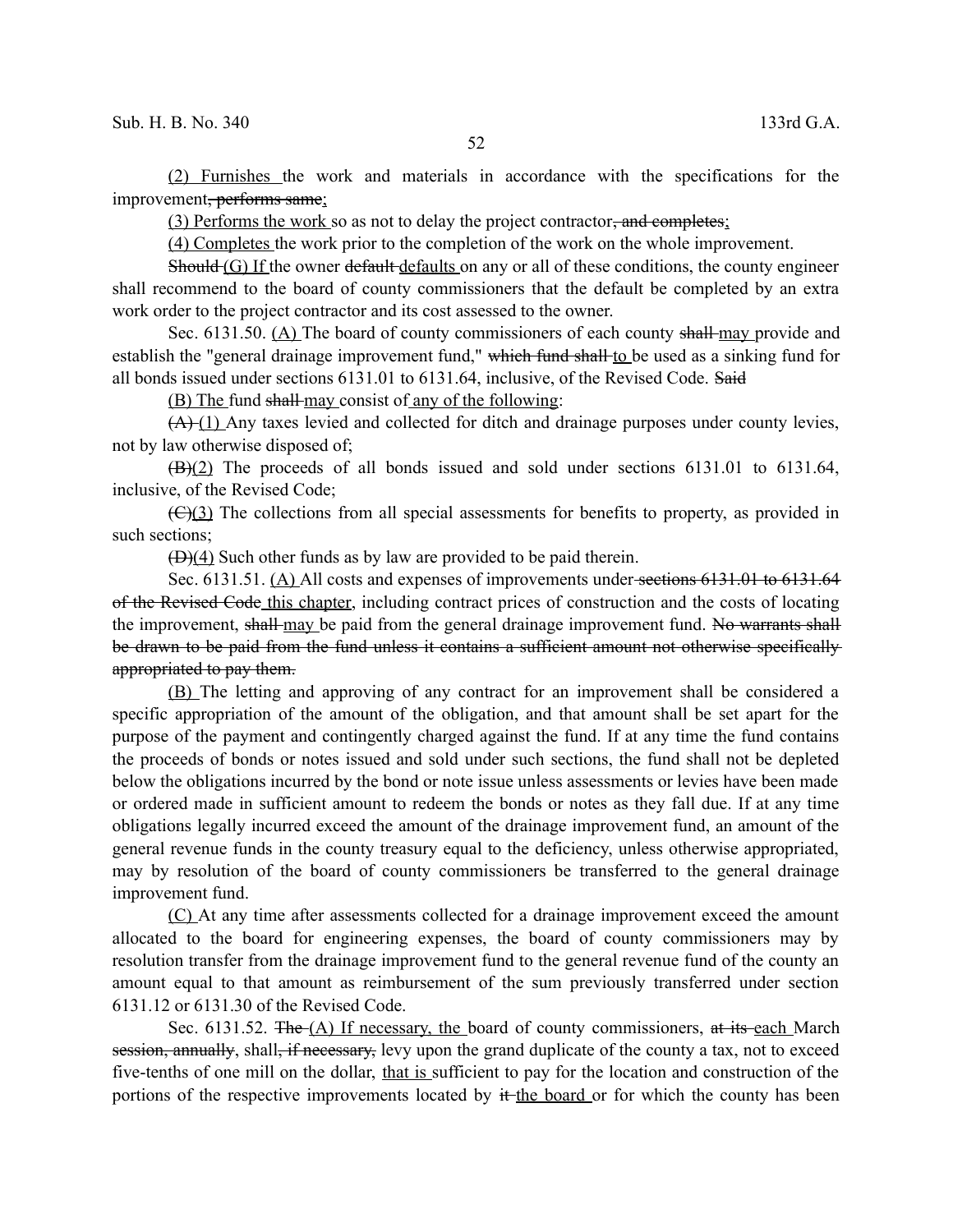(2) Furnishes the work and materials in accordance with the specifications for the improvement~~, performs same~~;

(3) Performs the work so as not to delay the project contractor~~, and completes~~;

(4) Completes the work prior to the completion of the work on the whole improvement.

~~Should~~ (G) If the owner ~~default~~ defaults on any or all of these conditions, the county engineer shall recommend to the board of county commissioners that the default be completed by an extra work order to the project contractor and its cost assessed to the owner.

Sec. 6131.50. (A) The board of county commissioners of each county ~~shall~~ may provide and establish the "general drainage improvement fund," ~~which fund shall~~ to be used as a sinking fund for all bonds issued under sections 6131.01 to 6131.64, inclusive, of the Revised Code. ~~Said~~

(B) The fund ~~shall~~ may consist of any of the following:

~~(A)~~ (1) Any taxes levied and collected for ditch and drainage purposes under county levies, not by law otherwise disposed of;

~~(B)~~(2) The proceeds of all bonds issued and sold under sections 6131.01 to 6131.64, inclusive, of the Revised Code;

~~(C)~~(3) The collections from all special assessments for benefits to property, as provided in such sections;

~~(D)~~(4) Such other funds as by law are provided to be paid therein.

Sec. 6131.51. (A) All costs and expenses of improvements under ~~sections 6131.01 to 6131.64 of the Revised Code~~ this chapter, including contract prices of construction and the costs of locating the improvement, ~~shall~~ may be paid from the general drainage improvement fund. ~~No warrants shall be drawn to be paid from the fund unless it contains a sufficient amount not otherwise specifically appropriated to pay them.~~

(B) The letting and approving of any contract for an improvement shall be considered a specific appropriation of the amount of the obligation, and that amount shall be set apart for the purpose of the payment and contingently charged against the fund. If at any time the fund contains the proceeds of bonds or notes issued and sold under such sections, the fund shall not be depleted below the obligations incurred by the bond or note issue unless assessments or levies have been made or ordered made in sufficient amount to redeem the bonds or notes as they fall due. If at any time obligations legally incurred exceed the amount of the drainage improvement fund, an amount of the general revenue funds in the county treasury equal to the deficiency, unless otherwise appropriated, may by resolution of the board of county commissioners be transferred to the general drainage improvement fund.

(C) At any time after assessments collected for a drainage improvement exceed the amount allocated to the board for engineering expenses, the board of county commissioners may by resolution transfer from the drainage improvement fund to the general revenue fund of the county an amount equal to that amount as reimbursement of the sum previously transferred under section 6131.12 or 6131.30 of the Revised Code.

Sec. 6131.52. ~~The~~ (A) If necessary, the board of county commissioners, ~~at its~~ each March ~~session, annually~~, shall~~, if necessary,~~ levy upon the grand duplicate of the county a tax, not to exceed five-tenths of one mill on the dollar, that is sufficient to pay for the location and construction of the portions of the respective improvements located by ~~it~~ the board or for which the county has been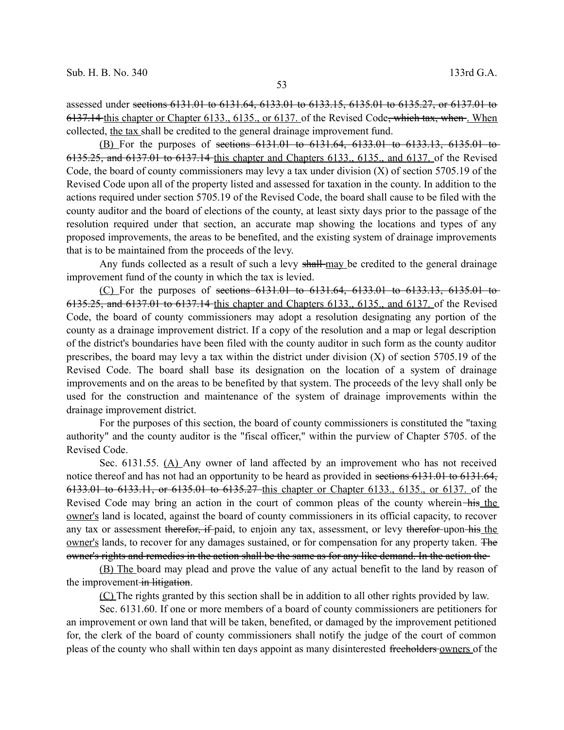assessed under ~~sections 6131.01 to 6131.64, 6133.01 to 6133.15, 6135.01 to 6135.27, or 6137.01 to 6137.14~~ <u>this chapter or Chapter 6133., 6135., or 6137.</u> of the Revised Code~~, which tax, when~~<u>. When</u> collected, <u>the tax</u> shall be credited to the general drainage improvement fund.

<u>(B)</u> For the purposes of ~~sections 6131.01 to 6131.64, 6133.01 to 6133.13, 6135.01 to 6135.25, and 6137.01 to 6137.14~~ <u>this chapter and Chapters 6133., 6135., and 6137.</u> of the Revised Code, the board of county commissioners may levy a tax under division (X) of section 5705.19 of the Revised Code upon all of the property listed and assessed for taxation in the county. In addition to the actions required under section 5705.19 of the Revised Code, the board shall cause to be filed with the county auditor and the board of elections of the county, at least sixty days prior to the passage of the resolution required under that section, an accurate map showing the locations and types of any proposed improvements, the areas to be benefited, and the existing system of drainage improvements that is to be maintained from the proceeds of the levy.

Any funds collected as a result of such a levy ~~shall~~ <u>may</u> be credited to the general drainage improvement fund of the county in which the tax is levied.

<u>(C)</u> For the purposes of ~~sections 6131.01 to 6131.64, 6133.01 to 6133.13, 6135.01 to 6135.25, and 6137.01 to 6137.14~~ <u>this chapter and Chapters 6133., 6135., and 6137.</u> of the Revised Code, the board of county commissioners may adopt a resolution designating any portion of the county as a drainage improvement district. If a copy of the resolution and a map or legal description of the district's boundaries have been filed with the county auditor in such form as the county auditor prescribes, the board may levy a tax within the district under division (X) of section 5705.19 of the Revised Code. The board shall base its designation on the location of a system of drainage improvements and on the areas to be benefited by that system. The proceeds of the levy shall only be used for the construction and maintenance of the system of drainage improvements within the drainage improvement district.

For the purposes of this section, the board of county commissioners is constituted the "taxing authority" and the county auditor is the "fiscal officer," within the purview of Chapter 5705. of the Revised Code.

Sec. 6131.55. <u>(A)</u> Any owner of land affected by an improvement who has not received notice thereof and has not had an opportunity to be heard as provided in ~~sections 6131.01 to 6131.64, 6133.01 to 6133.11, or 6135.01 to 6135.27~~ <u>this chapter or Chapter 6133., 6135., or 6137.</u> of the Revised Code may bring an action in the court of common pleas of the county wherein ~~his~~ <u>the owner's</u> land is located, against the board of county commissioners in its official capacity, to recover any tax or assessment ~~therefor, if~~ paid, to enjoin any tax, assessment, or levy ~~therefor~~ upon ~~his~~ <u>the owner's</u> lands, to recover for any damages sustained, or for compensation for any property taken. ~~The owner's rights and remedies in the action shall be the same as for any like demand. In the action the~~

<u>(B) The</u> board may plead and prove the value of any actual benefit to the land by reason of the improvement ~~in litigation~~.

<u>(C)</u> The rights granted by this section shall be in addition to all other rights provided by law.

Sec. 6131.60. If one or more members of a board of county commissioners are petitioners for an improvement or own land that will be taken, benefited, or damaged by the improvement petitioned for, the clerk of the board of county commissioners shall notify the judge of the court of common pleas of the county who shall within ten days appoint as many disinterested ~~freeholders~~ <u>owners</u> of the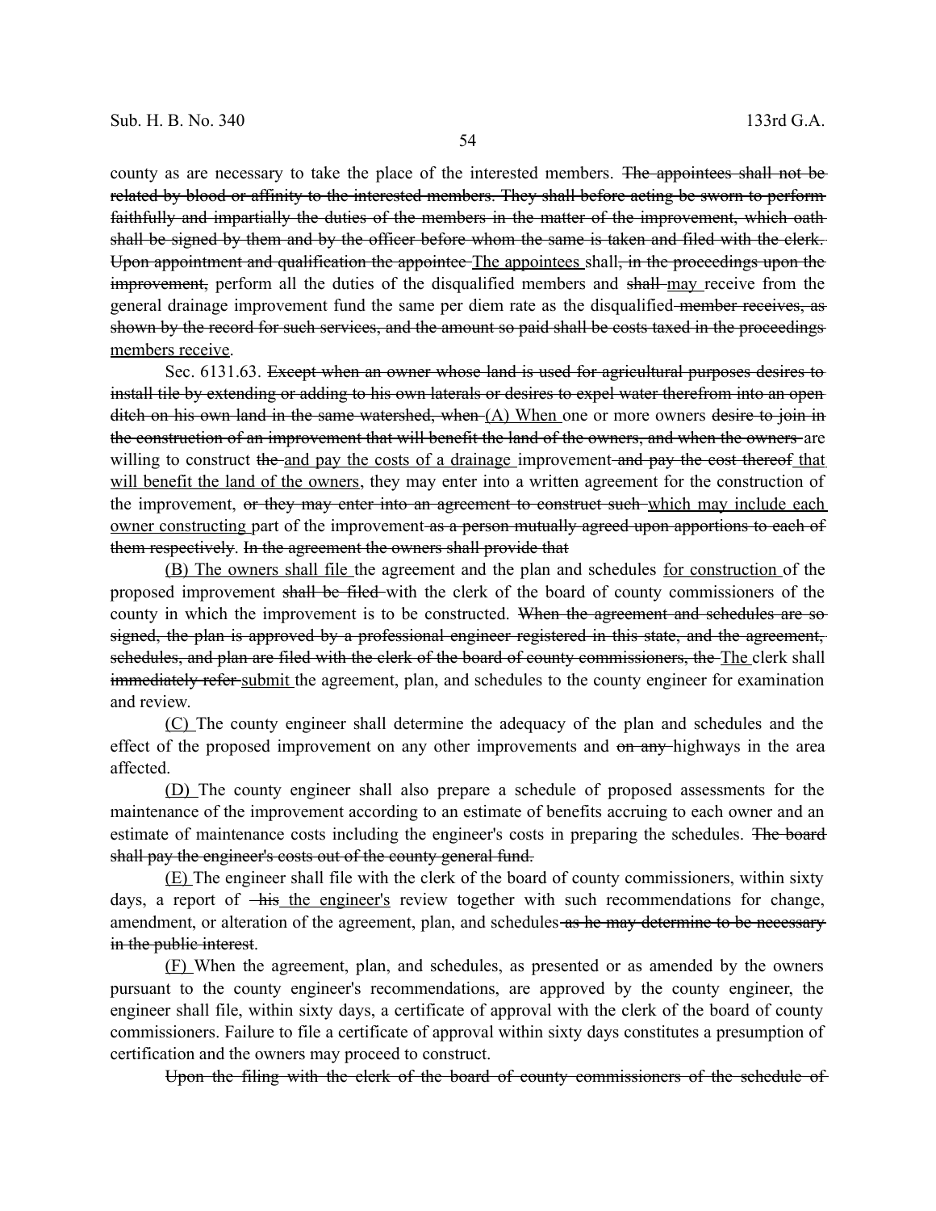county as are necessary to take the place of the interested members. ~~The appointees shall not be related by blood or affinity to the interested members. They shall before acting be sworn to perform faithfully and impartially the duties of the members in the matter of the improvement, which oath shall be signed by them and by the officer before whom the same is taken and filed with the clerk. Upon appointment and qualification the appointee~~ The appointees shall~~, in the proceedings upon the improvement,~~ perform all the duties of the disqualified members and ~~shall~~ may receive from the general drainage improvement fund the same per diem rate as the disqualified ~~member receives, as shown by the record for such services, and the amount so paid shall be costs taxed in the proceedings~~ members receive.

Sec. 6131.63. ~~Except when an owner whose land is used for agricultural purposes desires to install tile by extending or adding to his own laterals or desires to expel water therefrom into an open ditch on his own land in the same watershed, when~~ (A) When one or more owners ~~desire to join in the construction of an improvement that will benefit the land of the owners, and when the owners~~ are willing to construct ~~the~~ and pay the costs of a drainage improvement ~~and pay the cost thereof~~ that will benefit the land of the owners, they may enter into a written agreement for the construction of the improvement, ~~or they may enter into an agreement to construct such~~ which may include each owner constructing part of the improvement ~~as a person mutually agreed upon apportions to each of them respectively~~. ~~In the agreement the owners shall provide that~~

(B) The owners shall file the agreement and the plan and schedules for construction of the proposed improvement ~~shall be filed~~ with the clerk of the board of county commissioners of the county in which the improvement is to be constructed. ~~When the agreement and schedules are so signed, the plan is approved by a professional engineer registered in this state, and the agreement, schedules, and plan are filed with the clerk of the board of county commissioners, the~~ The clerk shall ~~immediately refer~~ submit the agreement, plan, and schedules to the county engineer for examination and review.

(C) The county engineer shall determine the adequacy of the plan and schedules and the effect of the proposed improvement on any other improvements and ~~on any~~ highways in the area affected.

(D) The county engineer shall also prepare a schedule of proposed assessments for the maintenance of the improvement according to an estimate of benefits accruing to each owner and an estimate of maintenance costs including the engineer's costs in preparing the schedules. ~~The board shall pay the engineer's costs out of the county general fund.~~

(E) The engineer shall file with the clerk of the board of county commissioners, within sixty days, a report of ~~his~~ the engineer's review together with such recommendations for change, amendment, or alteration of the agreement, plan, and schedules ~~as he may determine to be necessary in the public interest~~.

(F) When the agreement, plan, and schedules, as presented or as amended by the owners pursuant to the county engineer's recommendations, are approved by the county engineer, the engineer shall file, within sixty days, a certificate of approval with the clerk of the board of county commissioners. Failure to file a certificate of approval within sixty days constitutes a presumption of certification and the owners may proceed to construct.

~~Upon the filing with the clerk of the board of county commissioners of the schedule of~~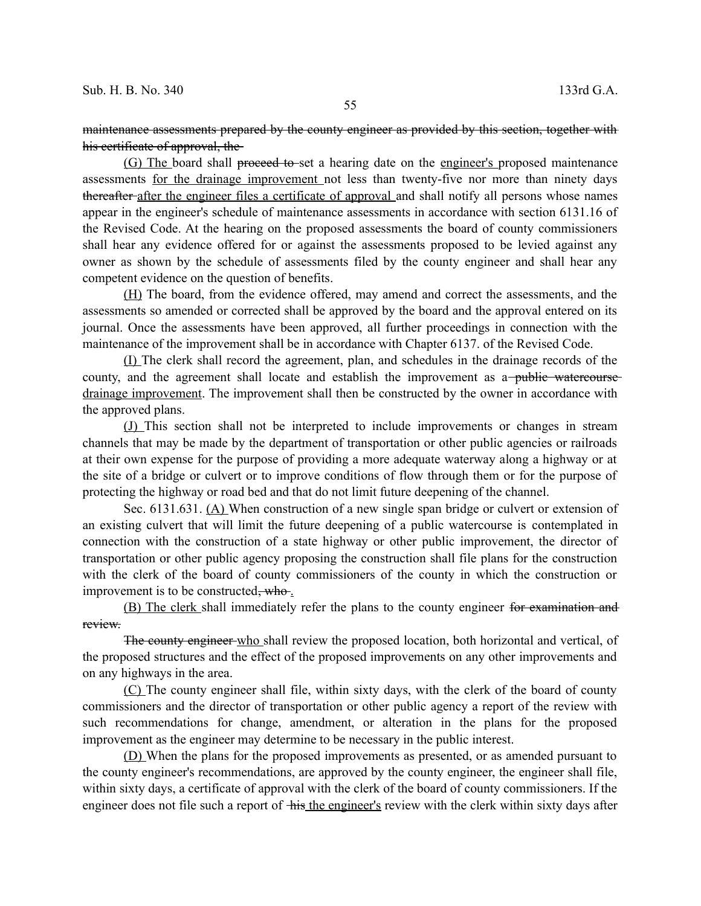maintenance assessments prepared by the county engineer as provided by this section, together with his certificate of approval, the

(G) The board shall proceed to set a hearing date on the engineer's proposed maintenance assessments for the drainage improvement not less than twenty-five nor more than ninety days thereafter after the engineer files a certificate of approval and shall notify all persons whose names appear in the engineer's schedule of maintenance assessments in accordance with section 6131.16 of the Revised Code. At the hearing on the proposed assessments the board of county commissioners shall hear any evidence offered for or against the assessments proposed to be levied against any owner as shown by the schedule of assessments filed by the county engineer and shall hear any competent evidence on the question of benefits.

(H) The board, from the evidence offered, may amend and correct the assessments, and the assessments so amended or corrected shall be approved by the board and the approval entered on its journal. Once the assessments have been approved, all further proceedings in connection with the maintenance of the improvement shall be in accordance with Chapter 6137. of the Revised Code.

(I) The clerk shall record the agreement, plan, and schedules in the drainage records of the county, and the agreement shall locate and establish the improvement as a public watercourse drainage improvement. The improvement shall then be constructed by the owner in accordance with the approved plans.

(J) This section shall not be interpreted to include improvements or changes in stream channels that may be made by the department of transportation or other public agencies or railroads at their own expense for the purpose of providing a more adequate waterway along a highway or at the site of a bridge or culvert or to improve conditions of flow through them or for the purpose of protecting the highway or road bed and that do not limit future deepening of the channel.

Sec. 6131.631. (A) When construction of a new single span bridge or culvert or extension of an existing culvert that will limit the future deepening of a public watercourse is contemplated in connection with the construction of a state highway or other public improvement, the director of transportation or other public agency proposing the construction shall file plans for the construction with the clerk of the board of county commissioners of the county in which the construction or improvement is to be constructed, who .

(B) The clerk shall immediately refer the plans to the county engineer for examination and review.

The county engineer who shall review the proposed location, both horizontal and vertical, of the proposed structures and the effect of the proposed improvements on any other improvements and on any highways in the area.

(C) The county engineer shall file, within sixty days, with the clerk of the board of county commissioners and the director of transportation or other public agency a report of the review with such recommendations for change, amendment, or alteration in the plans for the proposed improvement as the engineer may determine to be necessary in the public interest.

(D) When the plans for the proposed improvements as presented, or as amended pursuant to the county engineer's recommendations, are approved by the county engineer, the engineer shall file, within sixty days, a certificate of approval with the clerk of the board of county commissioners. If the engineer does not file such a report of his the engineer's review with the clerk within sixty days after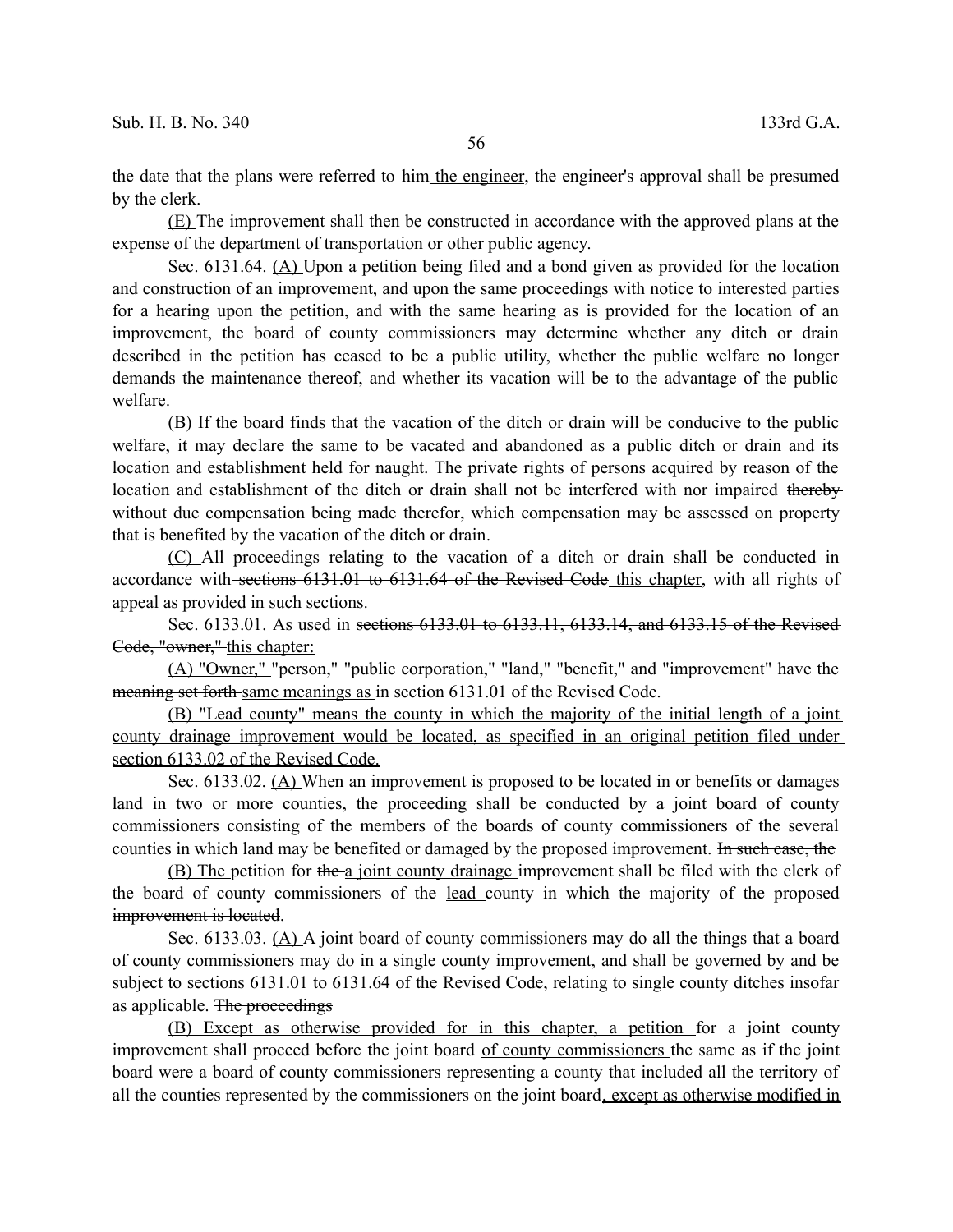the date that the plans were referred to ~~him~~ the engineer, the engineer's approval shall be presumed by the clerk.

(E) The improvement shall then be constructed in accordance with the approved plans at the expense of the department of transportation or other public agency.

Sec. 6131.64. (A) Upon a petition being filed and a bond given as provided for the location and construction of an improvement, and upon the same proceedings with notice to interested parties for a hearing upon the petition, and with the same hearing as is provided for the location of an improvement, the board of county commissioners may determine whether any ditch or drain described in the petition has ceased to be a public utility, whether the public welfare no longer demands the maintenance thereof, and whether its vacation will be to the advantage of the public welfare.

(B) If the board finds that the vacation of the ditch or drain will be conducive to the public welfare, it may declare the same to be vacated and abandoned as a public ditch or drain and its location and establishment held for naught. The private rights of persons acquired by reason of the location and establishment of the ditch or drain shall not be interfered with nor impaired ~~thereby~~ without due compensation being made ~~therefor~~, which compensation may be assessed on property that is benefited by the vacation of the ditch or drain.

(C) All proceedings relating to the vacation of a ditch or drain shall be conducted in accordance with ~~sections 6131.01 to 6131.64 of the Revised Code~~ this chapter, with all rights of appeal as provided in such sections.

Sec. 6133.01. As used in ~~sections 6133.01 to 6133.11, 6133.14, and 6133.15 of the Revised Code, "owner,"~~ this chapter:

(A) "Owner," "person," "public corporation," "land," "benefit," and "improvement" have the ~~meaning set forth~~ same meanings as in section 6131.01 of the Revised Code.

(B) "Lead county" means the county in which the majority of the initial length of a joint county drainage improvement would be located, as specified in an original petition filed under section 6133.02 of the Revised Code.

Sec. 6133.02. (A) When an improvement is proposed to be located in or benefits or damages land in two or more counties, the proceeding shall be conducted by a joint board of county commissioners consisting of the members of the boards of county commissioners of the several counties in which land may be benefited or damaged by the proposed improvement. ~~In such case, the~~

(B) The petition for ~~the~~ a joint county drainage improvement shall be filed with the clerk of the board of county commissioners of the lead county ~~in which the majority of the proposed improvement is located~~.

Sec. 6133.03. (A) A joint board of county commissioners may do all the things that a board of county commissioners may do in a single county improvement, and shall be governed by and be subject to sections 6131.01 to 6131.64 of the Revised Code, relating to single county ditches insofar as applicable. ~~The proceedings~~

(B) Except as otherwise provided for in this chapter, a petition for a joint county improvement shall proceed before the joint board of county commissioners the same as if the joint board were a board of county commissioners representing a county that included all the territory of all the counties represented by the commissioners on the joint board, except as otherwise modified in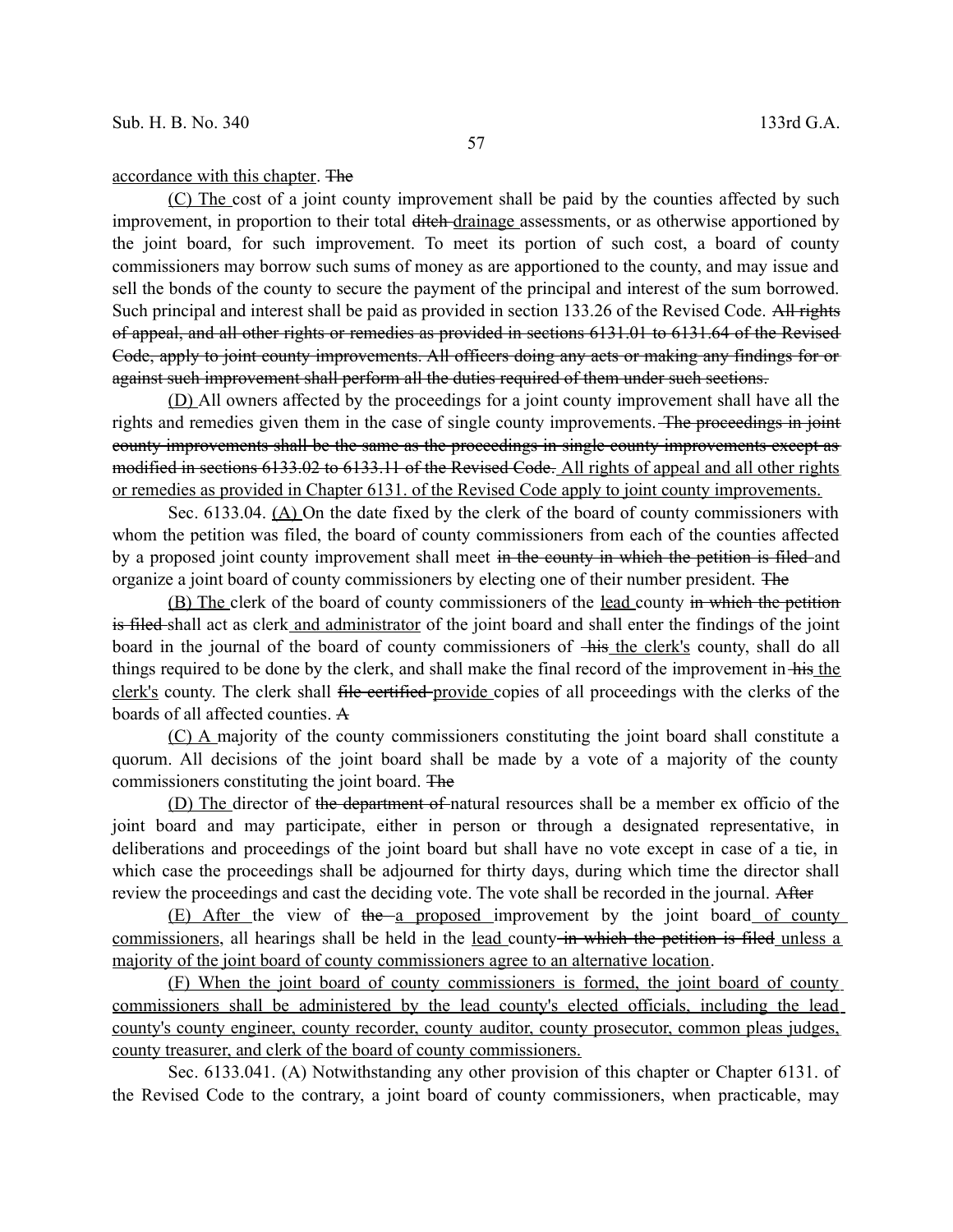<u>accordance with this chapter</u>. ~~The~~

<u>(C) The</u> cost of a joint county improvement shall be paid by the counties affected by such improvement, in proportion to their total ~~ditch~~ <u>drainage</u> assessments, or as otherwise apportioned by the joint board, for such improvement. To meet its portion of such cost, a board of county commissioners may borrow such sums of money as are apportioned to the county, and may issue and sell the bonds of the county to secure the payment of the principal and interest of the sum borrowed. Such principal and interest shall be paid as provided in section 133.26 of the Revised Code. ~~All rights of appeal, and all other rights or remedies as provided in sections 6131.01 to 6131.64 of the Revised Code, apply to joint county improvements. All officers doing any acts or making any findings for or against such improvement shall perform all the duties required of them under such sections.~~

<u>(D)</u> All owners affected by the proceedings for a joint county improvement shall have all the rights and remedies given them in the case of single county improvements. ~~The proceedings in joint county improvements shall be the same as the proceedings in single county improvements except as modified in sections 6133.02 to 6133.11 of the Revised Code.~~ <u>All rights of appeal and all other rights or remedies as provided in Chapter 6131. of the Revised Code apply to joint county improvements.</u>

Sec. 6133.04. <u>(A)</u> On the date fixed by the clerk of the board of county commissioners with whom the petition was filed, the board of county commissioners from each of the counties affected by a proposed joint county improvement shall meet ~~in the county in which the petition is filed~~ and organize a joint board of county commissioners by electing one of their number president. ~~The~~

<u>(B) The</u> clerk of the board of county commissioners of the <u>lead</u> county ~~in which the petition is filed~~ shall act as clerk <u>and administrator</u> of the joint board and shall enter the findings of the joint board in the journal of the board of county commissioners of ~~his~~ <u>the clerk's</u> county, shall do all things required to be done by the clerk, and shall make the final record of the improvement in ~~his~~ <u>the clerk's</u> county. The clerk shall ~~file certified~~ <u>provide</u> copies of all proceedings with the clerks of the boards of all affected counties. ~~A~~

<u>(C) A</u> majority of the county commissioners constituting the joint board shall constitute a quorum. All decisions of the joint board shall be made by a vote of a majority of the county commissioners constituting the joint board. ~~The~~

<u>(D) The</u> director of ~~the department of~~ natural resources shall be a member ex officio of the joint board and may participate, either in person or through a designated representative, in deliberations and proceedings of the joint board but shall have no vote except in case of a tie, in which case the proceedings shall be adjourned for thirty days, during which time the director shall review the proceedings and cast the deciding vote. The vote shall be recorded in the journal. ~~After~~

<u>(E) After</u> the view of ~~the~~ <u>a proposed</u> improvement by the joint board <u>of county commissioners</u>, all hearings shall be held in the <u>lead</u> county ~~in which the petition is filed~~ <u>unless a majority of the joint board of county commissioners agree to an alternative location</u>.

<u>(F) When the joint board of county commissioners is formed, the joint board of county commissioners shall be administered by the lead county's elected officials, including the lead county's county engineer, county recorder, county auditor, county prosecutor, common pleas judges, county treasurer, and clerk of the board of county commissioners.</u>

Sec. 6133.041. (A) Notwithstanding any other provision of this chapter or Chapter 6131. of the Revised Code to the contrary, a joint board of county commissioners, when practicable, may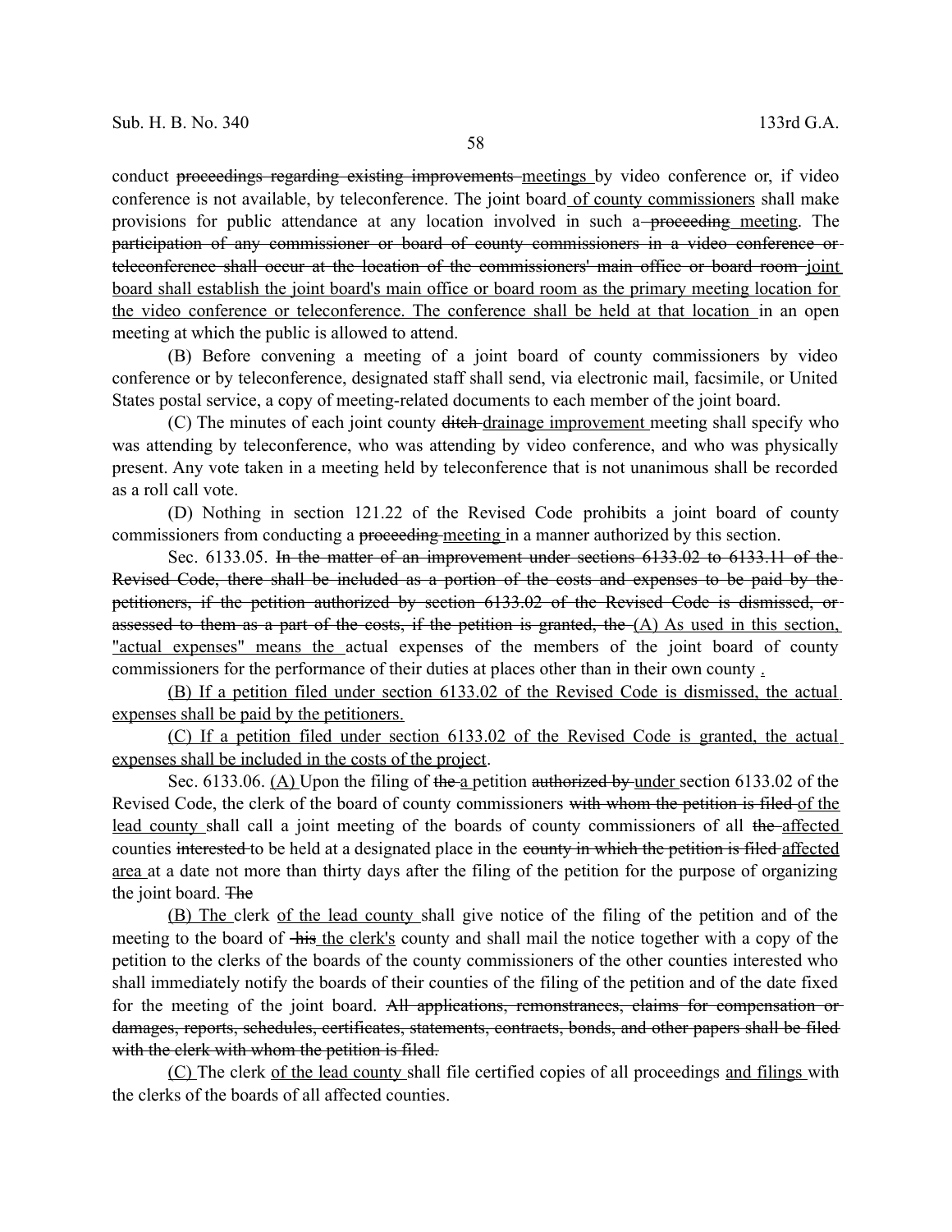conduct ~~proceedings regarding existing improvements~~ <u>meetings</u> by video conference or, if video conference is not available, by teleconference. The joint board <u>of county commissioners</u> shall make provisions for public attendance at any location involved in such a ~~proceeding~~ <u>meeting</u>. The ~~participation of any commissioner or board of county commissioners in a video conference or teleconference shall occur at the location of the commissioners' main office or board room~~ <u>joint board shall establish the joint board's main office or board room as the primary meeting location for the video conference or teleconference. The conference shall be held at that location</u> in an open meeting at which the public is allowed to attend.

(B) Before convening a meeting of a joint board of county commissioners by video conference or by teleconference, designated staff shall send, via electronic mail, facsimile, or United States postal service, a copy of meeting-related documents to each member of the joint board.

(C) The minutes of each joint county ~~ditch~~ <u>drainage improvement</u> meeting shall specify who was attending by teleconference, who was attending by video conference, and who was physically present. Any vote taken in a meeting held by teleconference that is not unanimous shall be recorded as a roll call vote.

(D) Nothing in section 121.22 of the Revised Code prohibits a joint board of county commissioners from conducting a ~~proceeding~~ <u>meeting</u> in a manner authorized by this section.

Sec. 6133.05. ~~In the matter of an improvement under sections 6133.02 to 6133.11 of the Revised Code, there shall be included as a portion of the costs and expenses to be paid by the petitioners, if the petition authorized by section 6133.02 of the Revised Code is dismissed, or assessed to them as a part of the costs, if the petition is granted, the~~ <u>(A) As used in this section, "actual expenses" means the</u> actual expenses of the members of the joint board of county commissioners for the performance of their duties at places other than in their own county <u>.</u>

<u>(B) If a petition filed under section 6133.02 of the Revised Code is dismissed, the actual expenses shall be paid by the petitioners.</u>

<u>(C) If a petition filed under section 6133.02 of the Revised Code is granted, the actual expenses shall be included in the costs of the project</u>.

Sec. 6133.06. <u>(A)</u> Upon the filing of ~~the~~ <u>a</u> petition ~~authorized by~~ <u>under</u> section 6133.02 of the Revised Code, the clerk of the board of county commissioners ~~with whom the petition is filed~~ <u>of the lead county</u> shall call a joint meeting of the boards of county commissioners of all ~~the~~ <u>affected</u> counties ~~interested~~ to be held at a designated place in the ~~county in which the petition is filed~~ <u>affected area</u> at a date not more than thirty days after the filing of the petition for the purpose of organizing the joint board. ~~The~~

<u>(B) The</u> clerk <u>of the lead county</u> shall give notice of the filing of the petition and of the meeting to the board of ~~his~~ <u>the clerk's</u> county and shall mail the notice together with a copy of the petition to the clerks of the boards of the county commissioners of the other counties interested who shall immediately notify the boards of their counties of the filing of the petition and of the date fixed for the meeting of the joint board. ~~All applications, remonstrances, claims for compensation or damages, reports, schedules, certificates, statements, contracts, bonds, and other papers shall be filed with the clerk with whom the petition is filed.~~

<u>(C)</u> The clerk <u>of the lead county</u> shall file certified copies of all proceedings <u>and filings</u> with the clerks of the boards of all affected counties.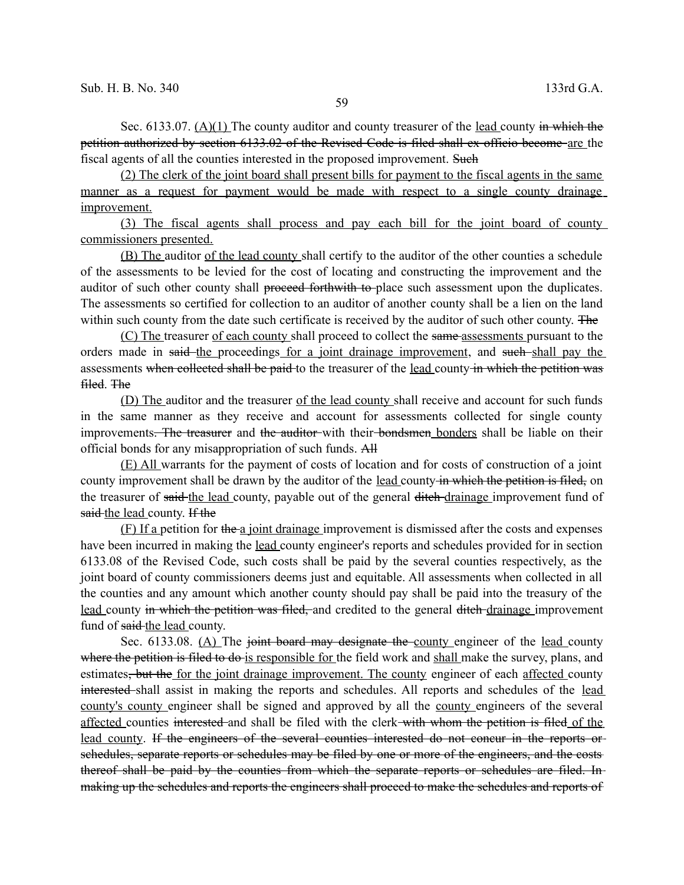Sec. 6133.07. <u>(A)(1)</u> The county auditor and county treasurer of the <u>lead</u> county ~~in which the petition authorized by section 6133.02 of the Revised Code is filed shall ex officio become~~ <u>are</u> the fiscal agents of all the counties interested in the proposed improvement. ~~Such~~

<u>(2) The clerk of the joint board shall present bills for payment to the fiscal agents in the same manner as a request for payment would be made with respect to a single county drainage improvement.</u>

<u>(3) The fiscal agents shall process and pay each bill for the joint board of county commissioners presented.</u>

<u>(B) The</u> auditor <u>of the lead county</u> shall certify to the auditor of the other counties a schedule of the assessments to be levied for the cost of locating and constructing the improvement and the auditor of such other county shall ~~proceed forthwith to~~ place such assessment upon the duplicates. The assessments so certified for collection to an auditor of another county shall be a lien on the land within such county from the date such certificate is received by the auditor of such other county. ~~The~~

<u>(C) The</u> treasurer <u>of each county</u> shall proceed to collect the ~~same~~ <u>assessments</u> pursuant to the orders made in ~~said~~ <u>the</u> proceedings <u>for a joint drainage improvement</u>, and ~~such~~ <u>shall pay the</u> assessments ~~when collected shall be paid~~ to the treasurer of the <u>lead</u> county ~~in which the petition was filed~~. ~~The~~

<u>(D) The</u> auditor and the treasurer <u>of the lead county</u> shall receive and account for such funds in the same manner as they receive and account for assessments collected for single county improvements~~. The treasurer~~ and ~~the auditor~~ with their ~~bondsmen~~ <u>bonders</u> shall be liable on their official bonds for any misappropriation of such funds. ~~All~~

<u>(E) All</u> warrants for the payment of costs of location and for costs of construction of a joint county improvement shall be drawn by the auditor of the <u>lead</u> county ~~in which the petition is filed,~~ on the treasurer of ~~said~~ <u>the lead</u> county, payable out of the general ~~ditch~~ <u>drainage</u> improvement fund of ~~said~~ <u>the lead</u> county. ~~If the~~

<u>(F) If a</u> petition for ~~the~~ <u>a joint drainage</u> improvement is dismissed after the costs and expenses have been incurred in making the <u>lead</u> county engineer's reports and schedules provided for in section 6133.08 of the Revised Code, such costs shall be paid by the several counties respectively, as the joint board of county commissioners deems just and equitable. All assessments when collected in all the counties and any amount which another county should pay shall be paid into the treasury of the <u>lead</u> county ~~in which the petition was filed,~~ and credited to the general ~~ditch~~ <u>drainage</u> improvement fund of ~~said~~ <u>the lead</u> county.

Sec. 6133.08. <u>(A)</u> The ~~joint board may designate the~~ <u>county</u> engineer of the <u>lead</u> county ~~where the petition is filed to do~~ <u>is responsible for</u> the field work and <u>shall</u> make the survey, plans, and estimates~~, but the~~ <u>for the joint drainage improvement. The county</u> engineer of each <u>affected</u> county ~~interested~~ shall assist in making the reports and schedules. All reports and schedules of the <u>lead county's county</u> engineer shall be signed and approved by all the <u>county</u> engineers of the several <u>affected</u> counties ~~interested~~ and shall be filed with the clerk ~~with whom the petition is filed~~ <u>of the lead county</u>. ~~If the engineers of the several counties interested do not concur in the reports or schedules, separate reports or schedules may be filed by one or more of the engineers, and the costs thereof shall be paid by the counties from which the separate reports or schedules are filed. In making up the schedules and reports the engineers shall proceed to make the schedules and reports of~~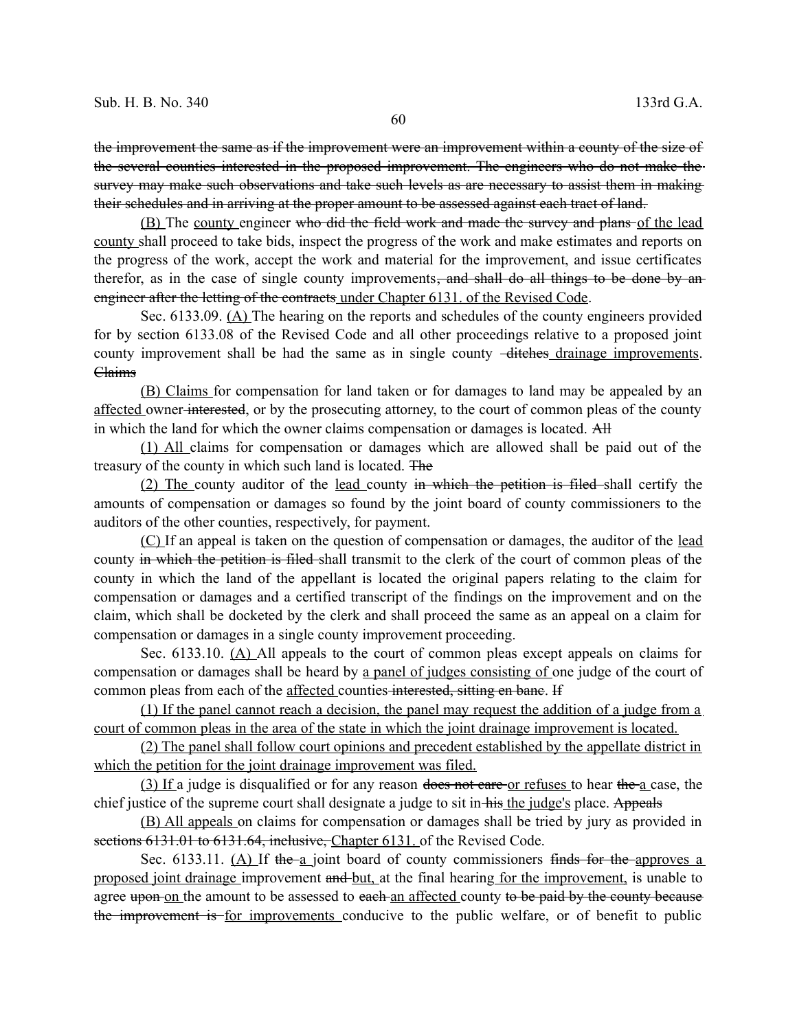~~the improvement the same as if the improvement were an improvement within a county of the size of the several counties interested in the proposed improvement. The engineers who do not make the survey may make such observations and take such levels as are necessary to assist them in making their schedules and in arriving at the proper amount to be assessed against each tract of land.~~

<u>(B)</u> The <u>county</u> engineer ~~who did the field work and made the survey and plans~~ <u>of the lead county</u> shall proceed to take bids, inspect the progress of the work and make estimates and reports on the progress of the work, accept the work and material for the improvement, and issue certificates therefor, as in the case of single county improvements~~, and shall do all things to be done by an engineer after the letting of the contracts~~ <u>under Chapter 6131. of the Revised Code</u>.

Sec. 6133.09. <u>(A)</u> The hearing on the reports and schedules of the county engineers provided for by section 6133.08 of the Revised Code and all other proceedings relative to a proposed joint county improvement shall be had the same as in single county ~~ditches~~ <u>drainage improvements</u>. ~~Claims~~

<u>(B) Claims</u> for compensation for land taken or for damages to land may be appealed by an <u>affected</u> owner ~~interested~~, or by the prosecuting attorney, to the court of common pleas of the county in which the land for which the owner claims compensation or damages is located. ~~All~~

<u>(1) All</u> claims for compensation or damages which are allowed shall be paid out of the treasury of the county in which such land is located. ~~The~~

<u>(2) The</u> county auditor of the <u>lead</u> county ~~in which the petition is filed~~ shall certify the amounts of compensation or damages so found by the joint board of county commissioners to the auditors of the other counties, respectively, for payment.

<u>(C)</u> If an appeal is taken on the question of compensation or damages, the auditor of the <u>lead</u> county ~~in which the petition is filed~~ shall transmit to the clerk of the court of common pleas of the county in which the land of the appellant is located the original papers relating to the claim for compensation or damages and a certified transcript of the findings on the improvement and on the claim, which shall be docketed by the clerk and shall proceed the same as an appeal on a claim for compensation or damages in a single county improvement proceeding.

Sec. 6133.10. <u>(A)</u> All appeals to the court of common pleas except appeals on claims for compensation or damages shall be heard by <u>a panel of judges consisting of</u> one judge of the court of common pleas from each of the <u>affected</u> counties ~~interested, sitting en banc~~. ~~If~~

<u>(1) If the panel cannot reach a decision, the panel may request the addition of a judge from a court of common pleas in the area of the state in which the joint drainage improvement is located.</u>

<u>(2) The panel shall follow court opinions and precedent established by the appellate district in which the petition for the joint drainage improvement was filed.</u>

<u>(3) If</u> a judge is disqualified or for any reason ~~does not care~~ <u>or refuses</u> to hear ~~the~~ <u>a</u> case, the chief justice of the supreme court shall designate a judge to sit in ~~his~~ <u>the judge's</u> place. ~~Appeals~~

<u>(B) All appeals</u> on claims for compensation or damages shall be tried by jury as provided in ~~sections 6131.01 to 6131.64, inclusive,~~ <u>Chapter 6131.</u> of the Revised Code.

Sec. 6133.11. <u>(A)</u> If ~~the~~ <u>a</u> joint board of county commissioners ~~finds for the~~ <u>approves a proposed joint drainage</u> improvement ~~and~~ <u>but,</u> at the final hearing <u>for the improvement,</u> is unable to agree ~~upon~~ <u>on</u> the amount to be assessed to ~~each~~ <u>an affected</u> county ~~to be paid by the county because the improvement is~~ <u>for improvements</u> conducive to the public welfare, or of benefit to public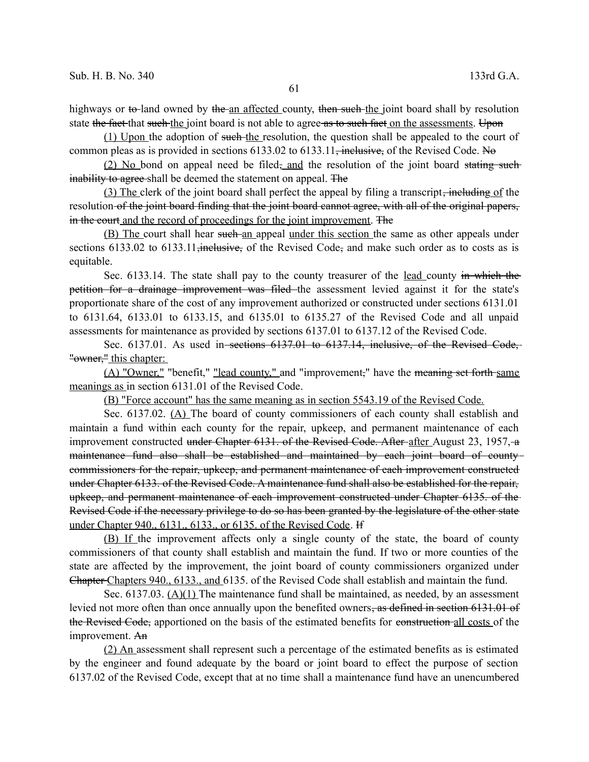highways or ~~to~~ land owned by ~~the~~ <u>an affected</u> county, ~~then such~~ <u>the</u> joint board shall by resolution state ~~the fact~~ that ~~such~~ <u>the</u> joint board is not able to agree ~~as to such fact~~ <u>on the assessments</u>. ~~Upon~~

<u>(1) Upon</u> the adoption of ~~such~~ <u>the</u> resolution, the question shall be appealed to the court of common pleas as is provided in sections 6133.02 to 6133.11~~, inclusive,~~ of the Revised Code. ~~No~~

<u>(2) No</u> bond on appeal need be filed~~,~~ <u>and</u> the resolution of the joint board ~~stating such inability to agree~~ shall be deemed the statement on appeal. ~~The~~

<u>(3) The</u> clerk of the joint board shall perfect the appeal by filing a transcript~~, including~~ <u>of</u> the resolution ~~of the joint board finding that the joint board cannot agree, with all of the original papers, in the court~~ <u>and the record of proceedings for the joint improvement</u>. ~~The~~

<u>(B) The</u> court shall hear ~~such~~ <u>an</u> appeal <u>under this section</u> the same as other appeals under sections 6133.02 to 6133.11~~, inclusive,~~ of the Revised Code~~,~~ and make such order as to costs as is equitable.

Sec. 6133.14. The state shall pay to the county treasurer of the <u>lead</u> county ~~in which the petition for a drainage improvement was filed~~ the assessment levied against it for the state's proportionate share of the cost of any improvement authorized or constructed under sections 6131.01 to 6131.64, 6133.01 to 6133.15, and 6135.01 to 6135.27 of the Revised Code and all unpaid assessments for maintenance as provided by sections 6137.01 to 6137.12 of the Revised Code.

Sec. 6137.01. As used in ~~sections 6137.01 to 6137.14, inclusive, of the Revised Code, "owner,"~~ <u>this chapter:</u>

<u>(A) "Owner,"</u> "benefit," <u>"lead county,"</u> and "improvement~~,~~" have the ~~meaning set forth~~ <u>same meanings as</u> in section 6131.01 of the Revised Code.

<u>(B) "Force account" has the same meaning as in section 5543.19 of the Revised Code.</u>

Sec. 6137.02. <u>(A)</u> The board of county commissioners of each county shall establish and maintain a fund within each county for the repair, upkeep, and permanent maintenance of each improvement constructed ~~under Chapter 6131. of the Revised Code. After~~ <u>after</u> August 23, 1957, ~~a maintenance fund also shall be established and maintained by each joint board of county commissioners for the repair, upkeep, and permanent maintenance of each improvement constructed under Chapter 6133. of the Revised Code. A maintenance fund shall also be established for the repair, upkeep, and permanent maintenance of each improvement constructed under Chapter 6135. of the Revised Code if the necessary privilege to do so has been granted by the legislature of the other state~~ <u>under Chapter 940., 6131., 6133., or 6135. of the Revised Code</u>. ~~If~~

<u>(B) If</u> the improvement affects only a single county of the state, the board of county commissioners of that county shall establish and maintain the fund. If two or more counties of the state are affected by the improvement, the joint board of county commissioners organized under ~~Chapter~~ <u>Chapters 940., 6133., and</u> 6135. of the Revised Code shall establish and maintain the fund.

Sec. 6137.03. <u>(A)(1)</u> The maintenance fund shall be maintained, as needed, by an assessment levied not more often than once annually upon the benefited owners~~, as defined in section 6131.01 of the Revised Code,~~ apportioned on the basis of the estimated benefits for ~~construction~~ <u>all costs</u> of the improvement. ~~An~~

<u>(2) An</u> assessment shall represent such a percentage of the estimated benefits as is estimated by the engineer and found adequate by the board or joint board to effect the purpose of section 6137.02 of the Revised Code, except that at no time shall a maintenance fund have an unencumbered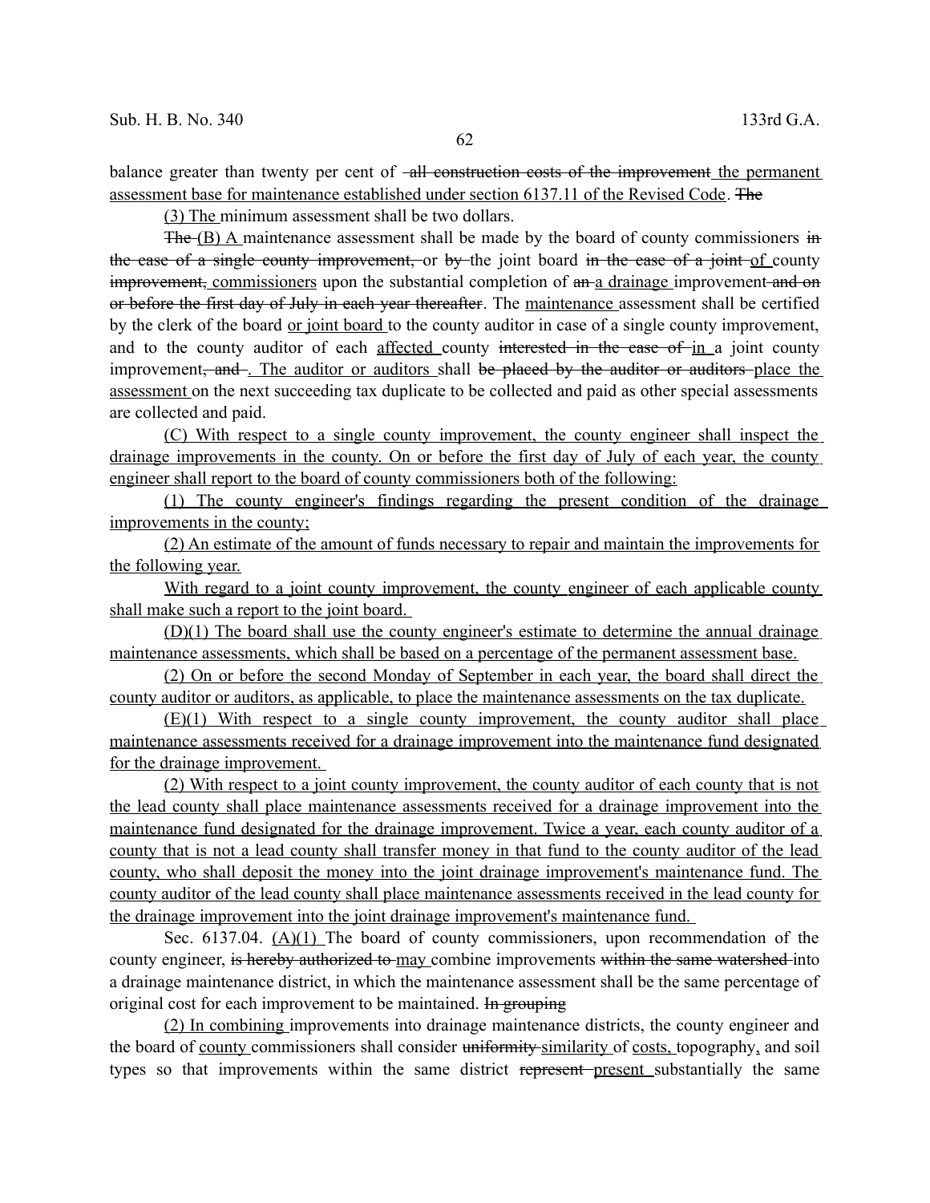balance greater than twenty per cent of ~~all construction costs of the improvement~~ the permanent assessment base for maintenance established under section 6137.11 of the Revised Code. ~~The~~

(3) The minimum assessment shall be two dollars.

~~The~~ (B) A maintenance assessment shall be made by the board of county commissioners ~~in the case of a single county improvement,~~ or ~~by~~ the joint board ~~in the case of a joint~~ of county ~~improvement,~~ commissioners upon the substantial completion of ~~an~~ a drainage improvement ~~and on or before the first day of July in each year thereafter~~. The maintenance assessment shall be certified by the clerk of the board or joint board to the county auditor in case of a single county improvement, and to the county auditor of each affected county ~~interested in the case of~~ in a joint county improvement~~, and~~. The auditor or auditors shall ~~be placed by the auditor or auditors~~ place the assessment on the next succeeding tax duplicate to be collected and paid as other special assessments are collected and paid.

(C) With respect to a single county improvement, the county engineer shall inspect the drainage improvements in the county. On or before the first day of July of each year, the county engineer shall report to the board of county commissioners both of the following:

(1) The county engineer's findings regarding the present condition of the drainage improvements in the county;

(2) An estimate of the amount of funds necessary to repair and maintain the improvements for the following year.

With regard to a joint county improvement, the county engineer of each applicable county shall make such a report to the joint board.

(D)(1) The board shall use the county engineer's estimate to determine the annual drainage maintenance assessments, which shall be based on a percentage of the permanent assessment base.

(2) On or before the second Monday of September in each year, the board shall direct the county auditor or auditors, as applicable, to place the maintenance assessments on the tax duplicate.

(E)(1) With respect to a single county improvement, the county auditor shall place maintenance assessments received for a drainage improvement into the maintenance fund designated for the drainage improvement.

(2) With respect to a joint county improvement, the county auditor of each county that is not the lead county shall place maintenance assessments received for a drainage improvement into the maintenance fund designated for the drainage improvement. Twice a year, each county auditor of a county that is not a lead county shall transfer money in that fund to the county auditor of the lead county, who shall deposit the money into the joint drainage improvement's maintenance fund. The county auditor of the lead county shall place maintenance assessments received in the lead county for the drainage improvement into the joint drainage improvement's maintenance fund.

Sec. 6137.04. (A)(1) The board of county commissioners, upon recommendation of the county engineer, ~~is hereby authorized to~~ may combine improvements ~~within the same watershed~~ into a drainage maintenance district, in which the maintenance assessment shall be the same percentage of original cost for each improvement to be maintained. ~~In grouping~~

(2) In combining improvements into drainage maintenance districts, the county engineer and the board of county commissioners shall consider ~~uniformity~~ similarity of costs, topography, and soil types so that improvements within the same district ~~represent~~ present substantially the same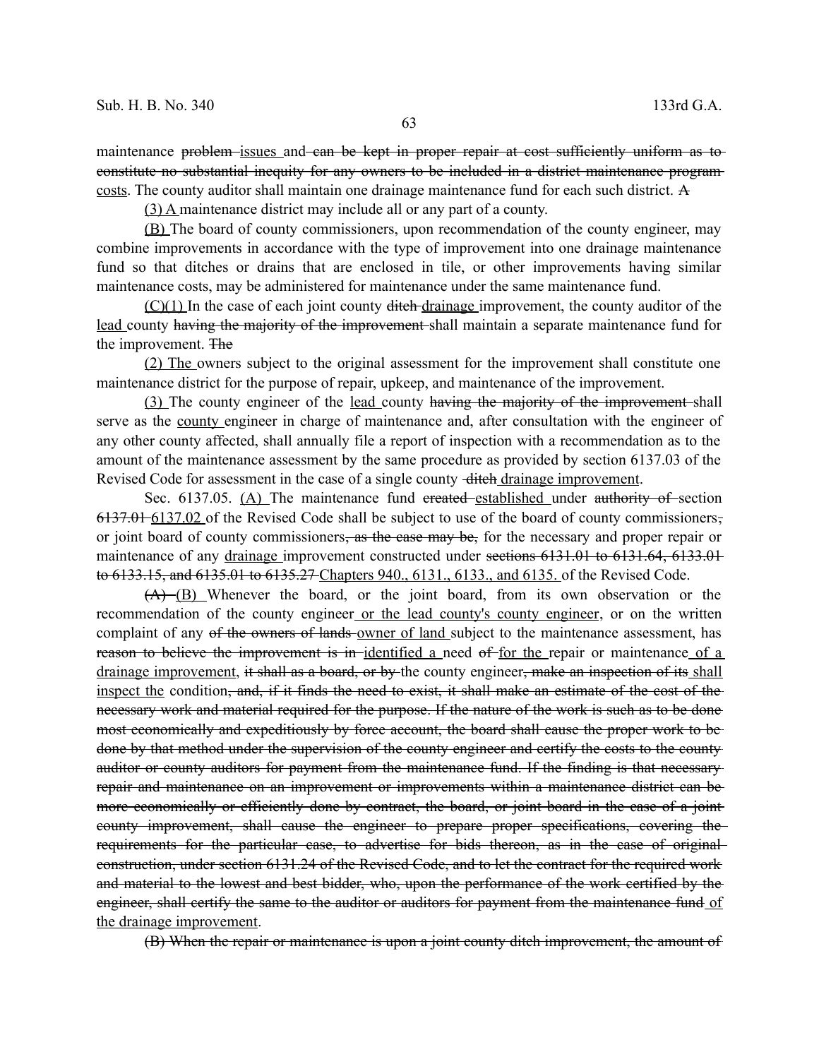maintenance ~~problem~~ issues and ~~can be kept in proper repair at cost sufficiently uniform as to constitute no substantial inequity for any owners to be included in a district maintenance program~~ costs. The county auditor shall maintain one drainage maintenance fund for each such district. ~~A~~

(3) A maintenance district may include all or any part of a county.

(B) The board of county commissioners, upon recommendation of the county engineer, may combine improvements in accordance with the type of improvement into one drainage maintenance fund so that ditches or drains that are enclosed in tile, or other improvements having similar maintenance costs, may be administered for maintenance under the same maintenance fund.

(C)(1) In the case of each joint county ~~ditch~~ drainage improvement, the county auditor of the lead county ~~having the majority of the improvement~~ shall maintain a separate maintenance fund for the improvement. ~~The~~

(2) The owners subject to the original assessment for the improvement shall constitute one maintenance district for the purpose of repair, upkeep, and maintenance of the improvement.

(3) The county engineer of the lead county ~~having the majority of the improvement~~ shall serve as the county engineer in charge of maintenance and, after consultation with the engineer of any other county affected, shall annually file a report of inspection with a recommendation as to the amount of the maintenance assessment by the same procedure as provided by section 6137.03 of the Revised Code for assessment in the case of a single county ~~ditch~~ drainage improvement.

Sec. 6137.05. (A) The maintenance fund ~~created~~ established under ~~authority of~~ section ~~6137.01~~ 6137.02 of the Revised Code shall be subject to use of the board of county commissioners~~,~~ or joint board of county commissioners~~, as the case may be,~~ for the necessary and proper repair or maintenance of any drainage improvement constructed under ~~sections 6131.01 to 6131.64, 6133.01 to 6133.15, and 6135.01 to 6135.27~~ Chapters 940., 6131., 6133., and 6135. of the Revised Code.

~~(A)~~ (B) Whenever the board, or the joint board, from its own observation or the recommendation of the county engineer or the lead county's county engineer, or on the written complaint of any ~~of the owners of lands~~ owner of land subject to the maintenance assessment, has ~~reason to believe the improvement is in~~ identified a need ~~of~~ for the repair or maintenance of a drainage improvement, ~~it shall as a board, or by~~ the county engineer~~, make an inspection of its~~ shall inspect the condition~~, and, if it finds the need to exist, it shall make an estimate of the cost of the necessary work and material required for the purpose. If the nature of the work is such as to be done most economically and expeditiously by force account, the board shall cause the proper work to be done by that method under the supervision of the county engineer and certify the costs to the county auditor or county auditors for payment from the maintenance fund. If the finding is that necessary repair and maintenance on an improvement or improvements within a maintenance district can be more economically or efficiently done by contract, the board, or joint board in the case of a joint county improvement, shall cause the engineer to prepare proper specifications, covering the requirements for the particular case, to advertise for bids thereon, as in the case of original construction, under section 6131.24 of the Revised Code, and to let the contract for the required work and material to the lowest and best bidder, who, upon the performance of the work certified by the engineer, shall certify the same to the auditor or auditors for payment from the maintenance fund~~ of the drainage improvement.

~~(B) When the repair or maintenance is upon a joint county ditch improvement, the amount of~~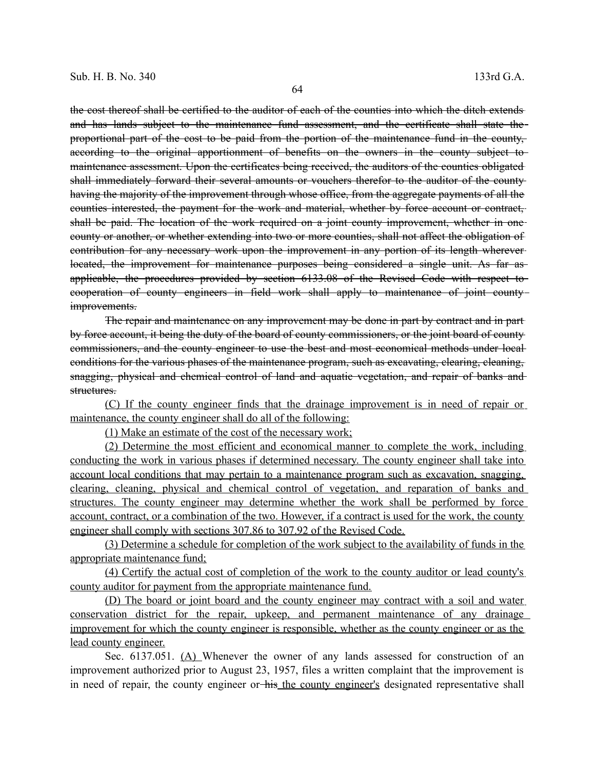~~the cost thereof shall be certified to the auditor of each of the counties into which the ditch extends and has lands subject to the maintenance fund assessment, and the certificate shall state the proportional part of the cost to be paid from the portion of the maintenance fund in the county, according to the original apportionment of benefits on the owners in the county subject to maintenance assessment. Upon the certificates being received, the auditors of the counties obligated shall immediately forward their several amounts or vouchers therefor to the auditor of the county having the majority of the improvement through whose office, from the aggregate payments of all the counties interested, the payment for the work and material, whether by force account or contract, shall be paid. The location of the work required on a joint county improvement, whether in one county or another, or whether extending into two or more counties, shall not affect the obligation of contribution for any necessary work upon the improvement in any portion of its length wherever located, the improvement for maintenance purposes being considered a single unit. As far as applicable, the procedures provided by section 6133.08 of the Revised Code with respect to cooperation of county engineers in field work shall apply to maintenance of joint county improvements.~~

~~The repair and maintenance on any improvement may be done in part by contract and in part by force account, it being the duty of the board of county commissioners, or the joint board of county commissioners, and the county engineer to use the best and most economical methods under local conditions for the various phases of the maintenance program, such as excavating, clearing, cleaning, snagging, physical and chemical control of land and aquatic vegetation, and repair of banks and structures.~~

<u>(C) If the county engineer finds that the drainage improvement is in need of repair or maintenance, the county engineer shall do all of the following:</u>

<u>(1) Make an estimate of the cost of the necessary work;</u>

<u>(2) Determine the most efficient and economical manner to complete the work, including conducting the work in various phases if determined necessary. The county engineer shall take into account local conditions that may pertain to a maintenance program such as excavation, snagging, clearing, cleaning, physical and chemical control of vegetation, and reparation of banks and structures. The county engineer may determine whether the work shall be performed by force account, contract, or a combination of the two. However, if a contract is used for the work, the county engineer shall comply with sections 307.86 to 307.92 of the Revised Code.</u>

<u>(3) Determine a schedule for completion of the work subject to the availability of funds in the appropriate maintenance fund;</u>

<u>(4) Certify the actual cost of completion of the work to the county auditor or lead county's county auditor for payment from the appropriate maintenance fund.</u>

<u>(D) The board or joint board and the county engineer may contract with a soil and water conservation district for the repair, upkeep, and permanent maintenance of any drainage improvement for which the county engineer is responsible, whether as the county engineer or as the lead county engineer.</u>

Sec. 6137.051. <u>(A)</u> Whenever the owner of any lands assessed for construction of an improvement authorized prior to August 23, 1957, files a written complaint that the improvement is in need of repair, the county engineer or ~~his~~ <u>the county engineer's</u> designated representative shall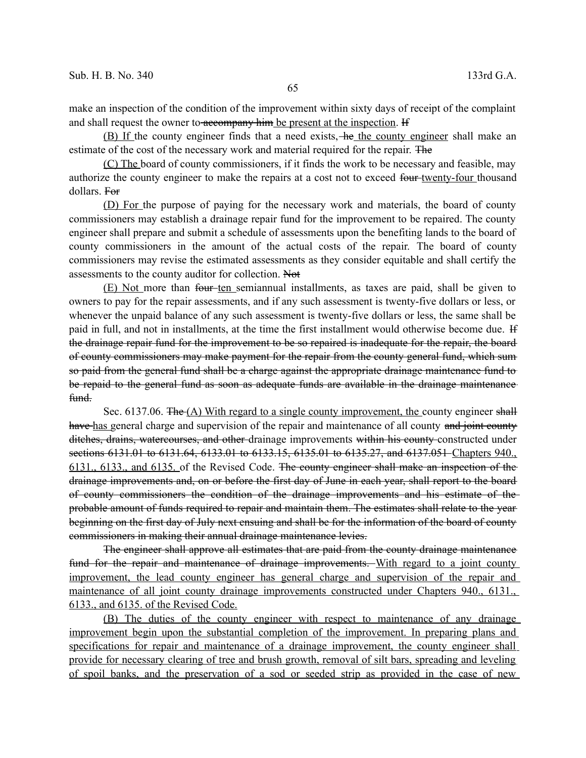make an inspection of the condition of the improvement within sixty days of receipt of the complaint and shall request the owner to ~~accompany him~~ <u>be present at the inspection</u>. ~~If~~

<u>(B) If</u> the county engineer finds that a need exists, ~~he~~ <u>the county engineer</u> shall make an estimate of the cost of the necessary work and material required for the repair. ~~The~~

<u>(C) The</u> board of county commissioners, if it finds the work to be necessary and feasible, may authorize the county engineer to make the repairs at a cost not to exceed ~~four~~ <u>twenty-four</u> thousand dollars. ~~For~~

<u>(D) For</u> the purpose of paying for the necessary work and materials, the board of county commissioners may establish a drainage repair fund for the improvement to be repaired. The county engineer shall prepare and submit a schedule of assessments upon the benefiting lands to the board of county commissioners in the amount of the actual costs of the repair. The board of county commissioners may revise the estimated assessments as they consider equitable and shall certify the assessments to the county auditor for collection. ~~Not~~

<u>(E) Not</u> more than ~~four~~ <u>ten</u> semiannual installments, as taxes are paid, shall be given to owners to pay for the repair assessments, and if any such assessment is twenty-five dollars or less, or whenever the unpaid balance of any such assessment is twenty-five dollars or less, the same shall be paid in full, and not in installments, at the time the first installment would otherwise become due. ~~If the drainage repair fund for the improvement to be so repaired is inadequate for the repair, the board of county commissioners may make payment for the repair from the county general fund, which sum so paid from the general fund shall be a charge against the appropriate drainage maintenance fund to be repaid to the general fund as soon as adequate funds are available in the drainage maintenance fund.~~

Sec. 6137.06. ~~The~~ <u>(A) With regard to a single county improvement, the</u> county engineer ~~shall have~~ <u>has</u> general charge and supervision of the repair and maintenance of all county ~~and joint county ditches, drains, watercourses, and other~~ drainage improvements ~~within his county~~ constructed under ~~sections 6131.01 to 6131.64, 6133.01 to 6133.15, 6135.01 to 6135.27, and 6137.051~~ <u>Chapters 940., 6131., 6133., and 6135.</u> of the Revised Code. ~~The county engineer shall make an inspection of the drainage improvements and, on or before the first day of June in each year, shall report to the board of county commissioners the condition of the drainage improvements and his estimate of the probable amount of funds required to repair and maintain them. The estimates shall relate to the year beginning on the first day of July next ensuing and shall be for the information of the board of county commissioners in making their annual drainage maintenance levies.~~

~~The engineer shall approve all estimates that are paid from the county drainage maintenance fund for the repair and maintenance of drainage improvements.~~ <u>With regard to a joint county improvement, the lead county engineer has general charge and supervision of the repair and maintenance of all joint county drainage improvements constructed under Chapters 940., 6131., 6133., and 6135. of the Revised Code.</u>

<u>(B) The duties of the county engineer with respect to maintenance of any drainage improvement begin upon the substantial completion of the improvement. In preparing plans and specifications for repair and maintenance of a drainage improvement, the county engineer shall provide for necessary clearing of tree and brush growth, removal of silt bars, spreading and leveling of spoil banks, and the preservation of a sod or seeded strip as provided in the case of new</u>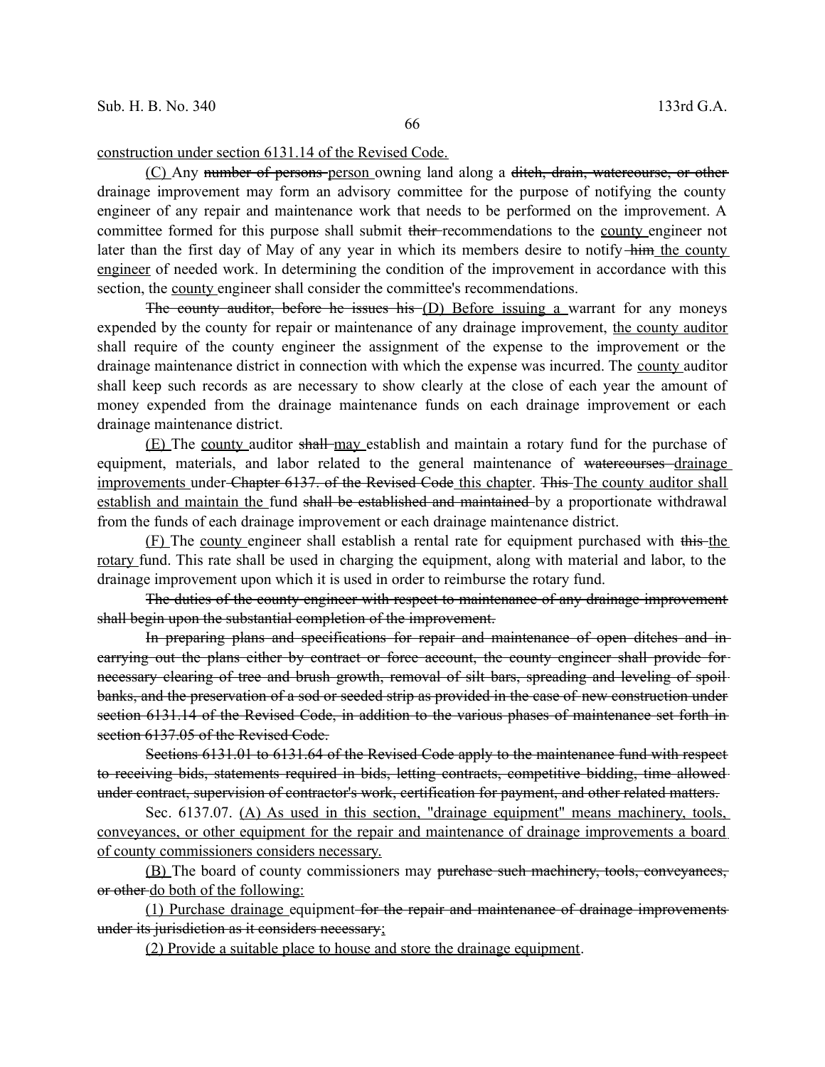construction under section 6131.14 of the Revised Code.

(C) Any number of persons person owning land along a ditch, drain, watercourse, or other drainage improvement may form an advisory committee for the purpose of notifying the county engineer of any repair and maintenance work that needs to be performed on the improvement. A committee formed for this purpose shall submit their recommendations to the county engineer not later than the first day of May of any year in which its members desire to notify him the county engineer of needed work. In determining the condition of the improvement in accordance with this section, the county engineer shall consider the committee's recommendations.

The county auditor, before he issues his (D) Before issuing a warrant for any moneys expended by the county for repair or maintenance of any drainage improvement, the county auditor shall require of the county engineer the assignment of the expense to the improvement or the drainage maintenance district in connection with which the expense was incurred. The county auditor shall keep such records as are necessary to show clearly at the close of each year the amount of money expended from the drainage maintenance funds on each drainage improvement or each drainage maintenance district.

(E) The county auditor shall may establish and maintain a rotary fund for the purchase of equipment, materials, and labor related to the general maintenance of watercourses drainage improvements under Chapter 6137. of the Revised Code this chapter. This The county auditor shall establish and maintain the fund shall be established and maintained by a proportionate withdrawal from the funds of each drainage improvement or each drainage maintenance district.

(F) The county engineer shall establish a rental rate for equipment purchased with this the rotary fund. This rate shall be used in charging the equipment, along with material and labor, to the drainage improvement upon which it is used in order to reimburse the rotary fund.

The duties of the county engineer with respect to maintenance of any drainage improvement shall begin upon the substantial completion of the improvement.

In preparing plans and specifications for repair and maintenance of open ditches and in carrying out the plans either by contract or force account, the county engineer shall provide for necessary clearing of tree and brush growth, removal of silt bars, spreading and leveling of spoil banks, and the preservation of a sod or seeded strip as provided in the case of new construction under section 6131.14 of the Revised Code, in addition to the various phases of maintenance set forth in section 6137.05 of the Revised Code.

Sections 6131.01 to 6131.64 of the Revised Code apply to the maintenance fund with respect to receiving bids, statements required in bids, letting contracts, competitive bidding, time allowed under contract, supervision of contractor's work, certification for payment, and other related matters.

Sec. 6137.07. (A) As used in this section, "drainage equipment" means machinery, tools, conveyances, or other equipment for the repair and maintenance of drainage improvements a board of county commissioners considers necessary.

(B) The board of county commissioners may purchase such machinery, tools, conveyances, or other do both of the following:

(1) Purchase drainage equipment for the repair and maintenance of drainage improvements under its jurisdiction as it considers necessary;

(2) Provide a suitable place to house and store the drainage equipment.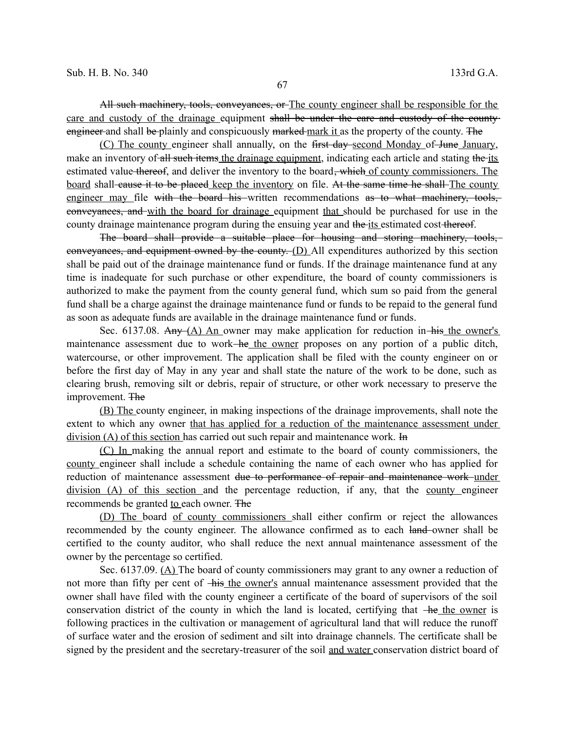~~All such machinery, tools, conveyances, or~~ <u>The county engineer shall be responsible for the care and custody of the drainage</u> equipment ~~shall be under the care and custody of the county engineer~~ and shall ~~be~~ plainly and conspicuously ~~marked~~ <u>mark it</u> as the property of the county. ~~The~~

<u>(C) The county</u> engineer shall annually, on the ~~first day~~ <u>second Monday</u> of ~~June~~ <u>January</u>, make an inventory of ~~all such items~~ <u>the drainage equipment</u>, indicating each article and stating ~~the~~ <u>its</u> estimated value ~~thereof~~, and deliver the inventory to the board~~, which~~ <u>of county commissioners. The board</u> shall ~~cause it to be placed~~ <u>keep the inventory</u> on file. ~~At the same time he shall~~ <u>The county engineer may</u> file ~~with the board his~~ written recommendations ~~as to what machinery, tools, conveyances, and~~ <u>with the board for drainage</u> equipment <u>that</u> should be purchased for use in the county drainage maintenance program during the ensuing year and ~~the~~ <u>its</u> estimated cost ~~thereof~~.

~~The board shall provide a suitable place for housing and storing machinery, tools, conveyances, and equipment owned by the county.~~ <u>(D)</u> All expenditures authorized by this section shall be paid out of the drainage maintenance fund or funds. If the drainage maintenance fund at any time is inadequate for such purchase or other expenditure, the board of county commissioners is authorized to make the payment from the county general fund, which sum so paid from the general fund shall be a charge against the drainage maintenance fund or funds to be repaid to the general fund as soon as adequate funds are available in the drainage maintenance fund or funds.

Sec. 6137.08. ~~Any~~ <u>(A) An</u> owner may make application for reduction in ~~his~~ <u>the owner's</u> maintenance assessment due to work ~~he~~ <u>the owner</u> proposes on any portion of a public ditch, watercourse, or other improvement. The application shall be filed with the county engineer on or before the first day of May in any year and shall state the nature of the work to be done, such as clearing brush, removing silt or debris, repair of structure, or other work necessary to preserve the improvement. ~~The~~

<u>(B) The</u> county engineer, in making inspections of the drainage improvements, shall note the extent to which any owner <u>that has applied for a reduction of the maintenance assessment under division (A) of this section</u> has carried out such repair and maintenance work. ~~In~~

<u>(C) In</u> making the annual report and estimate to the board of county commissioners, the <u>county</u> engineer shall include a schedule containing the name of each owner who has applied for reduction of maintenance assessment ~~due to performance of repair and maintenance work~~ <u>under division (A) of this section</u> and the percentage reduction, if any, that the <u>county</u> engineer recommends be granted <u>to</u> each owner. ~~The~~

<u>(D) The</u> board <u>of county commissioners</u> shall either confirm or reject the allowances recommended by the county engineer. The allowance confirmed as to each ~~land~~ owner shall be certified to the county auditor, who shall reduce the next annual maintenance assessment of the owner by the percentage so certified.

Sec. 6137.09. <u>(A)</u> The board of county commissioners may grant to any owner a reduction of not more than fifty per cent of ~~his~~ <u>the owner's</u> annual maintenance assessment provided that the owner shall have filed with the county engineer a certificate of the board of supervisors of the soil conservation district of the county in which the land is located, certifying that ~~he~~ <u>the owner</u> is following practices in the cultivation or management of agricultural land that will reduce the runoff of surface water and the erosion of sediment and silt into drainage channels. The certificate shall be signed by the president and the secretary-treasurer of the soil <u>and water</u> conservation district board of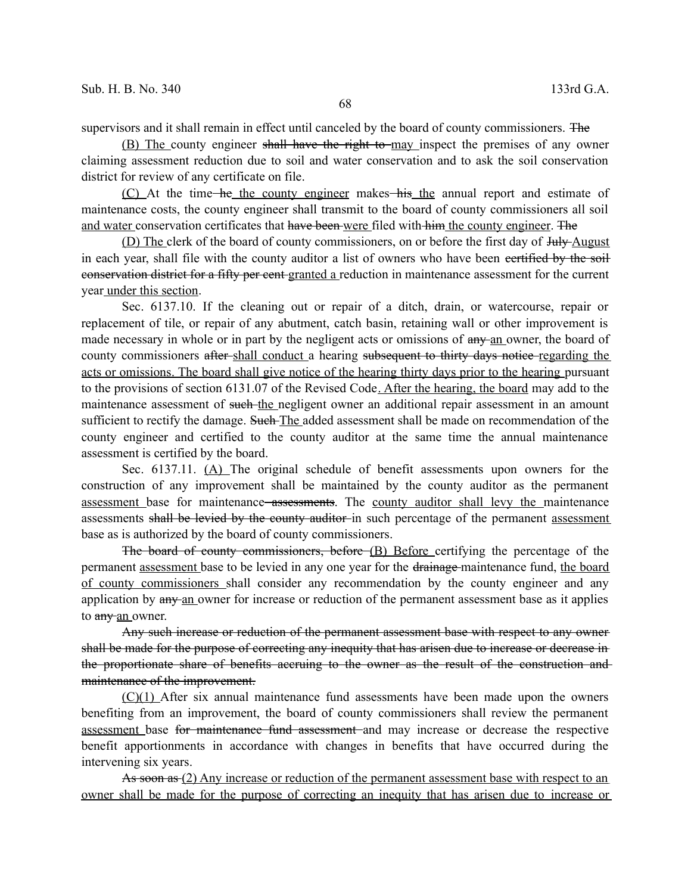supervisors and it shall remain in effect until canceled by the board of county commissioners. ~~The~~

<u>(B) The</u> county engineer ~~shall have the right to~~ <u>may</u> inspect the premises of any owner claiming assessment reduction due to soil and water conservation and to ask the soil conservation district for review of any certificate on file.

<u>(C)</u> At the time ~~he~~ <u>the county engineer</u> makes ~~his~~ <u>the</u> annual report and estimate of maintenance costs, the county engineer shall transmit to the board of county commissioners all soil <u>and water</u> conservation certificates that ~~have been~~ <u>were</u> filed with ~~him~~ <u>the county engineer</u>. ~~The~~

<u>(D) The</u> clerk of the board of county commissioners, on or before the first day of ~~July~~ <u>August</u> in each year, shall file with the county auditor a list of owners who have been ~~certified by the soil conservation district for a fifty per cent~~ <u>granted a</u> reduction in maintenance assessment for the current year <u>under this section</u>.

Sec. 6137.10. If the cleaning out or repair of a ditch, drain, or watercourse, repair or replacement of tile, or repair of any abutment, catch basin, retaining wall or other improvement is made necessary in whole or in part by the negligent acts or omissions of ~~any~~ <u>an</u> owner, the board of county commissioners ~~after~~ <u>shall conduct</u> a hearing ~~subsequent to thirty days notice~~ <u>regarding the acts or omissions. The board shall give notice of the hearing thirty days prior to the hearing</u> pursuant to the provisions of section 6131.07 of the Revised Code<u>. After the hearing, the board</u> may add to the maintenance assessment of ~~such~~ <u>the</u> negligent owner an additional repair assessment in an amount sufficient to rectify the damage. ~~Such~~ <u>The</u> added assessment shall be made on recommendation of the county engineer and certified to the county auditor at the same time the annual maintenance assessment is certified by the board.

Sec. 6137.11. <u>(A)</u> The original schedule of benefit assessments upon owners for the construction of any improvement shall be maintained by the county auditor as the permanent <u>assessment</u> base for maintenance ~~assessments~~. The <u>county auditor shall levy the</u> maintenance assessments ~~shall be levied by the county auditor~~ in such percentage of the permanent <u>assessment</u> base as is authorized by the board of county commissioners.

~~The board of county commissioners, before~~ <u>(B) Before</u> certifying the percentage of the permanent <u>assessment</u> base to be levied in any one year for the ~~drainage~~ maintenance fund, <u>the board of county commissioners</u> shall consider any recommendation by the county engineer and any application by ~~any~~ <u>an</u> owner for increase or reduction of the permanent assessment base as it applies to ~~any~~ <u>an</u> owner.

~~Any such increase or reduction of the permanent assessment base with respect to any owner shall be made for the purpose of correcting any inequity that has arisen due to increase or decrease in the proportionate share of benefits accruing to the owner as the result of the construction and maintenance of the improvement.~~

<u>(C)(1)</u> After six annual maintenance fund assessments have been made upon the owners benefiting from an improvement, the board of county commissioners shall review the permanent <u>assessment</u> base ~~for maintenance fund assessment~~ and may increase or decrease the respective benefit apportionments in accordance with changes in benefits that have occurred during the intervening six years.

~~As soon as~~ <u>(2) Any increase or reduction of the permanent assessment base with respect to an owner shall be made for the purpose of correcting an inequity that has arisen due to increase or</u>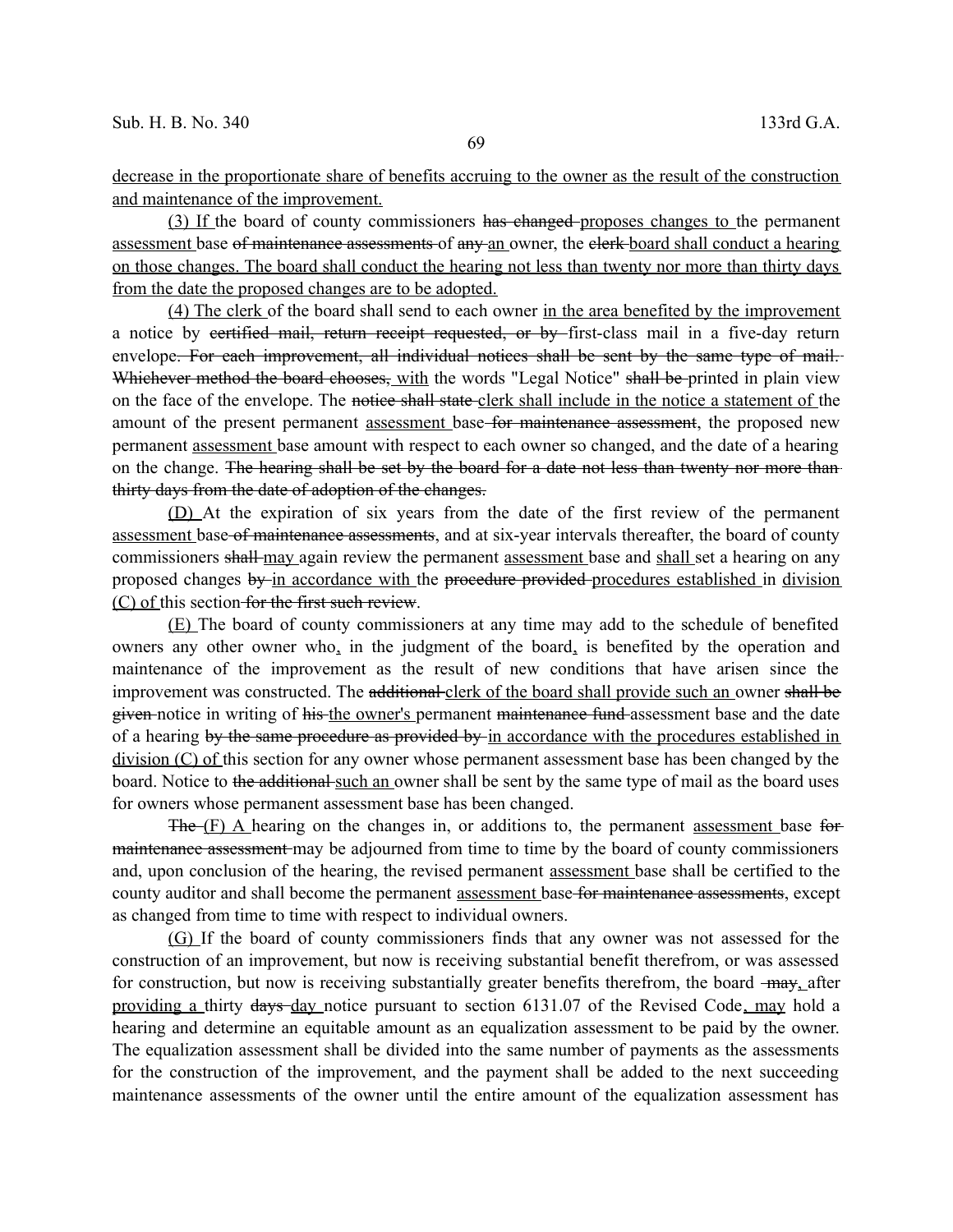<u>decrease in the proportionate share of benefits accruing to the owner as the result of the construction and maintenance of the improvement.</u>

<u>(3) If</u> the board of county commissioners ~~has changed~~ <u>proposes changes to</u> the permanent <u>assessment</u> base ~~of maintenance assessments~~ of ~~any~~ <u>an</u> owner, the ~~clerk~~ <u>board shall conduct a hearing on those changes. The board shall conduct the hearing not less than twenty nor more than thirty days from the date the proposed changes are to be adopted.</u>

<u>(4) The clerk</u> of the board shall send to each owner <u>in the area benefited by the improvement</u> a notice by ~~certified mail, return receipt requested, or by~~ first-class mail in a five-day return envelope~~. For each improvement, all individual notices shall be sent by the same type of mail. Whichever method the board chooses,~~ <u>with</u> the words "Legal Notice" ~~shall be~~ printed in plain view on the face of the envelope. The ~~notice shall state~~ <u>clerk shall include in the notice a statement of</u> the amount of the present permanent <u>assessment</u> base ~~for maintenance assessment~~, the proposed new permanent <u>assessment</u> base amount with respect to each owner so changed, and the date of a hearing on the change. ~~The hearing shall be set by the board for a date not less than twenty nor more than thirty days from the date of adoption of the changes.~~

<u>(D)</u> At the expiration of six years from the date of the first review of the permanent <u>assessment</u> base ~~of maintenance assessments~~, and at six-year intervals thereafter, the board of county commissioners ~~shall~~ <u>may</u> again review the permanent <u>assessment</u> base and <u>shall</u> set a hearing on any proposed changes ~~by~~ <u>in accordance with</u> the ~~procedure provided~~ <u>procedures established</u> in <u>division (C) of</u> this section ~~for the first such review~~.

<u>(E)</u> The board of county commissioners at any time may add to the schedule of benefited owners any other owner who<u>,</u> in the judgment of the board<u>,</u> is benefited by the operation and maintenance of the improvement as the result of new conditions that have arisen since the improvement was constructed. The ~~additional~~ <u>clerk of the board shall provide such an</u> owner ~~shall be given~~ notice in writing of ~~his~~ <u>the owner's</u> permanent ~~maintenance fund~~ assessment base and the date of a hearing ~~by the same procedure as provided by~~ <u>in accordance with the procedures established in division (C) of</u> this section for any owner whose permanent assessment base has been changed by the board. Notice to ~~the additional~~ <u>such an</u> owner shall be sent by the same type of mail as the board uses for owners whose permanent assessment base has been changed.

~~The~~ <u>(F) A</u> hearing on the changes in, or additions to, the permanent <u>assessment</u> base ~~for maintenance assessment~~ may be adjourned from time to time by the board of county commissioners and, upon conclusion of the hearing, the revised permanent <u>assessment</u> base shall be certified to the county auditor and shall become the permanent <u>assessment</u> base ~~for maintenance assessments~~, except as changed from time to time with respect to individual owners.

<u>(G)</u> If the board of county commissioners finds that any owner was not assessed for the construction of an improvement, but now is receiving substantial benefit therefrom, or was assessed for construction, but now is receiving substantially greater benefits therefrom, the board ~~may,~~ after <u>providing a</u> thirty ~~days~~ <u>day</u> notice pursuant to section 6131.07 of the Revised Code<u>, may</u> hold a hearing and determine an equitable amount as an equalization assessment to be paid by the owner. The equalization assessment shall be divided into the same number of payments as the assessments for the construction of the improvement, and the payment shall be added to the next succeeding maintenance assessments of the owner until the entire amount of the equalization assessment has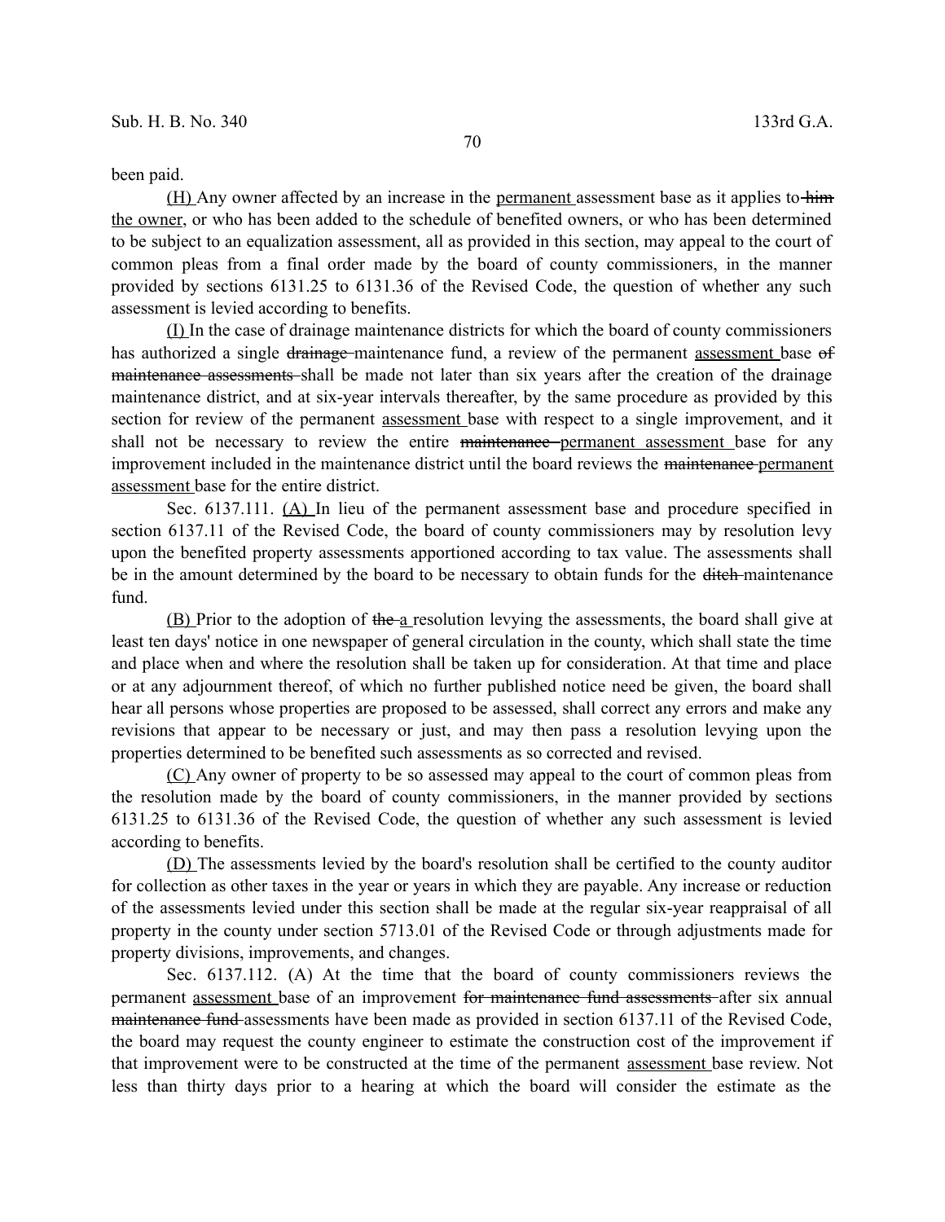been paid.

(H) Any owner affected by an increase in the permanent assessment base as it applies to him the owner, or who has been added to the schedule of benefited owners, or who has been determined to be subject to an equalization assessment, all as provided in this section, may appeal to the court of common pleas from a final order made by the board of county commissioners, in the manner provided by sections 6131.25 to 6131.36 of the Revised Code, the question of whether any such assessment is levied according to benefits.

(I) In the case of drainage maintenance districts for which the board of county commissioners has authorized a single drainage maintenance fund, a review of the permanent assessment base of maintenance assessments shall be made not later than six years after the creation of the drainage maintenance district, and at six-year intervals thereafter, by the same procedure as provided by this section for review of the permanent assessment base with respect to a single improvement, and it shall not be necessary to review the entire maintenance permanent assessment base for any improvement included in the maintenance district until the board reviews the maintenance permanent assessment base for the entire district.

Sec. 6137.111. (A) In lieu of the permanent assessment base and procedure specified in section 6137.11 of the Revised Code, the board of county commissioners may by resolution levy upon the benefited property assessments apportioned according to tax value. The assessments shall be in the amount determined by the board to be necessary to obtain funds for the ditch maintenance fund.

(B) Prior to the adoption of the a resolution levying the assessments, the board shall give at least ten days' notice in one newspaper of general circulation in the county, which shall state the time and place when and where the resolution shall be taken up for consideration. At that time and place or at any adjournment thereof, of which no further published notice need be given, the board shall hear all persons whose properties are proposed to be assessed, shall correct any errors and make any revisions that appear to be necessary or just, and may then pass a resolution levying upon the properties determined to be benefited such assessments as so corrected and revised.

(C) Any owner of property to be so assessed may appeal to the court of common pleas from the resolution made by the board of county commissioners, in the manner provided by sections 6131.25 to 6131.36 of the Revised Code, the question of whether any such assessment is levied according to benefits.

(D) The assessments levied by the board's resolution shall be certified to the county auditor for collection as other taxes in the year or years in which they are payable. Any increase or reduction of the assessments levied under this section shall be made at the regular six-year reappraisal of all property in the county under section 5713.01 of the Revised Code or through adjustments made for property divisions, improvements, and changes.

Sec. 6137.112. (A) At the time that the board of county commissioners reviews the permanent assessment base of an improvement for maintenance fund assessments after six annual maintenance fund assessments have been made as provided in section 6137.11 of the Revised Code, the board may request the county engineer to estimate the construction cost of the improvement if that improvement were to be constructed at the time of the permanent assessment base review. Not less than thirty days prior to a hearing at which the board will consider the estimate as the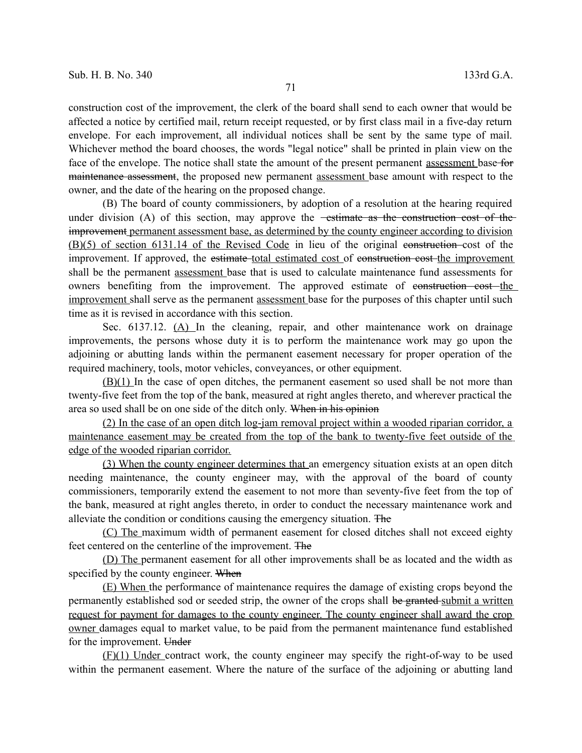construction cost of the improvement, the clerk of the board shall send to each owner that would be affected a notice by certified mail, return receipt requested, or by first class mail in a five-day return envelope. For each improvement, all individual notices shall be sent by the same type of mail. Whichever method the board chooses, the words "legal notice" shall be printed in plain view on the face of the envelope. The notice shall state the amount of the present permanent assessment base for maintenance assessment, the proposed new permanent assessment base amount with respect to the owner, and the date of the hearing on the proposed change.

(B) The board of county commissioners, by adoption of a resolution at the hearing required under division (A) of this section, may approve the estimate as the construction cost of the improvement permanent assessment base, as determined by the county engineer according to division (B)(5) of section 6131.14 of the Revised Code in lieu of the original construction cost of the improvement. If approved, the estimate total estimated cost of construction cost the improvement shall be the permanent assessment base that is used to calculate maintenance fund assessments for owners benefiting from the improvement. The approved estimate of construction cost the improvement shall serve as the permanent assessment base for the purposes of this chapter until such time as it is revised in accordance with this section.

Sec. 6137.12. (A) In the cleaning, repair, and other maintenance work on drainage improvements, the persons whose duty it is to perform the maintenance work may go upon the adjoining or abutting lands within the permanent easement necessary for proper operation of the required machinery, tools, motor vehicles, conveyances, or other equipment.

(B)(1) In the case of open ditches, the permanent easement so used shall be not more than twenty-five feet from the top of the bank, measured at right angles thereto, and wherever practical the area so used shall be on one side of the ditch only. When in his opinion

(2) In the case of an open ditch log-jam removal project within a wooded riparian corridor, a maintenance easement may be created from the top of the bank to twenty-five feet outside of the edge of the wooded riparian corridor.

(3) When the county engineer determines that an emergency situation exists at an open ditch needing maintenance, the county engineer may, with the approval of the board of county commissioners, temporarily extend the easement to not more than seventy-five feet from the top of the bank, measured at right angles thereto, in order to conduct the necessary maintenance work and alleviate the condition or conditions causing the emergency situation. The

(C) The maximum width of permanent easement for closed ditches shall not exceed eighty feet centered on the centerline of the improvement. The

(D) The permanent easement for all other improvements shall be as located and the width as specified by the county engineer. When

(E) When the performance of maintenance requires the damage of existing crops beyond the permanently established sod or seeded strip, the owner of the crops shall be granted submit a written request for payment for damages to the county engineer. The county engineer shall award the crop owner damages equal to market value, to be paid from the permanent maintenance fund established for the improvement. Under

(F)(1) Under contract work, the county engineer may specify the right-of-way to be used within the permanent easement. Where the nature of the surface of the adjoining or abutting land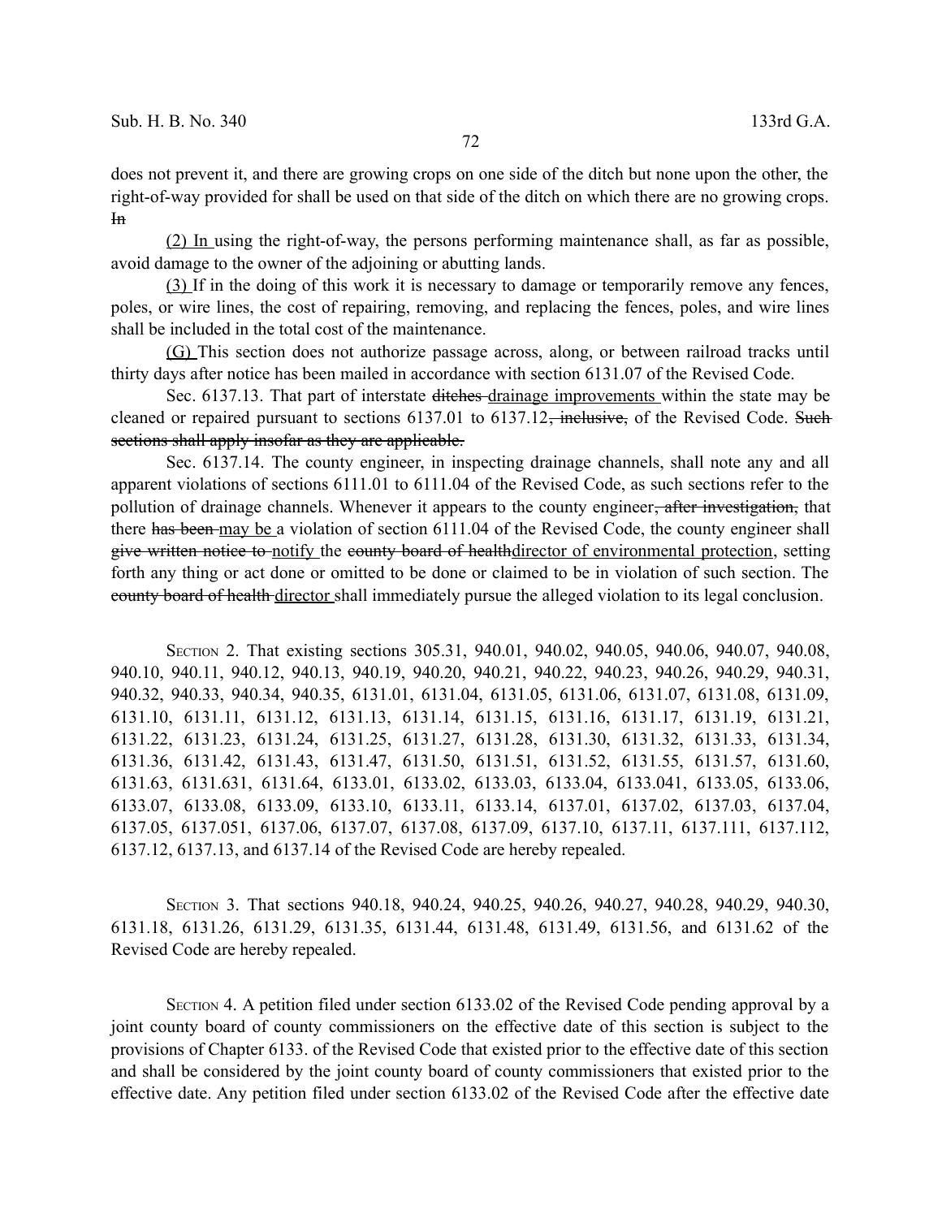does not prevent it, and there are growing crops on one side of the ditch but none upon the other, the right-of-way provided for shall be used on that side of the ditch on which there are no growing crops. ~~In~~

(2) In using the right-of-way, the persons performing maintenance shall, as far as possible, avoid damage to the owner of the adjoining or abutting lands.

(3) If in the doing of this work it is necessary to damage or temporarily remove any fences, poles, or wire lines, the cost of repairing, removing, and replacing the fences, poles, and wire lines shall be included in the total cost of the maintenance.

(G) This section does not authorize passage across, along, or between railroad tracks until thirty days after notice has been mailed in accordance with section 6131.07 of the Revised Code.

Sec. 6137.13. That part of interstate ~~ditches~~ drainage improvements within the state may be cleaned or repaired pursuant to sections 6137.01 to 6137.12~~, inclusive,~~ of the Revised Code. ~~Such sections shall apply insofar as they are applicable.~~

Sec. 6137.14. The county engineer, in inspecting drainage channels, shall note any and all apparent violations of sections 6111.01 to 6111.04 of the Revised Code, as such sections refer to the pollution of drainage channels. Whenever it appears to the county engineer~~, after investigation,~~ that there ~~has been~~ may be a violation of section 6111.04 of the Revised Code, the county engineer shall ~~give written notice to~~ notify the ~~county board of health~~director of environmental protection, setting forth any thing or act done or omitted to be done or claimed to be in violation of such section. The ~~county board of health~~ director shall immediately pursue the alleged violation to its legal conclusion.

SECTION 2. That existing sections 305.31, 940.01, 940.02, 940.05, 940.06, 940.07, 940.08, 940.10, 940.11, 940.12, 940.13, 940.19, 940.20, 940.21, 940.22, 940.23, 940.26, 940.29, 940.31, 940.32, 940.33, 940.34, 940.35, 6131.01, 6131.04, 6131.05, 6131.06, 6131.07, 6131.08, 6131.09, 6131.10, 6131.11, 6131.12, 6131.13, 6131.14, 6131.15, 6131.16, 6131.17, 6131.19, 6131.21, 6131.22, 6131.23, 6131.24, 6131.25, 6131.27, 6131.28, 6131.30, 6131.32, 6131.33, 6131.34, 6131.36, 6131.42, 6131.43, 6131.47, 6131.50, 6131.51, 6131.52, 6131.55, 6131.57, 6131.60, 6131.63, 6131.631, 6131.64, 6133.01, 6133.02, 6133.03, 6133.04, 6133.041, 6133.05, 6133.06, 6133.07, 6133.08, 6133.09, 6133.10, 6133.11, 6133.14, 6137.01, 6137.02, 6137.03, 6137.04, 6137.05, 6137.051, 6137.06, 6137.07, 6137.08, 6137.09, 6137.10, 6137.11, 6137.111, 6137.112, 6137.12, 6137.13, and 6137.14 of the Revised Code are hereby repealed.

SECTION 3. That sections 940.18, 940.24, 940.25, 940.26, 940.27, 940.28, 940.29, 940.30, 6131.18, 6131.26, 6131.29, 6131.35, 6131.44, 6131.48, 6131.49, 6131.56, and 6131.62 of the Revised Code are hereby repealed.

SECTION 4. A petition filed under section 6133.02 of the Revised Code pending approval by a joint county board of county commissioners on the effective date of this section is subject to the provisions of Chapter 6133. of the Revised Code that existed prior to the effective date of this section and shall be considered by the joint county board of county commissioners that existed prior to the effective date. Any petition filed under section 6133.02 of the Revised Code after the effective date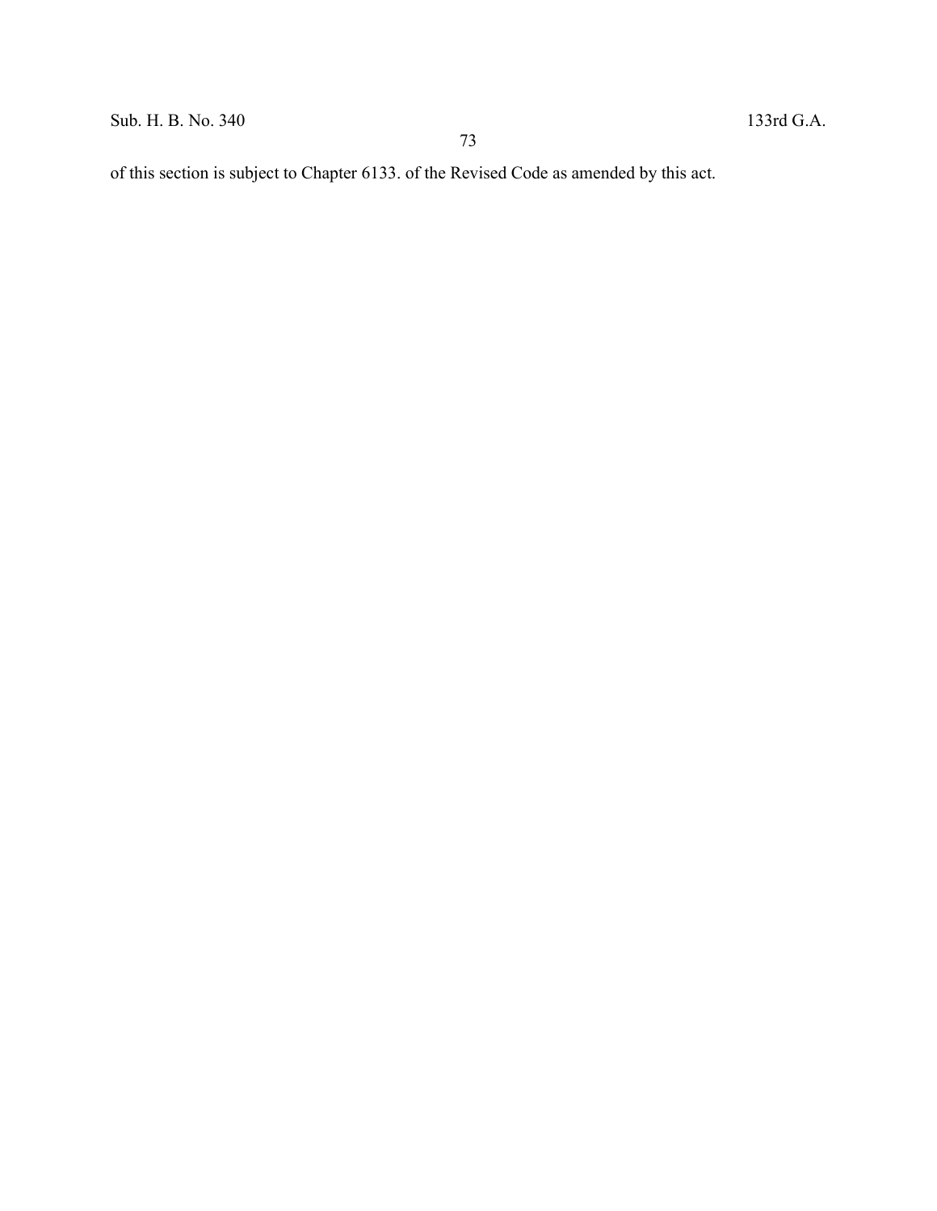of this section is subject to Chapter 6133. of the Revised Code as amended by this act.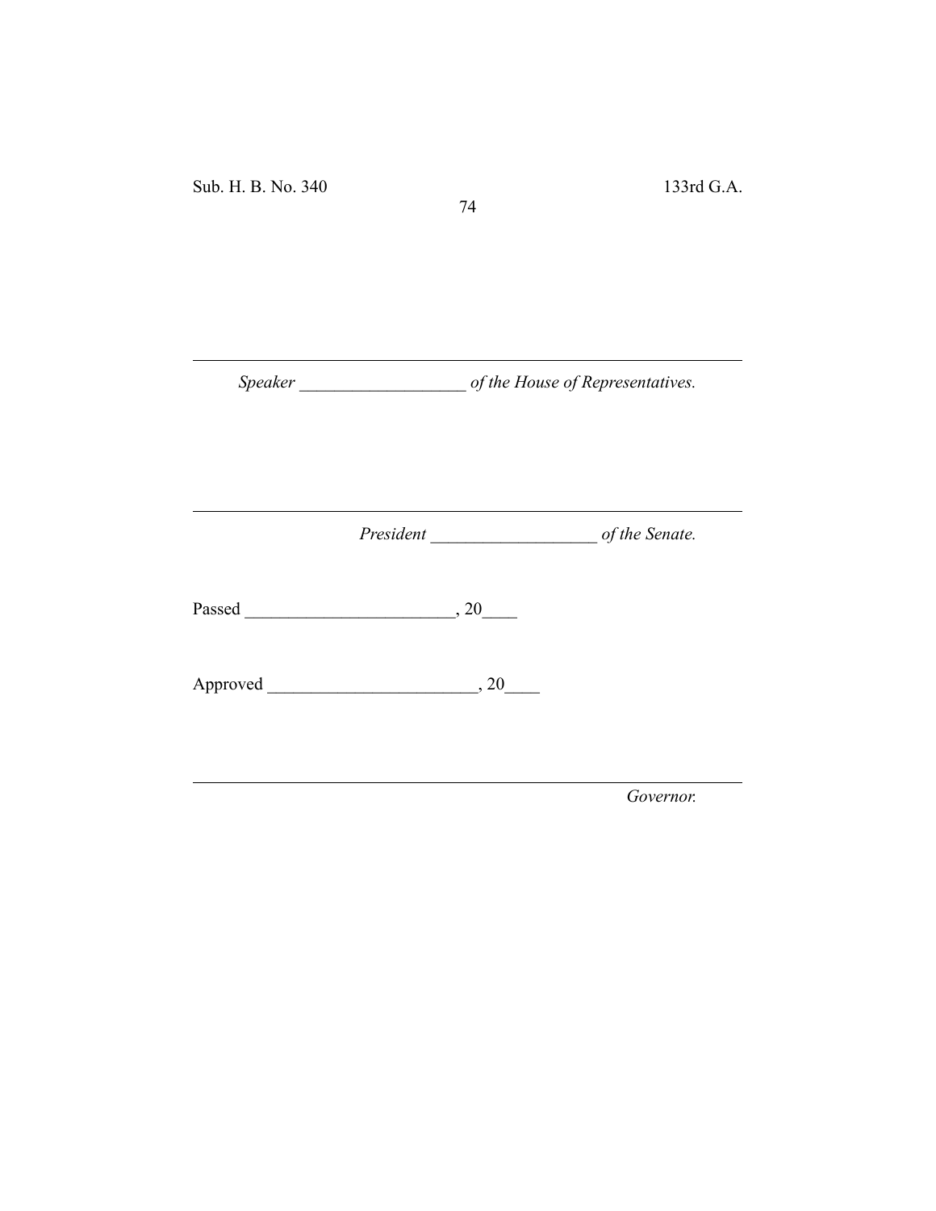_______________________________________________________________

*Speaker* ___________________ *of the House of Representatives.*

_______________________________________________________________

*President* ___________________ *of the Senate.*

Passed ________________________, 20____

Approved ________________________, 20____

_______________________________________________________________

*Governor.*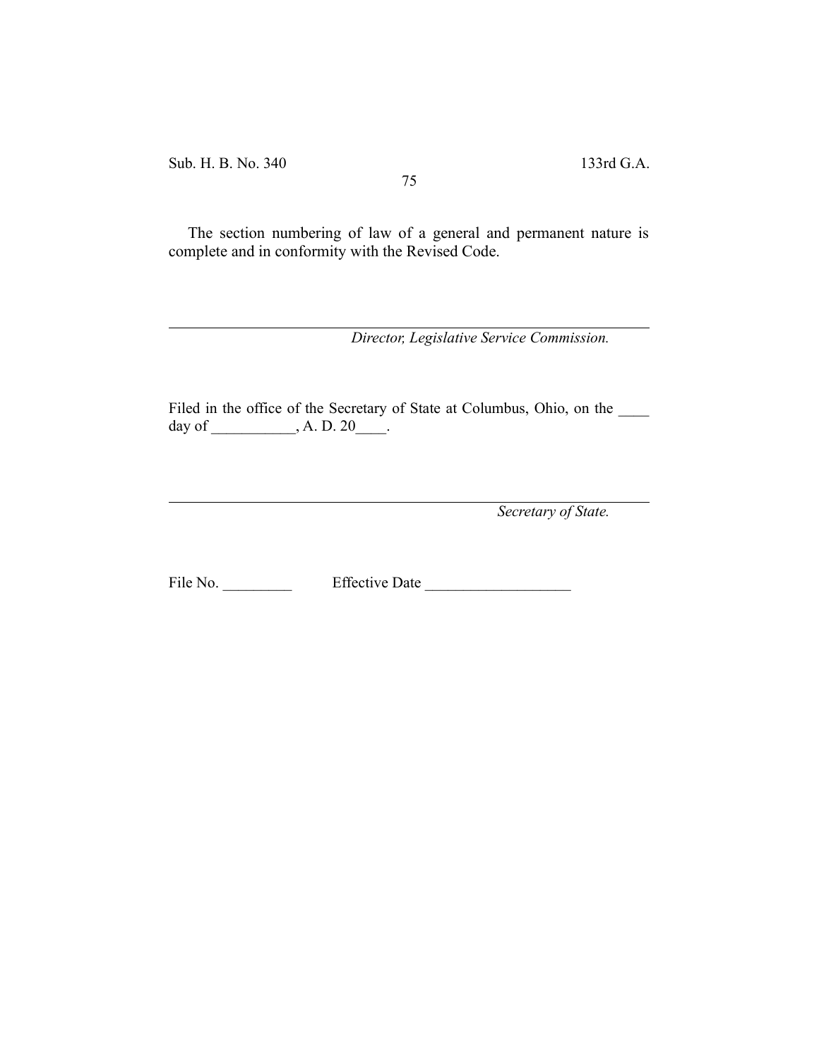The section numbering of law of a general and permanent nature is complete and in conformity with the Revised Code.

______________________________________

*Director, Legislative Service Commission.*

Filed in the office of the Secretary of State at Columbus, Ohio, on the ____ day of ___________, A. D. 20____.

______________________________________

*Secretary of State.*

File No. _________ Effective Date ___________________